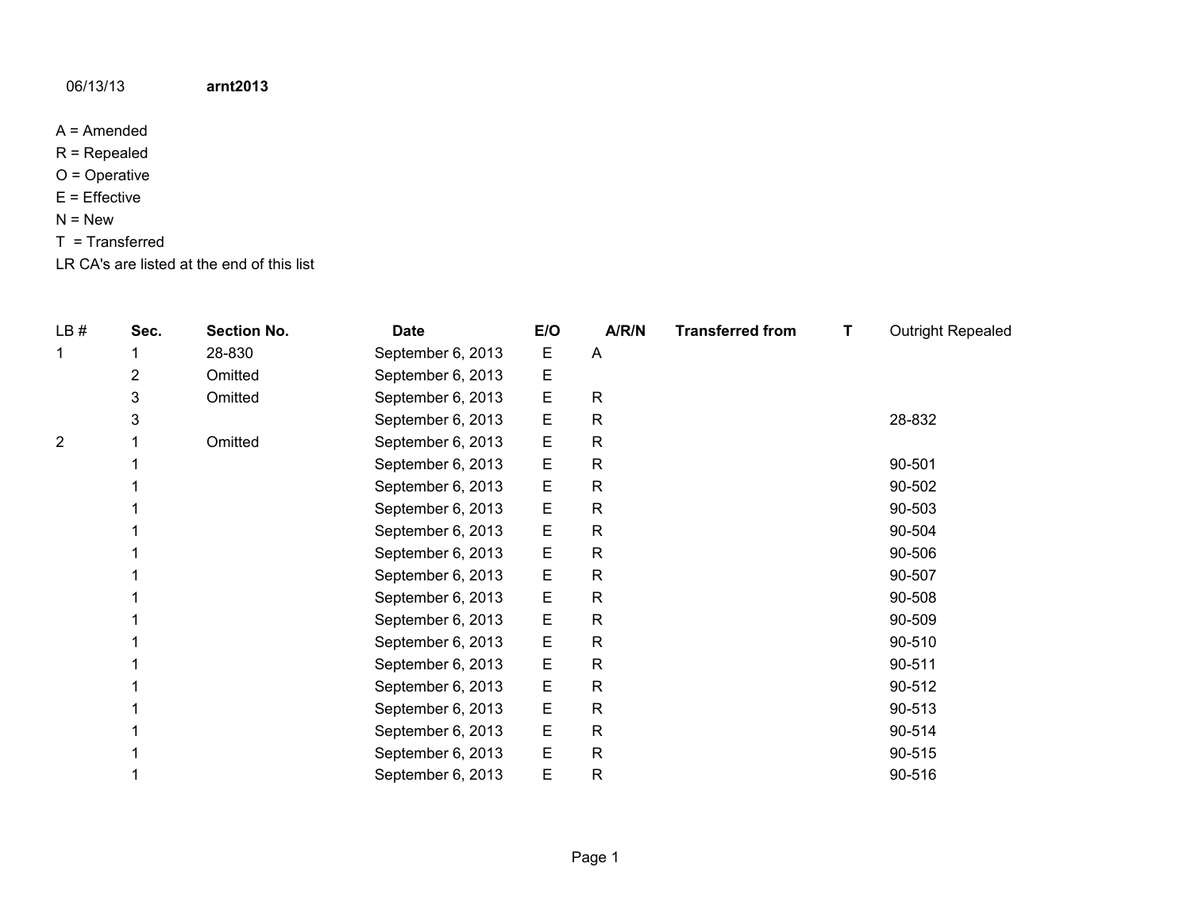06/13/13 **arnt2013**

A = Amended
R = Repealed
O = Operative
E = Effective
N = New
T = Transferred
LR CA's are listed at the end of this list

| LB # | Sec. | Section No. | Date | E/O | A/R/N | Transferred from | T | Outright Repealed |
|---|---|---|---|---|---|---|---|---|
| 1 | 1 | 28-830 | September 6, 2013 | E | A | | | |
| | 2 | Omitted | September 6, 2013 | E | | | | |
| | 3 | Omitted | September 6, 2013 | E | R | | | |
| | 3 | | September 6, 2013 | E | R | | | 28-832 |
| 2 | 1 | Omitted | September 6, 2013 | E | R | | | |
| | 1 | | September 6, 2013 | E | R | | | 90-501 |
| | 1 | | September 6, 2013 | E | R | | | 90-502 |
| | 1 | | September 6, 2013 | E | R | | | 90-503 |
| | 1 | | September 6, 2013 | E | R | | | 90-504 |
| | 1 | | September 6, 2013 | E | R | | | 90-506 |
| | 1 | | September 6, 2013 | E | R | | | 90-507 |
| | 1 | | September 6, 2013 | E | R | | | 90-508 |
| | 1 | | September 6, 2013 | E | R | | | 90-509 |
| | 1 | | September 6, 2013 | E | R | | | 90-510 |
| | 1 | | September 6, 2013 | E | R | | | 90-511 |
| | 1 | | September 6, 2013 | E | R | | | 90-512 |
| | 1 | | September 6, 2013 | E | R | | | 90-513 |
| | 1 | | September 6, 2013 | E | R | | | 90-514 |
| | 1 | | September 6, 2013 | E | R | | | 90-515 |
| | 1 | | September 6, 2013 | E | R | | | 90-516 |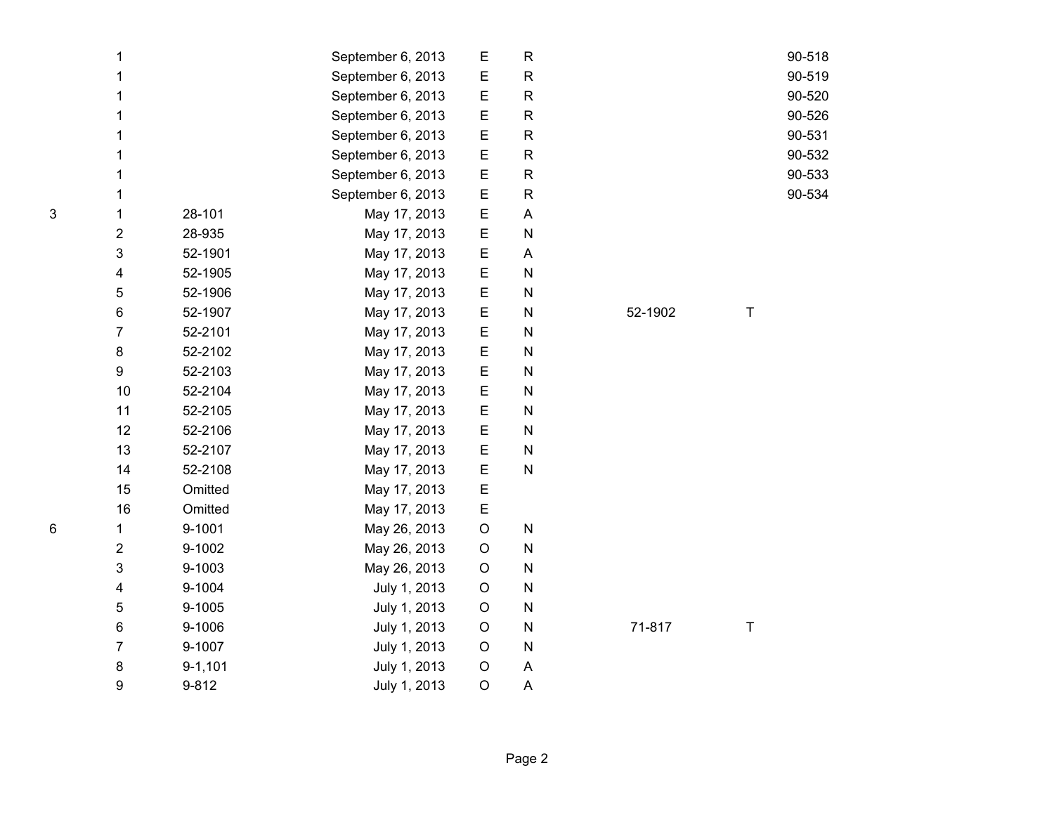| | | | | | | | | |
|---|---|---|---|---|---|---|---|---|
| | 1 | | September 6, 2013 | E | R | | | 90-518 |
| | 1 | | September 6, 2013 | E | R | | | 90-519 |
| | 1 | | September 6, 2013 | E | R | | | 90-520 |
| | 1 | | September 6, 2013 | E | R | | | 90-526 |
| | 1 | | September 6, 2013 | E | R | | | 90-531 |
| | 1 | | September 6, 2013 | E | R | | | 90-532 |
| | 1 | | September 6, 2013 | E | R | | | 90-533 |
| | 1 | | September 6, 2013 | E | R | | | 90-534 |
| 3 | 1 | 28-101 | May 17, 2013 | E | A | | | |
| | 2 | 28-935 | May 17, 2013 | E | N | | | |
| | 3 | 52-1901 | May 17, 2013 | E | A | | | |
| | 4 | 52-1905 | May 17, 2013 | E | N | | | |
| | 5 | 52-1906 | May 17, 2013 | E | N | | | |
| | 6 | 52-1907 | May 17, 2013 | E | N | 52-1902 | T | |
| | 7 | 52-2101 | May 17, 2013 | E | N | | | |
| | 8 | 52-2102 | May 17, 2013 | E | N | | | |
| | 9 | 52-2103 | May 17, 2013 | E | N | | | |
| | 10 | 52-2104 | May 17, 2013 | E | N | | | |
| | 11 | 52-2105 | May 17, 2013 | E | N | | | |
| | 12 | 52-2106 | May 17, 2013 | E | N | | | |
| | 13 | 52-2107 | May 17, 2013 | E | N | | | |
| | 14 | 52-2108 | May 17, 2013 | E | N | | | |
| | 15 | Omitted | May 17, 2013 | E | | | | |
| | 16 | Omitted | May 17, 2013 | E | | | | |
| 6 | 1 | 9-1001 | May 26, 2013 | O | N | | | |
| | 2 | 9-1002 | May 26, 2013 | O | N | | | |
| | 3 | 9-1003 | May 26, 2013 | O | N | | | |
| | 4 | 9-1004 | July 1, 2013 | O | N | | | |
| | 5 | 9-1005 | July 1, 2013 | O | N | | | |
| | 6 | 9-1006 | July 1, 2013 | O | N | 71-817 | T | |
| | 7 | 9-1007 | July 1, 2013 | O | N | | | |
| | 8 | 9-1,101 | July 1, 2013 | O | A | | | |
| | 9 | 9-812 | July 1, 2013 | O | A | | | |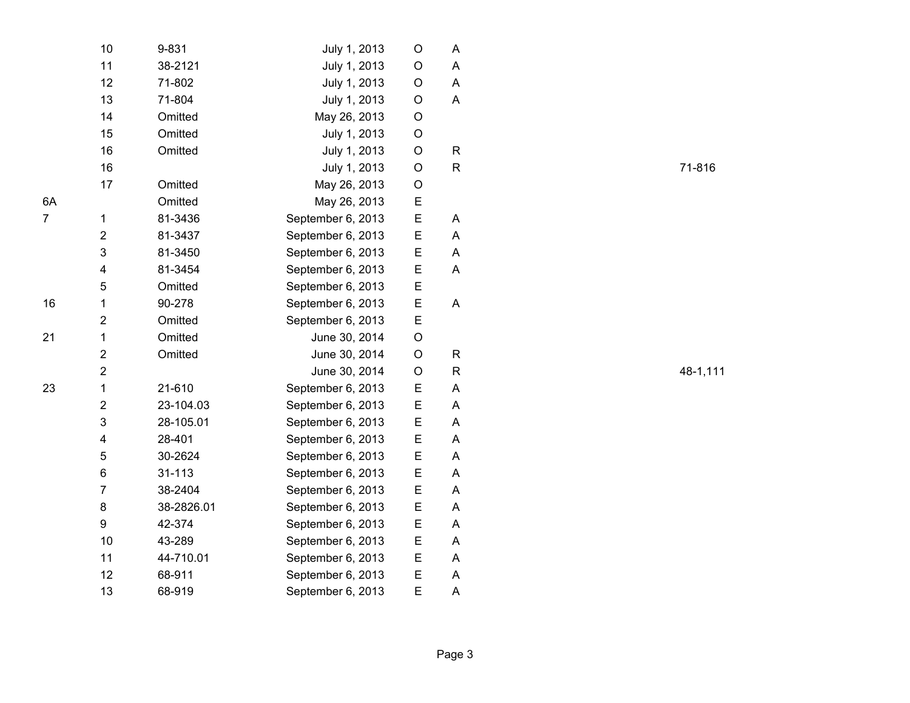| | | | | | | |
|---|---|---|---|---|---|---|
| | 10 | 9-831 | July 1, 2013 | O | A | |
| | 11 | 38-2121 | July 1, 2013 | O | A | |
| | 12 | 71-802 | July 1, 2013 | O | A | |
| | 13 | 71-804 | July 1, 2013 | O | A | |
| | 14 | Omitted | May 26, 2013 | O | | |
| | 15 | Omitted | July 1, 2013 | O | | |
| | 16 | Omitted | July 1, 2013 | O | R | |
| | 16 | | July 1, 2013 | O | R | 71-816 |
| | 17 | Omitted | May 26, 2013 | O | | |
| 6A | | Omitted | May 26, 2013 | E | | |
| 7 | 1 | 81-3436 | September 6, 2013 | E | A | |
| | 2 | 81-3437 | September 6, 2013 | E | A | |
| | 3 | 81-3450 | September 6, 2013 | E | A | |
| | 4 | 81-3454 | September 6, 2013 | E | A | |
| | 5 | Omitted | September 6, 2013 | E | | |
| 16 | 1 | 90-278 | September 6, 2013 | E | A | |
| | 2 | Omitted | September 6, 2013 | E | | |
| 21 | 1 | Omitted | June 30, 2014 | O | | |
| | 2 | Omitted | June 30, 2014 | O | R | |
| | 2 | | June 30, 2014 | O | R | 48-1,111 |
| 23 | 1 | 21-610 | September 6, 2013 | E | A | |
| | 2 | 23-104.03 | September 6, 2013 | E | A | |
| | 3 | 28-105.01 | September 6, 2013 | E | A | |
| | 4 | 28-401 | September 6, 2013 | E | A | |
| | 5 | 30-2624 | September 6, 2013 | E | A | |
| | 6 | 31-113 | September 6, 2013 | E | A | |
| | 7 | 38-2404 | September 6, 2013 | E | A | |
| | 8 | 38-2826.01 | September 6, 2013 | E | A | |
| | 9 | 42-374 | September 6, 2013 | E | A | |
| | 10 | 43-289 | September 6, 2013 | E | A | |
| | 11 | 44-710.01 | September 6, 2013 | E | A | |
| | 12 | 68-911 | September 6, 2013 | E | A | |
| | 13 | 68-919 | September 6, 2013 | E | A | |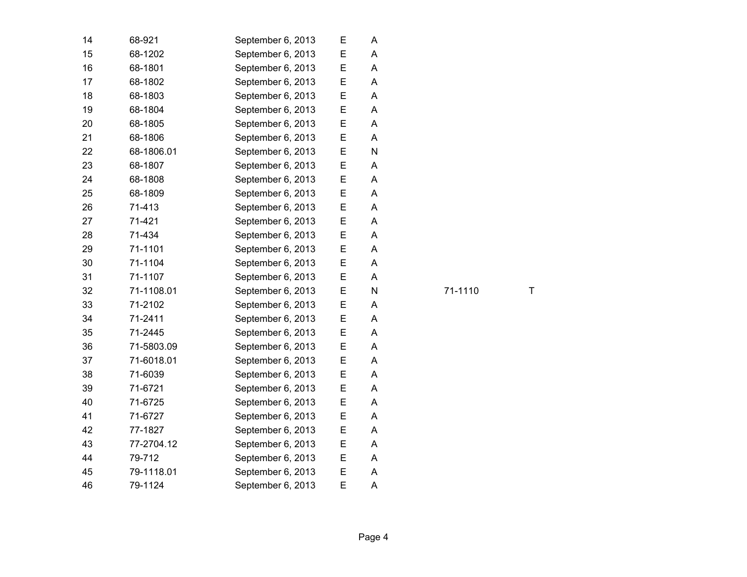| | | | | | | |
|---|---|---|---|---|---|---|
| 14 | 68-921 | September 6, 2013 | E | A | | |
| 15 | 68-1202 | September 6, 2013 | E | A | | |
| 16 | 68-1801 | September 6, 2013 | E | A | | |
| 17 | 68-1802 | September 6, 2013 | E | A | | |
| 18 | 68-1803 | September 6, 2013 | E | A | | |
| 19 | 68-1804 | September 6, 2013 | E | A | | |
| 20 | 68-1805 | September 6, 2013 | E | A | | |
| 21 | 68-1806 | September 6, 2013 | E | A | | |
| 22 | 68-1806.01 | September 6, 2013 | E | N | | |
| 23 | 68-1807 | September 6, 2013 | E | A | | |
| 24 | 68-1808 | September 6, 2013 | E | A | | |
| 25 | 68-1809 | September 6, 2013 | E | A | | |
| 26 | 71-413 | September 6, 2013 | E | A | | |
| 27 | 71-421 | September 6, 2013 | E | A | | |
| 28 | 71-434 | September 6, 2013 | E | A | | |
| 29 | 71-1101 | September 6, 2013 | E | A | | |
| 30 | 71-1104 | September 6, 2013 | E | A | | |
| 31 | 71-1107 | September 6, 2013 | E | A | | |
| 32 | 71-1108.01 | September 6, 2013 | E | N | 71-1110 | T |
| 33 | 71-2102 | September 6, 2013 | E | A | | |
| 34 | 71-2411 | September 6, 2013 | E | A | | |
| 35 | 71-2445 | September 6, 2013 | E | A | | |
| 36 | 71-5803.09 | September 6, 2013 | E | A | | |
| 37 | 71-6018.01 | September 6, 2013 | E | A | | |
| 38 | 71-6039 | September 6, 2013 | E | A | | |
| 39 | 71-6721 | September 6, 2013 | E | A | | |
| 40 | 71-6725 | September 6, 2013 | E | A | | |
| 41 | 71-6727 | September 6, 2013 | E | A | | |
| 42 | 77-1827 | September 6, 2013 | E | A | | |
| 43 | 77-2704.12 | September 6, 2013 | E | A | | |
| 44 | 79-712 | September 6, 2013 | E | A | | |
| 45 | 79-1118.01 | September 6, 2013 | E | A | | |
| 46 | 79-1124 | September 6, 2013 | E | A | | |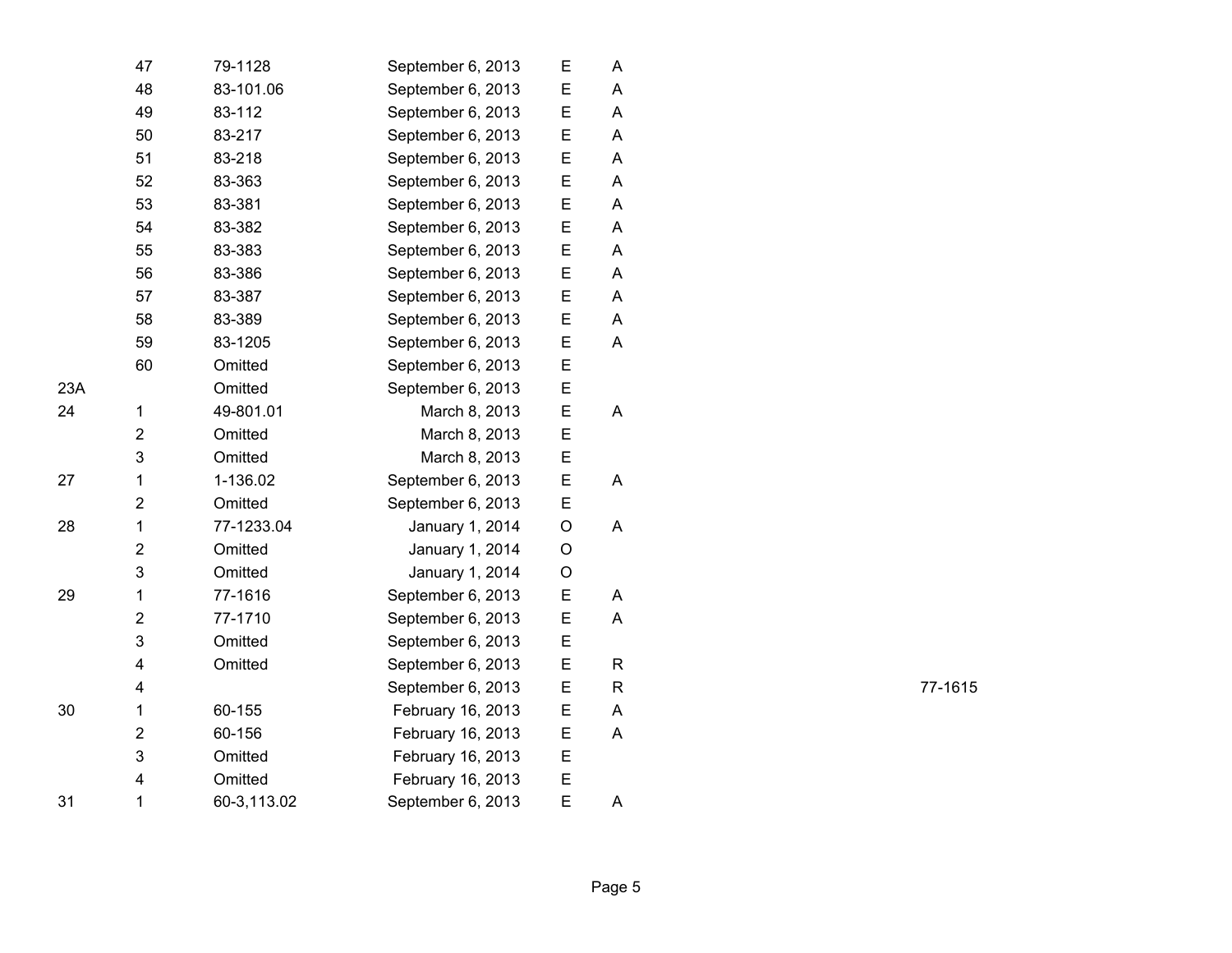| | | | | | | |
|---|---|---|---|---|---|---|
| | 47 | 79-1128 | September 6, 2013 | E | A | |
| | 48 | 83-101.06 | September 6, 2013 | E | A | |
| | 49 | 83-112 | September 6, 2013 | E | A | |
| | 50 | 83-217 | September 6, 2013 | E | A | |
| | 51 | 83-218 | September 6, 2013 | E | A | |
| | 52 | 83-363 | September 6, 2013 | E | A | |
| | 53 | 83-381 | September 6, 2013 | E | A | |
| | 54 | 83-382 | September 6, 2013 | E | A | |
| | 55 | 83-383 | September 6, 2013 | E | A | |
| | 56 | 83-386 | September 6, 2013 | E | A | |
| | 57 | 83-387 | September 6, 2013 | E | A | |
| | 58 | 83-389 | September 6, 2013 | E | A | |
| | 59 | 83-1205 | September 6, 2013 | E | A | |
| | 60 | Omitted | September 6, 2013 | E | | |
| 23A | | Omitted | September 6, 2013 | E | | |
| 24 | 1 | 49-801.01 | March 8, 2013 | E | A | |
| | 2 | Omitted | March 8, 2013 | E | | |
| | 3 | Omitted | March 8, 2013 | E | | |
| 27 | 1 | 1-136.02 | September 6, 2013 | E | A | |
| | 2 | Omitted | September 6, 2013 | E | | |
| 28 | 1 | 77-1233.04 | January 1, 2014 | O | A | |
| | 2 | Omitted | January 1, 2014 | O | | |
| | 3 | Omitted | January 1, 2014 | O | | |
| 29 | 1 | 77-1616 | September 6, 2013 | E | A | |
| | 2 | 77-1710 | September 6, 2013 | E | A | |
| | 3 | Omitted | September 6, 2013 | E | | |
| | 4 | Omitted | September 6, 2013 | E | R | |
| | 4 | | September 6, 2013 | E | R | 77-1615 |
| 30 | 1 | 60-155 | February 16, 2013 | E | A | |
| | 2 | 60-156 | February 16, 2013 | E | A | |
| | 3 | Omitted | February 16, 2013 | E | | |
| | 4 | Omitted | February 16, 2013 | E | | |
| 31 | 1 | 60-3,113.02 | September 6, 2013 | E | A | |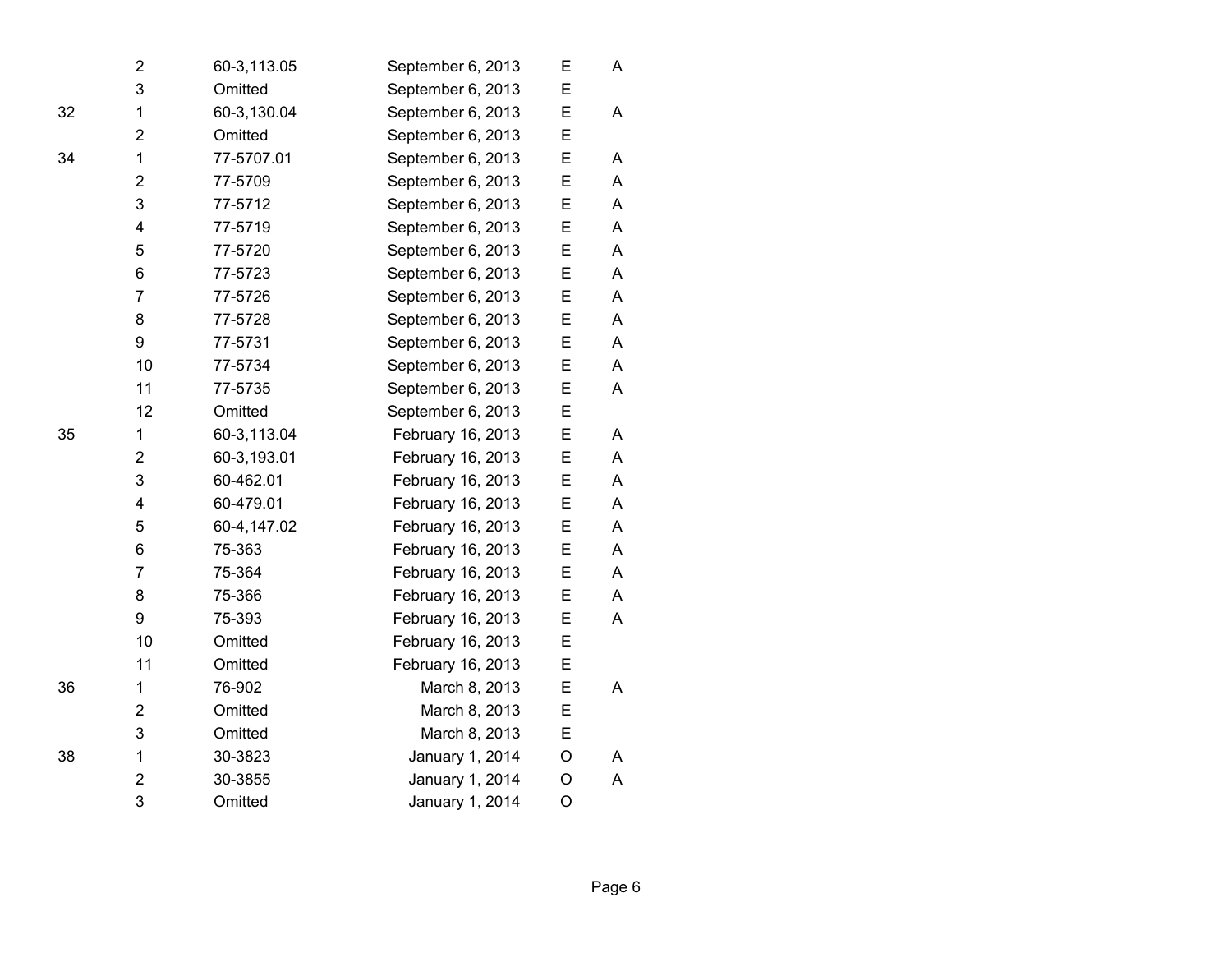| | | | | | |
|---|---|---|---|---|---|
| | 2 | 60-3,113.05 | September 6, 2013 | E | A |
| | 3 | Omitted | September 6, 2013 | E | |
| 32 | 1 | 60-3,130.04 | September 6, 2013 | E | A |
| | 2 | Omitted | September 6, 2013 | E | |
| 34 | 1 | 77-5707.01 | September 6, 2013 | E | A |
| | 2 | 77-5709 | September 6, 2013 | E | A |
| | 3 | 77-5712 | September 6, 2013 | E | A |
| | 4 | 77-5719 | September 6, 2013 | E | A |
| | 5 | 77-5720 | September 6, 2013 | E | A |
| | 6 | 77-5723 | September 6, 2013 | E | A |
| | 7 | 77-5726 | September 6, 2013 | E | A |
| | 8 | 77-5728 | September 6, 2013 | E | A |
| | 9 | 77-5731 | September 6, 2013 | E | A |
| | 10 | 77-5734 | September 6, 2013 | E | A |
| | 11 | 77-5735 | September 6, 2013 | E | A |
| | 12 | Omitted | September 6, 2013 | E | |
| 35 | 1 | 60-3,113.04 | February 16, 2013 | E | A |
| | 2 | 60-3,193.01 | February 16, 2013 | E | A |
| | 3 | 60-462.01 | February 16, 2013 | E | A |
| | 4 | 60-479.01 | February 16, 2013 | E | A |
| | 5 | 60-4,147.02 | February 16, 2013 | E | A |
| | 6 | 75-363 | February 16, 2013 | E | A |
| | 7 | 75-364 | February 16, 2013 | E | A |
| | 8 | 75-366 | February 16, 2013 | E | A |
| | 9 | 75-393 | February 16, 2013 | E | A |
| | 10 | Omitted | February 16, 2013 | E | |
| | 11 | Omitted | February 16, 2013 | E | |
| 36 | 1 | 76-902 | March 8, 2013 | E | A |
| | 2 | Omitted | March 8, 2013 | E | |
| | 3 | Omitted | March 8, 2013 | E | |
| 38 | 1 | 30-3823 | January 1, 2014 | O | A |
| | 2 | 30-3855 | January 1, 2014 | O | A |
| | 3 | Omitted | January 1, 2014 | O | |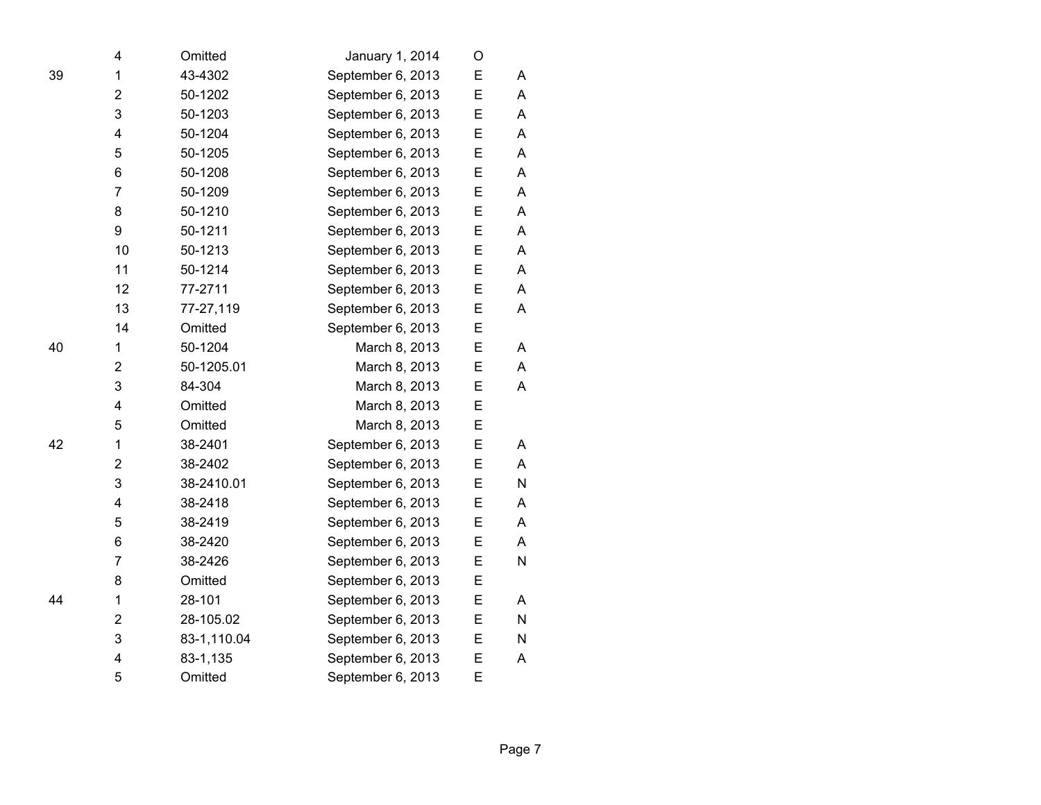| | | | | | |
|---|---|---|---|---|---|
| | 4 | Omitted | January 1, 2014 | O | |
| 39 | 1 | 43-4302 | September 6, 2013 | E | A |
| | 2 | 50-1202 | September 6, 2013 | E | A |
| | 3 | 50-1203 | September 6, 2013 | E | A |
| | 4 | 50-1204 | September 6, 2013 | E | A |
| | 5 | 50-1205 | September 6, 2013 | E | A |
| | 6 | 50-1208 | September 6, 2013 | E | A |
| | 7 | 50-1209 | September 6, 2013 | E | A |
| | 8 | 50-1210 | September 6, 2013 | E | A |
| | 9 | 50-1211 | September 6, 2013 | E | A |
| | 10 | 50-1213 | September 6, 2013 | E | A |
| | 11 | 50-1214 | September 6, 2013 | E | A |
| | 12 | 77-2711 | September 6, 2013 | E | A |
| | 13 | 77-27,119 | September 6, 2013 | E | A |
| | 14 | Omitted | September 6, 2013 | E | |
| 40 | 1 | 50-1204 | March 8, 2013 | E | A |
| | 2 | 50-1205.01 | March 8, 2013 | E | A |
| | 3 | 84-304 | March 8, 2013 | E | A |
| | 4 | Omitted | March 8, 2013 | E | |
| | 5 | Omitted | March 8, 2013 | E | |
| 42 | 1 | 38-2401 | September 6, 2013 | E | A |
| | 2 | 38-2402 | September 6, 2013 | E | A |
| | 3 | 38-2410.01 | September 6, 2013 | E | N |
| | 4 | 38-2418 | September 6, 2013 | E | A |
| | 5 | 38-2419 | September 6, 2013 | E | A |
| | 6 | 38-2420 | September 6, 2013 | E | A |
| | 7 | 38-2426 | September 6, 2013 | E | N |
| | 8 | Omitted | September 6, 2013 | E | |
| 44 | 1 | 28-101 | September 6, 2013 | E | A |
| | 2 | 28-105.02 | September 6, 2013 | E | N |
| | 3 | 83-1,110.04 | September 6, 2013 | E | N |
| | 4 | 83-1,135 | September 6, 2013 | E | A |
| | 5 | Omitted | September 6, 2013 | E | |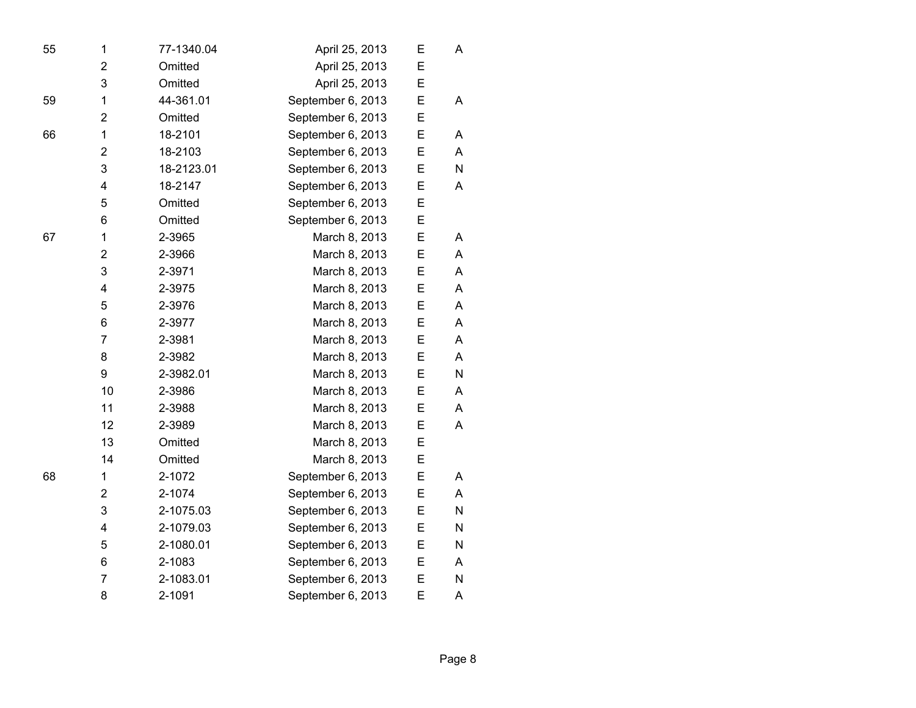| | | | | | |
|---|---|---|---|---|---|
| 55 | 1 | 77-1340.04 | April 25, 2013 | E | A |
| | 2 | Omitted | April 25, 2013 | E | |
| | 3 | Omitted | April 25, 2013 | E | |
| 59 | 1 | 44-361.01 | September 6, 2013 | E | A |
| | 2 | Omitted | September 6, 2013 | E | |
| 66 | 1 | 18-2101 | September 6, 2013 | E | A |
| | 2 | 18-2103 | September 6, 2013 | E | A |
| | 3 | 18-2123.01 | September 6, 2013 | E | N |
| | 4 | 18-2147 | September 6, 2013 | E | A |
| | 5 | Omitted | September 6, 2013 | E | |
| | 6 | Omitted | September 6, 2013 | E | |
| 67 | 1 | 2-3965 | March 8, 2013 | E | A |
| | 2 | 2-3966 | March 8, 2013 | E | A |
| | 3 | 2-3971 | March 8, 2013 | E | A |
| | 4 | 2-3975 | March 8, 2013 | E | A |
| | 5 | 2-3976 | March 8, 2013 | E | A |
| | 6 | 2-3977 | March 8, 2013 | E | A |
| | 7 | 2-3981 | March 8, 2013 | E | A |
| | 8 | 2-3982 | March 8, 2013 | E | A |
| | 9 | 2-3982.01 | March 8, 2013 | E | N |
| | 10 | 2-3986 | March 8, 2013 | E | A |
| | 11 | 2-3988 | March 8, 2013 | E | A |
| | 12 | 2-3989 | March 8, 2013 | E | A |
| | 13 | Omitted | March 8, 2013 | E | |
| | 14 | Omitted | March 8, 2013 | E | |
| 68 | 1 | 2-1072 | September 6, 2013 | E | A |
| | 2 | 2-1074 | September 6, 2013 | E | A |
| | 3 | 2-1075.03 | September 6, 2013 | E | N |
| | 4 | 2-1079.03 | September 6, 2013 | E | N |
| | 5 | 2-1080.01 | September 6, 2013 | E | N |
| | 6 | 2-1083 | September 6, 2013 | E | A |
| | 7 | 2-1083.01 | September 6, 2013 | E | N |
| | 8 | 2-1091 | September 6, 2013 | E | A |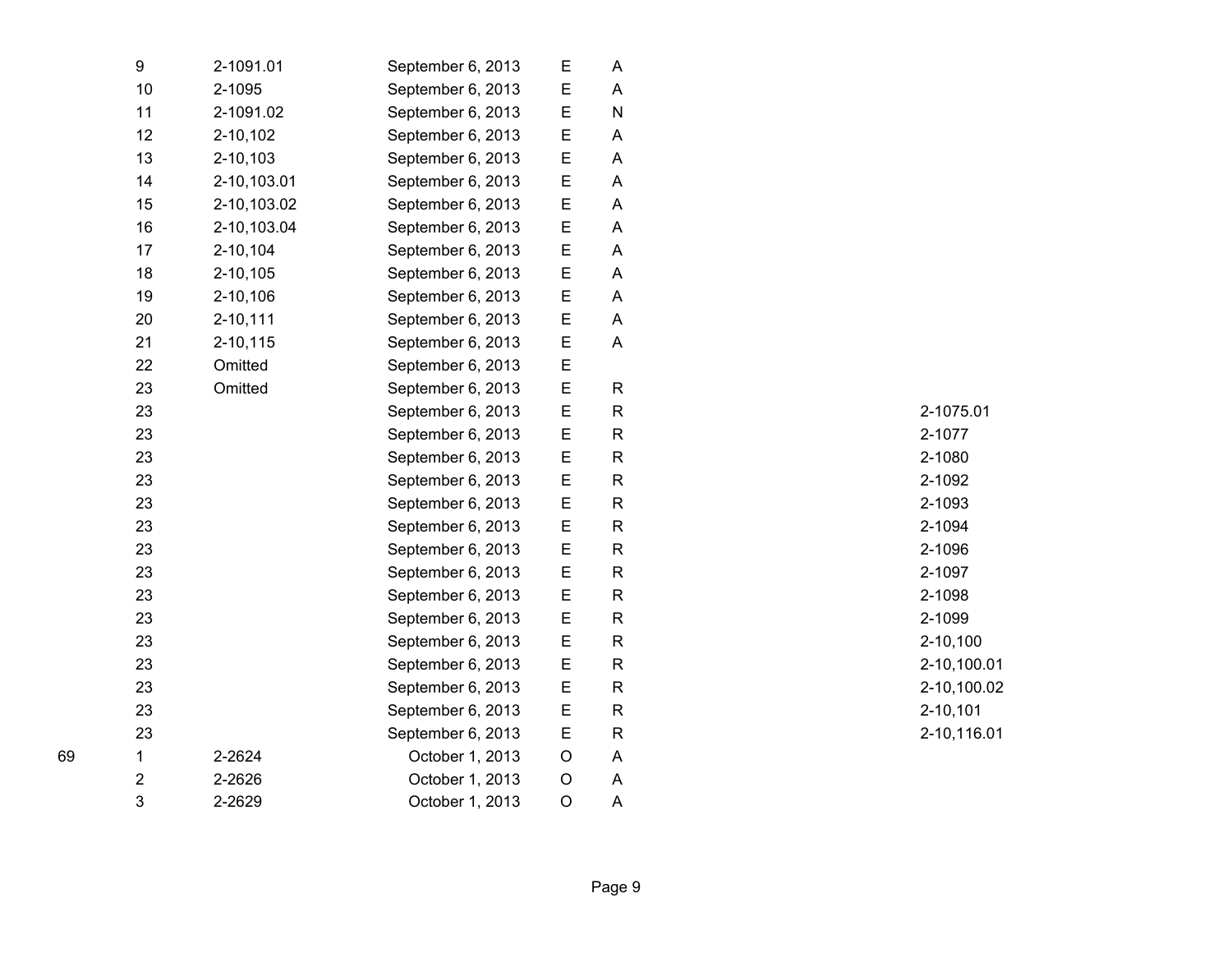| | | | | | | |
|---|---|---|---|---|---|---|
| | 9 | 2-1091.01 | September 6, 2013 | E | A | |
| | 10 | 2-1095 | September 6, 2013 | E | A | |
| | 11 | 2-1091.02 | September 6, 2013 | E | N | |
| | 12 | 2-10,102 | September 6, 2013 | E | A | |
| | 13 | 2-10,103 | September 6, 2013 | E | A | |
| | 14 | 2-10,103.01 | September 6, 2013 | E | A | |
| | 15 | 2-10,103.02 | September 6, 2013 | E | A | |
| | 16 | 2-10,103.04 | September 6, 2013 | E | A | |
| | 17 | 2-10,104 | September 6, 2013 | E | A | |
| | 18 | 2-10,105 | September 6, 2013 | E | A | |
| | 19 | 2-10,106 | September 6, 2013 | E | A | |
| | 20 | 2-10,111 | September 6, 2013 | E | A | |
| | 21 | 2-10,115 | September 6, 2013 | E | A | |
| | 22 | Omitted | September 6, 2013 | E | | |
| | 23 | Omitted | September 6, 2013 | E | R | |
| | 23 | | September 6, 2013 | E | R | 2-1075.01 |
| | 23 | | September 6, 2013 | E | R | 2-1077 |
| | 23 | | September 6, 2013 | E | R | 2-1080 |
| | 23 | | September 6, 2013 | E | R | 2-1092 |
| | 23 | | September 6, 2013 | E | R | 2-1093 |
| | 23 | | September 6, 2013 | E | R | 2-1094 |
| | 23 | | September 6, 2013 | E | R | 2-1096 |
| | 23 | | September 6, 2013 | E | R | 2-1097 |
| | 23 | | September 6, 2013 | E | R | 2-1098 |
| | 23 | | September 6, 2013 | E | R | 2-1099 |
| | 23 | | September 6, 2013 | E | R | 2-10,100 |
| | 23 | | September 6, 2013 | E | R | 2-10,100.01 |
| | 23 | | September 6, 2013 | E | R | 2-10,100.02 |
| | 23 | | September 6, 2013 | E | R | 2-10,101 |
| | 23 | | September 6, 2013 | E | R | 2-10,116.01 |
| 69 | 1 | 2-2624 | October 1, 2013 | O | A | |
| | 2 | 2-2626 | October 1, 2013 | O | A | |
| | 3 | 2-2629 | October 1, 2013 | O | A | |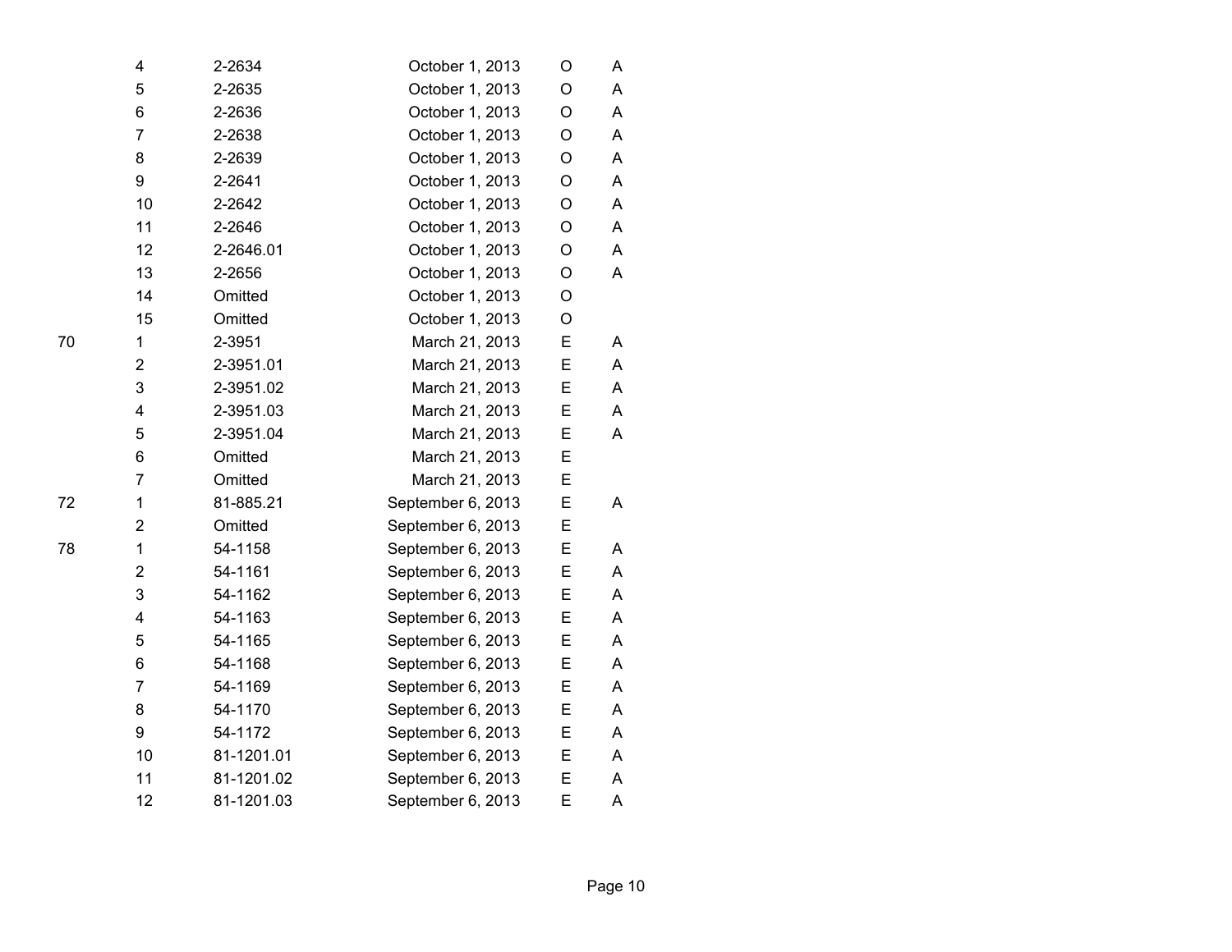| | | | | | |
|---|---|---|---|---|---|
| | 4 | 2-2634 | October 1, 2013 | O | A |
| | 5 | 2-2635 | October 1, 2013 | O | A |
| | 6 | 2-2636 | October 1, 2013 | O | A |
| | 7 | 2-2638 | October 1, 2013 | O | A |
| | 8 | 2-2639 | October 1, 2013 | O | A |
| | 9 | 2-2641 | October 1, 2013 | O | A |
| | 10 | 2-2642 | October 1, 2013 | O | A |
| | 11 | 2-2646 | October 1, 2013 | O | A |
| | 12 | 2-2646.01 | October 1, 2013 | O | A |
| | 13 | 2-2656 | October 1, 2013 | O | A |
| | 14 | Omitted | October 1, 2013 | O | |
| | 15 | Omitted | October 1, 2013 | O | |
| 70 | 1 | 2-3951 | March 21, 2013 | E | A |
| | 2 | 2-3951.01 | March 21, 2013 | E | A |
| | 3 | 2-3951.02 | March 21, 2013 | E | A |
| | 4 | 2-3951.03 | March 21, 2013 | E | A |
| | 5 | 2-3951.04 | March 21, 2013 | E | A |
| | 6 | Omitted | March 21, 2013 | E | |
| | 7 | Omitted | March 21, 2013 | E | |
| 72 | 1 | 81-885.21 | September 6, 2013 | E | A |
| | 2 | Omitted | September 6, 2013 | E | |
| 78 | 1 | 54-1158 | September 6, 2013 | E | A |
| | 2 | 54-1161 | September 6, 2013 | E | A |
| | 3 | 54-1162 | September 6, 2013 | E | A |
| | 4 | 54-1163 | September 6, 2013 | E | A |
| | 5 | 54-1165 | September 6, 2013 | E | A |
| | 6 | 54-1168 | September 6, 2013 | E | A |
| | 7 | 54-1169 | September 6, 2013 | E | A |
| | 8 | 54-1170 | September 6, 2013 | E | A |
| | 9 | 54-1172 | September 6, 2013 | E | A |
| | 10 | 81-1201.01 | September 6, 2013 | E | A |
| | 11 | 81-1201.02 | September 6, 2013 | E | A |
| | 12 | 81-1201.03 | September 6, 2013 | E | A |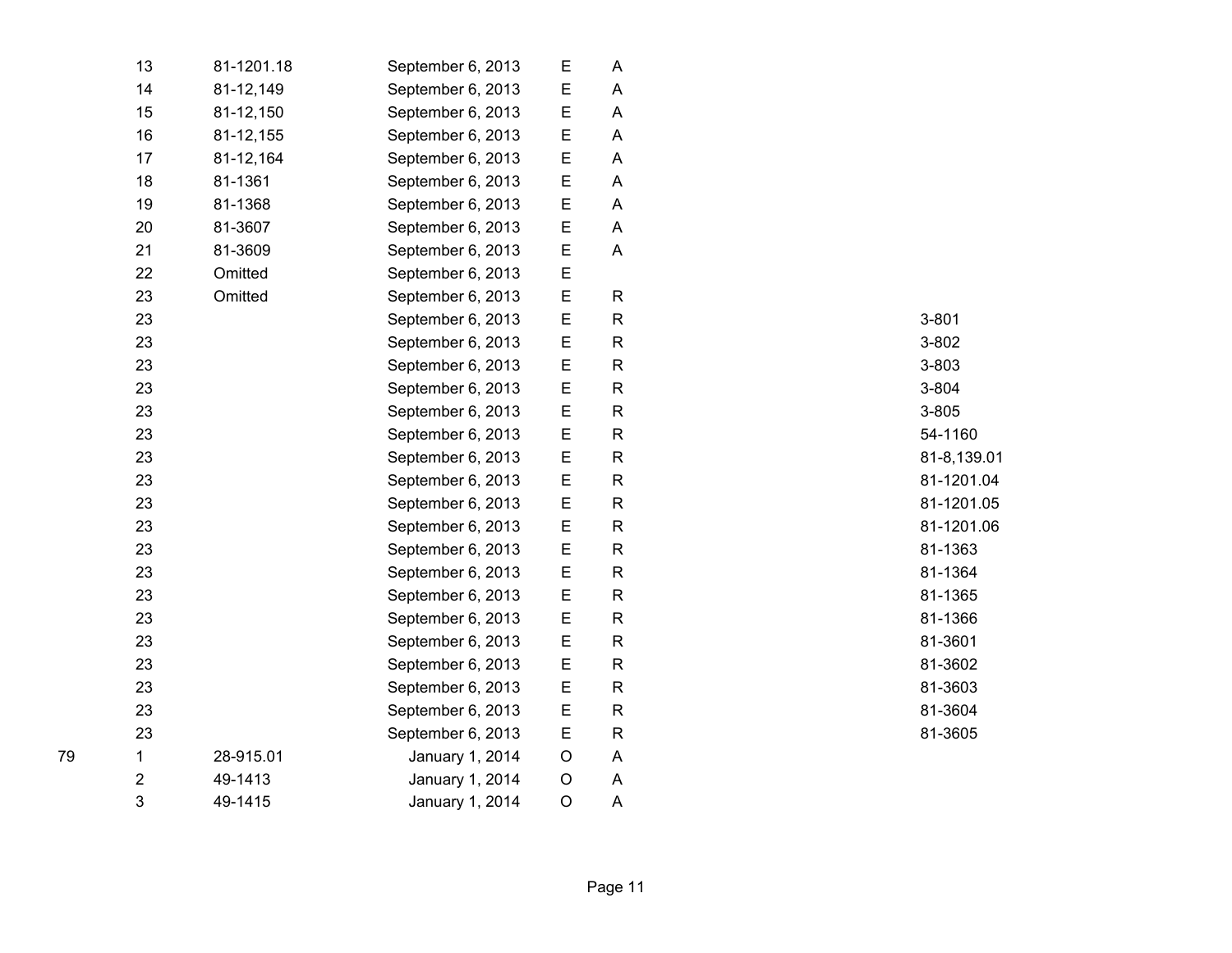| | | | | | | |
|---|---|---|---|---|---|---|
| | 13 | 81-1201.18 | September 6, 2013 | E | A | |
| | 14 | 81-12,149 | September 6, 2013 | E | A | |
| | 15 | 81-12,150 | September 6, 2013 | E | A | |
| | 16 | 81-12,155 | September 6, 2013 | E | A | |
| | 17 | 81-12,164 | September 6, 2013 | E | A | |
| | 18 | 81-1361 | September 6, 2013 | E | A | |
| | 19 | 81-1368 | September 6, 2013 | E | A | |
| | 20 | 81-3607 | September 6, 2013 | E | A | |
| | 21 | 81-3609 | September 6, 2013 | E | A | |
| | 22 | Omitted | September 6, 2013 | E | | |
| | 23 | Omitted | September 6, 2013 | E | R | |
| | 23 | | September 6, 2013 | E | R | 3-801 |
| | 23 | | September 6, 2013 | E | R | 3-802 |
| | 23 | | September 6, 2013 | E | R | 3-803 |
| | 23 | | September 6, 2013 | E | R | 3-804 |
| | 23 | | September 6, 2013 | E | R | 3-805 |
| | 23 | | September 6, 2013 | E | R | 54-1160 |
| | 23 | | September 6, 2013 | E | R | 81-8,139.01 |
| | 23 | | September 6, 2013 | E | R | 81-1201.04 |
| | 23 | | September 6, 2013 | E | R | 81-1201.05 |
| | 23 | | September 6, 2013 | E | R | 81-1201.06 |
| | 23 | | September 6, 2013 | E | R | 81-1363 |
| | 23 | | September 6, 2013 | E | R | 81-1364 |
| | 23 | | September 6, 2013 | E | R | 81-1365 |
| | 23 | | September 6, 2013 | E | R | 81-1366 |
| | 23 | | September 6, 2013 | E | R | 81-3601 |
| | 23 | | September 6, 2013 | E | R | 81-3602 |
| | 23 | | September 6, 2013 | E | R | 81-3603 |
| | 23 | | September 6, 2013 | E | R | 81-3604 |
| | 23 | | September 6, 2013 | E | R | 81-3605 |
| 79 | 1 | 28-915.01 | January 1, 2014 | O | A | |
| | 2 | 49-1413 | January 1, 2014 | O | A | |
| | 3 | 49-1415 | January 1, 2014 | O | A | |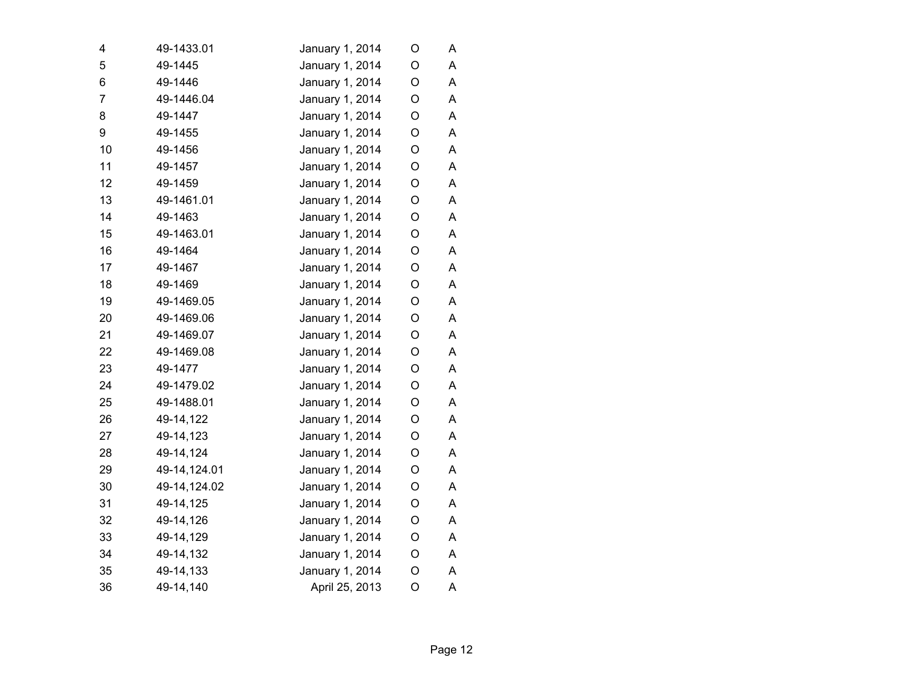| | | | | |
|---|---|---|---|---|
| 4 | 49-1433.01 | January 1, 2014 | O | A |
| 5 | 49-1445 | January 1, 2014 | O | A |
| 6 | 49-1446 | January 1, 2014 | O | A |
| 7 | 49-1446.04 | January 1, 2014 | O | A |
| 8 | 49-1447 | January 1, 2014 | O | A |
| 9 | 49-1455 | January 1, 2014 | O | A |
| 10 | 49-1456 | January 1, 2014 | O | A |
| 11 | 49-1457 | January 1, 2014 | O | A |
| 12 | 49-1459 | January 1, 2014 | O | A |
| 13 | 49-1461.01 | January 1, 2014 | O | A |
| 14 | 49-1463 | January 1, 2014 | O | A |
| 15 | 49-1463.01 | January 1, 2014 | O | A |
| 16 | 49-1464 | January 1, 2014 | O | A |
| 17 | 49-1467 | January 1, 2014 | O | A |
| 18 | 49-1469 | January 1, 2014 | O | A |
| 19 | 49-1469.05 | January 1, 2014 | O | A |
| 20 | 49-1469.06 | January 1, 2014 | O | A |
| 21 | 49-1469.07 | January 1, 2014 | O | A |
| 22 | 49-1469.08 | January 1, 2014 | O | A |
| 23 | 49-1477 | January 1, 2014 | O | A |
| 24 | 49-1479.02 | January 1, 2014 | O | A |
| 25 | 49-1488.01 | January 1, 2014 | O | A |
| 26 | 49-14,122 | January 1, 2014 | O | A |
| 27 | 49-14,123 | January 1, 2014 | O | A |
| 28 | 49-14,124 | January 1, 2014 | O | A |
| 29 | 49-14,124.01 | January 1, 2014 | O | A |
| 30 | 49-14,124.02 | January 1, 2014 | O | A |
| 31 | 49-14,125 | January 1, 2014 | O | A |
| 32 | 49-14,126 | January 1, 2014 | O | A |
| 33 | 49-14,129 | January 1, 2014 | O | A |
| 34 | 49-14,132 | January 1, 2014 | O | A |
| 35 | 49-14,133 | January 1, 2014 | O | A |
| 36 | 49-14,140 | April 25, 2013 | O | A |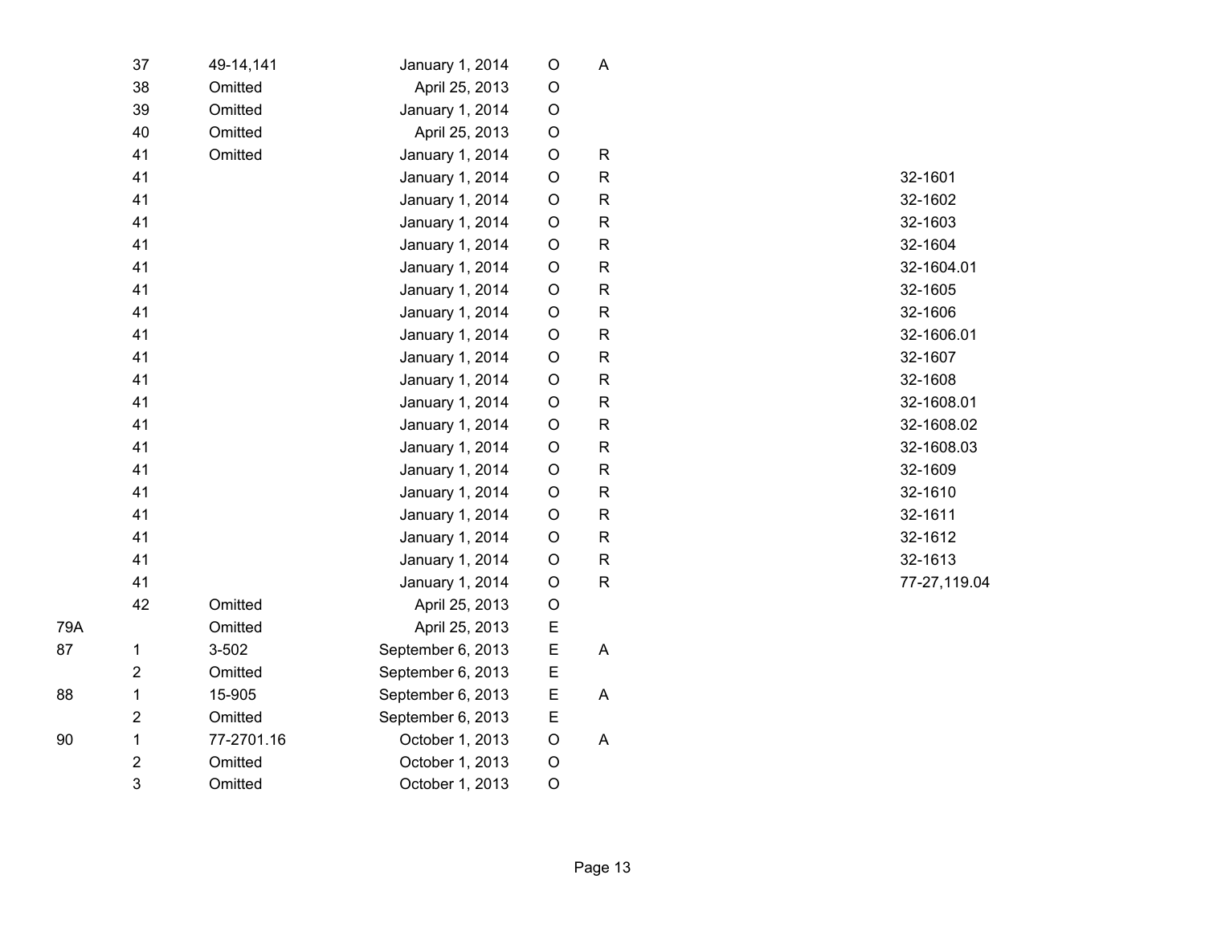| | | | | | | |
|---|---|---|---|---|---|---|
| | 37 | 49-14,141 | January 1, 2014 | O | A | |
| | 38 | Omitted | April 25, 2013 | O | | |
| | 39 | Omitted | January 1, 2014 | O | | |
| | 40 | Omitted | April 25, 2013 | O | | |
| | 41 | Omitted | January 1, 2014 | O | R | |
| | 41 | | January 1, 2014 | O | R | 32-1601 |
| | 41 | | January 1, 2014 | O | R | 32-1602 |
| | 41 | | January 1, 2014 | O | R | 32-1603 |
| | 41 | | January 1, 2014 | O | R | 32-1604 |
| | 41 | | January 1, 2014 | O | R | 32-1604.01 |
| | 41 | | January 1, 2014 | O | R | 32-1605 |
| | 41 | | January 1, 2014 | O | R | 32-1606 |
| | 41 | | January 1, 2014 | O | R | 32-1606.01 |
| | 41 | | January 1, 2014 | O | R | 32-1607 |
| | 41 | | January 1, 2014 | O | R | 32-1608 |
| | 41 | | January 1, 2014 | O | R | 32-1608.01 |
| | 41 | | January 1, 2014 | O | R | 32-1608.02 |
| | 41 | | January 1, 2014 | O | R | 32-1608.03 |
| | 41 | | January 1, 2014 | O | R | 32-1609 |
| | 41 | | January 1, 2014 | O | R | 32-1610 |
| | 41 | | January 1, 2014 | O | R | 32-1611 |
| | 41 | | January 1, 2014 | O | R | 32-1612 |
| | 41 | | January 1, 2014 | O | R | 32-1613 |
| | 41 | | January 1, 2014 | O | R | 77-27,119.04 |
| | 42 | Omitted | April 25, 2013 | O | | |
| 79A | | Omitted | April 25, 2013 | E | | |
| 87 | 1 | 3-502 | September 6, 2013 | E | A | |
| | 2 | Omitted | September 6, 2013 | E | | |
| 88 | 1 | 15-905 | September 6, 2013 | E | A | |
| | 2 | Omitted | September 6, 2013 | E | | |
| 90 | 1 | 77-2701.16 | October 1, 2013 | O | A | |
| | 2 | Omitted | October 1, 2013 | O | | |
| | 3 | Omitted | October 1, 2013 | O | | |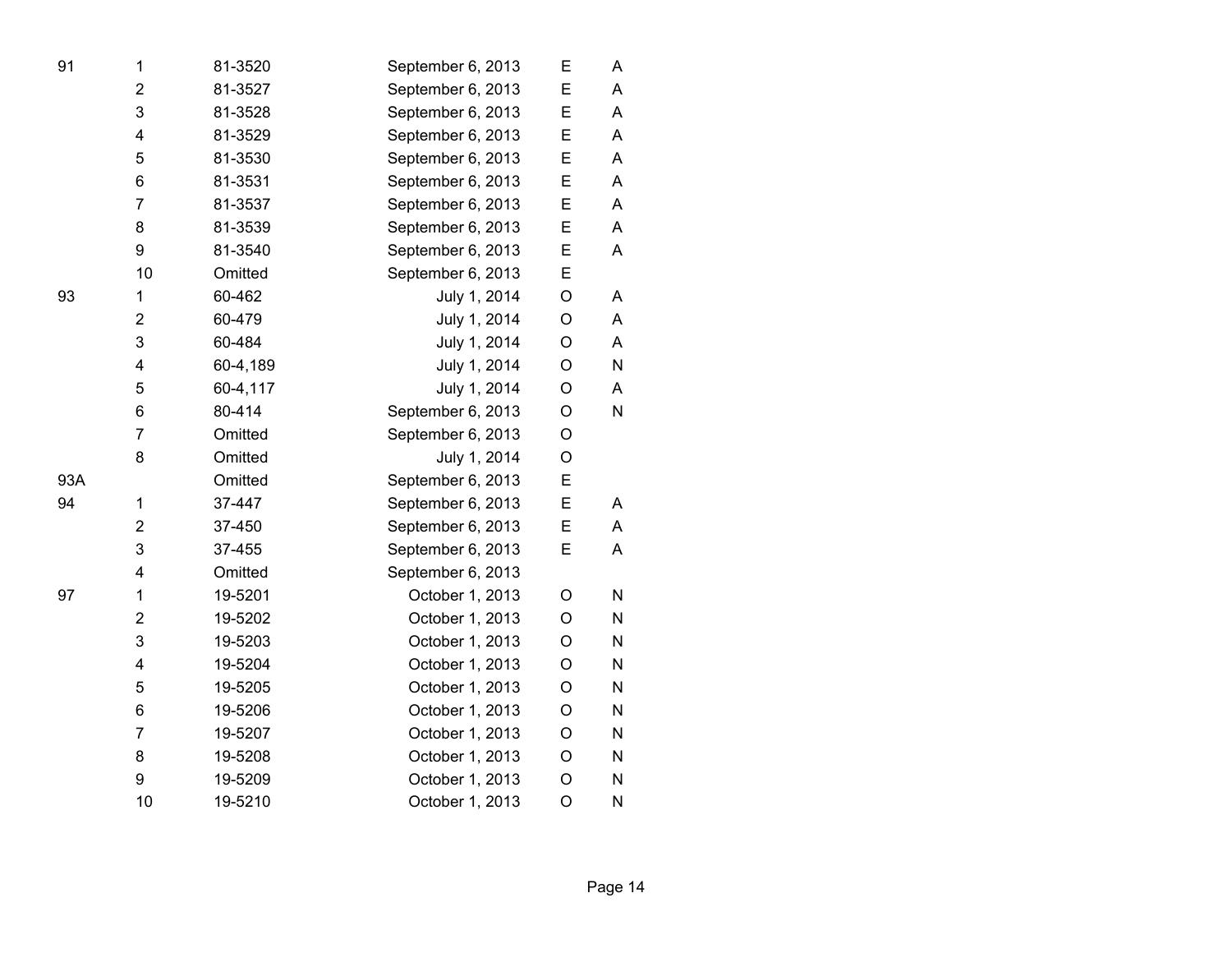| | | | | | |
|---|---|---|---|---|---|
| 91 | 1 | 81-3520 | September 6, 2013 | E | A |
| | 2 | 81-3527 | September 6, 2013 | E | A |
| | 3 | 81-3528 | September 6, 2013 | E | A |
| | 4 | 81-3529 | September 6, 2013 | E | A |
| | 5 | 81-3530 | September 6, 2013 | E | A |
| | 6 | 81-3531 | September 6, 2013 | E | A |
| | 7 | 81-3537 | September 6, 2013 | E | A |
| | 8 | 81-3539 | September 6, 2013 | E | A |
| | 9 | 81-3540 | September 6, 2013 | E | A |
| | 10 | Omitted | September 6, 2013 | E | |
| 93 | 1 | 60-462 | July 1, 2014 | O | A |
| | 2 | 60-479 | July 1, 2014 | O | A |
| | 3 | 60-484 | July 1, 2014 | O | A |
| | 4 | 60-4,189 | July 1, 2014 | O | N |
| | 5 | 60-4,117 | July 1, 2014 | O | A |
| | 6 | 80-414 | September 6, 2013 | O | N |
| | 7 | Omitted | September 6, 2013 | O | |
| | 8 | Omitted | July 1, 2014 | O | |
| 93A | | Omitted | September 6, 2013 | E | |
| 94 | 1 | 37-447 | September 6, 2013 | E | A |
| | 2 | 37-450 | September 6, 2013 | E | A |
| | 3 | 37-455 | September 6, 2013 | E | A |
| | 4 | Omitted | September 6, 2013 | | |
| 97 | 1 | 19-5201 | October 1, 2013 | O | N |
| | 2 | 19-5202 | October 1, 2013 | O | N |
| | 3 | 19-5203 | October 1, 2013 | O | N |
| | 4 | 19-5204 | October 1, 2013 | O | N |
| | 5 | 19-5205 | October 1, 2013 | O | N |
| | 6 | 19-5206 | October 1, 2013 | O | N |
| | 7 | 19-5207 | October 1, 2013 | O | N |
| | 8 | 19-5208 | October 1, 2013 | O | N |
| | 9 | 19-5209 | October 1, 2013 | O | N |
| | 10 | 19-5210 | October 1, 2013 | O | N |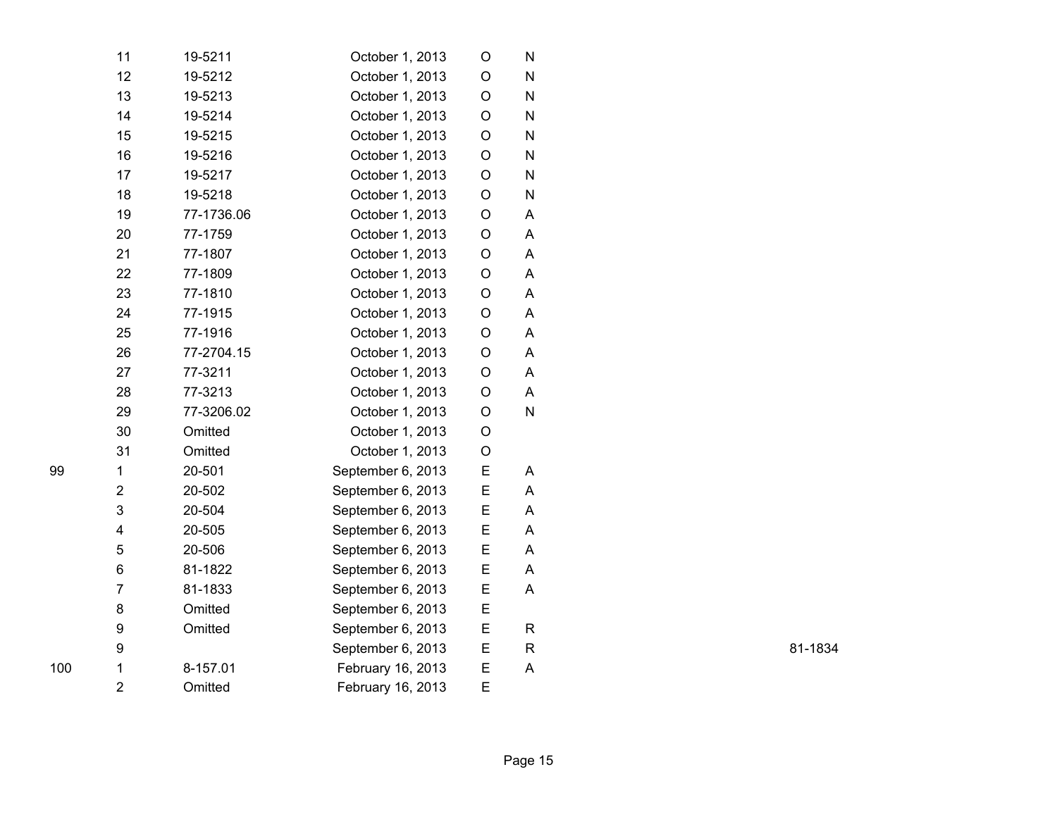| | | | | | | |
|---|---|---|---|---|---|---|
| | 11 | 19-5211 | October 1, 2013 | O | N | |
| | 12 | 19-5212 | October 1, 2013 | O | N | |
| | 13 | 19-5213 | October 1, 2013 | O | N | |
| | 14 | 19-5214 | October 1, 2013 | O | N | |
| | 15 | 19-5215 | October 1, 2013 | O | N | |
| | 16 | 19-5216 | October 1, 2013 | O | N | |
| | 17 | 19-5217 | October 1, 2013 | O | N | |
| | 18 | 19-5218 | October 1, 2013 | O | N | |
| | 19 | 77-1736.06 | October 1, 2013 | O | A | |
| | 20 | 77-1759 | October 1, 2013 | O | A | |
| | 21 | 77-1807 | October 1, 2013 | O | A | |
| | 22 | 77-1809 | October 1, 2013 | O | A | |
| | 23 | 77-1810 | October 1, 2013 | O | A | |
| | 24 | 77-1915 | October 1, 2013 | O | A | |
| | 25 | 77-1916 | October 1, 2013 | O | A | |
| | 26 | 77-2704.15 | October 1, 2013 | O | A | |
| | 27 | 77-3211 | October 1, 2013 | O | A | |
| | 28 | 77-3213 | October 1, 2013 | O | A | |
| | 29 | 77-3206.02 | October 1, 2013 | O | N | |
| | 30 | Omitted | October 1, 2013 | O | | |
| | 31 | Omitted | October 1, 2013 | O | | |
| 99 | 1 | 20-501 | September 6, 2013 | E | A | |
| | 2 | 20-502 | September 6, 2013 | E | A | |
| | 3 | 20-504 | September 6, 2013 | E | A | |
| | 4 | 20-505 | September 6, 2013 | E | A | |
| | 5 | 20-506 | September 6, 2013 | E | A | |
| | 6 | 81-1822 | September 6, 2013 | E | A | |
| | 7 | 81-1833 | September 6, 2013 | E | A | |
| | 8 | Omitted | September 6, 2013 | E | | |
| | 9 | Omitted | September 6, 2013 | E | R | |
| | 9 | | September 6, 2013 | E | R | 81-1834 |
| 100 | 1 | 8-157.01 | February 16, 2013 | E | A | |
| | 2 | Omitted | February 16, 2013 | E | | |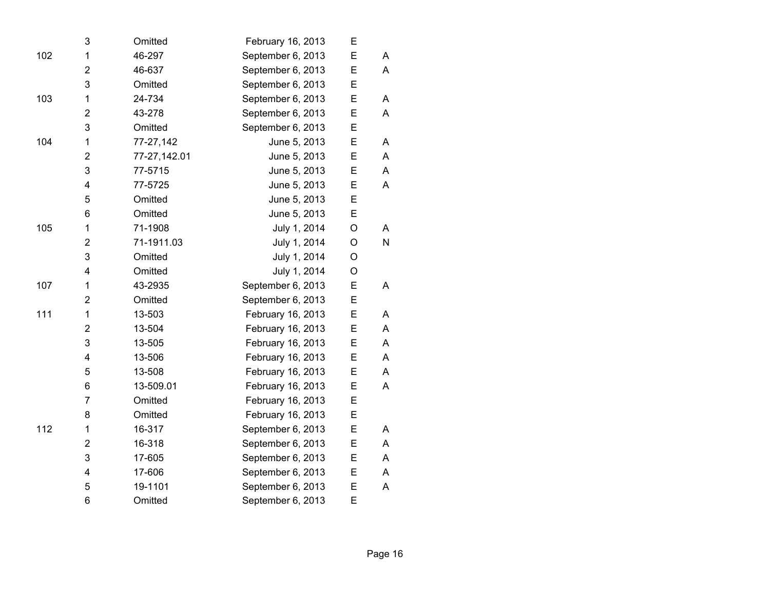| | | | | | |
|---|---|---|---|---|---|
| | 3 | Omitted | February 16, 2013 | E | |
| 102 | 1 | 46-297 | September 6, 2013 | E | A |
| | 2 | 46-637 | September 6, 2013 | E | A |
| | 3 | Omitted | September 6, 2013 | E | |
| 103 | 1 | 24-734 | September 6, 2013 | E | A |
| | 2 | 43-278 | September 6, 2013 | E | A |
| | 3 | Omitted | September 6, 2013 | E | |
| 104 | 1 | 77-27,142 | June 5, 2013 | E | A |
| | 2 | 77-27,142.01 | June 5, 2013 | E | A |
| | 3 | 77-5715 | June 5, 2013 | E | A |
| | 4 | 77-5725 | June 5, 2013 | E | A |
| | 5 | Omitted | June 5, 2013 | E | |
| | 6 | Omitted | June 5, 2013 | E | |
| 105 | 1 | 71-1908 | July 1, 2014 | O | A |
| | 2 | 71-1911.03 | July 1, 2014 | O | N |
| | 3 | Omitted | July 1, 2014 | O | |
| | 4 | Omitted | July 1, 2014 | O | |
| 107 | 1 | 43-2935 | September 6, 2013 | E | A |
| | 2 | Omitted | September 6, 2013 | E | |
| 111 | 1 | 13-503 | February 16, 2013 | E | A |
| | 2 | 13-504 | February 16, 2013 | E | A |
| | 3 | 13-505 | February 16, 2013 | E | A |
| | 4 | 13-506 | February 16, 2013 | E | A |
| | 5 | 13-508 | February 16, 2013 | E | A |
| | 6 | 13-509.01 | February 16, 2013 | E | A |
| | 7 | Omitted | February 16, 2013 | E | |
| | 8 | Omitted | February 16, 2013 | E | |
| 112 | 1 | 16-317 | September 6, 2013 | E | A |
| | 2 | 16-318 | September 6, 2013 | E | A |
| | 3 | 17-605 | September 6, 2013 | E | A |
| | 4 | 17-606 | September 6, 2013 | E | A |
| | 5 | 19-1101 | September 6, 2013 | E | A |
| | 6 | Omitted | September 6, 2013 | E | |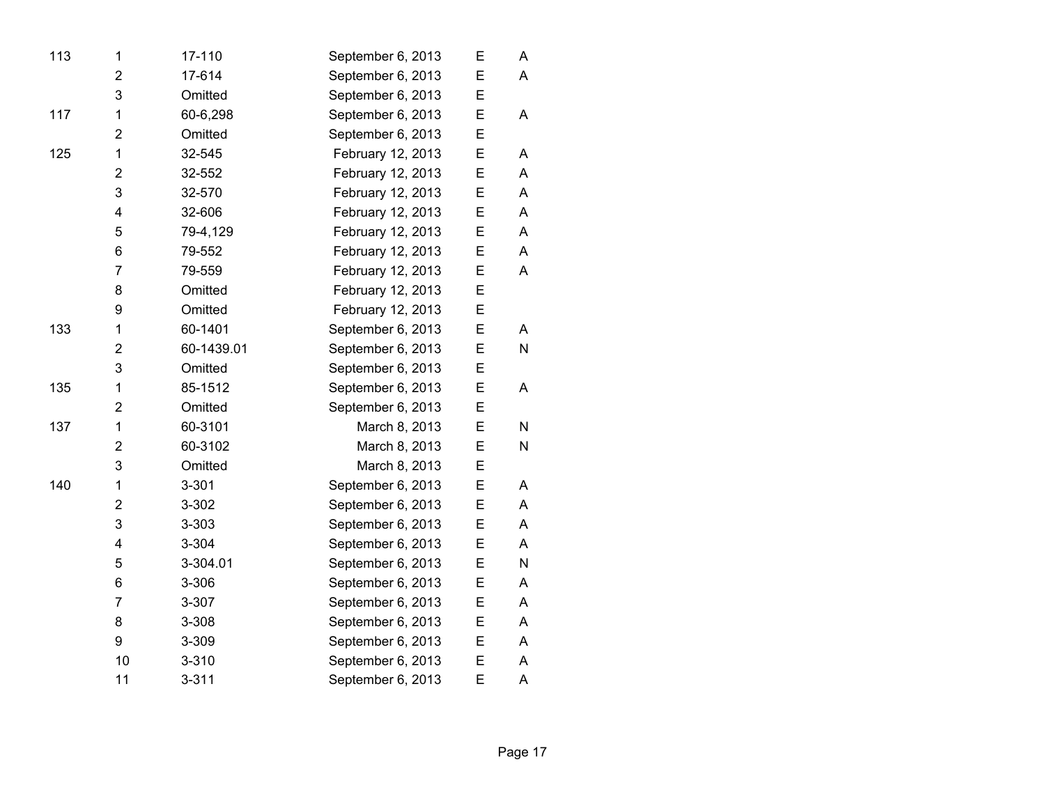| | | | | | |
|---|---|---|---|---|---|
| 113 | 1 | 17-110 | September 6, 2013 | E | A |
| | 2 | 17-614 | September 6, 2013 | E | A |
| | 3 | Omitted | September 6, 2013 | E | |
| 117 | 1 | 60-6,298 | September 6, 2013 | E | A |
| | 2 | Omitted | September 6, 2013 | E | |
| 125 | 1 | 32-545 | February 12, 2013 | E | A |
| | 2 | 32-552 | February 12, 2013 | E | A |
| | 3 | 32-570 | February 12, 2013 | E | A |
| | 4 | 32-606 | February 12, 2013 | E | A |
| | 5 | 79-4,129 | February 12, 2013 | E | A |
| | 6 | 79-552 | February 12, 2013 | E | A |
| | 7 | 79-559 | February 12, 2013 | E | A |
| | 8 | Omitted | February 12, 2013 | E | |
| | 9 | Omitted | February 12, 2013 | E | |
| 133 | 1 | 60-1401 | September 6, 2013 | E | A |
| | 2 | 60-1439.01 | September 6, 2013 | E | N |
| | 3 | Omitted | September 6, 2013 | E | |
| 135 | 1 | 85-1512 | September 6, 2013 | E | A |
| | 2 | Omitted | September 6, 2013 | E | |
| 137 | 1 | 60-3101 | March 8, 2013 | E | N |
| | 2 | 60-3102 | March 8, 2013 | E | N |
| | 3 | Omitted | March 8, 2013 | E | |
| 140 | 1 | 3-301 | September 6, 2013 | E | A |
| | 2 | 3-302 | September 6, 2013 | E | A |
| | 3 | 3-303 | September 6, 2013 | E | A |
| | 4 | 3-304 | September 6, 2013 | E | A |
| | 5 | 3-304.01 | September 6, 2013 | E | N |
| | 6 | 3-306 | September 6, 2013 | E | A |
| | 7 | 3-307 | September 6, 2013 | E | A |
| | 8 | 3-308 | September 6, 2013 | E | A |
| | 9 | 3-309 | September 6, 2013 | E | A |
| | 10 | 3-310 | September 6, 2013 | E | A |
| | 11 | 3-311 | September 6, 2013 | E | A |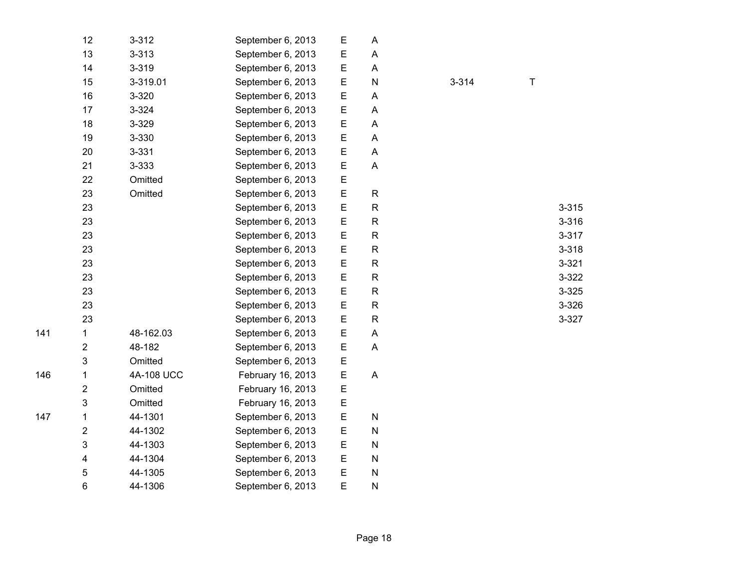| | | | | | | | | |
|---|---|---|---|---|---|---|---|---|
| | 12 | 3-312 | September 6, 2013 | E | A | | | |
| | 13 | 3-313 | September 6, 2013 | E | A | | | |
| | 14 | 3-319 | September 6, 2013 | E | A | | | |
| | 15 | 3-319.01 | September 6, 2013 | E | N | 3-314 | T | |
| | 16 | 3-320 | September 6, 2013 | E | A | | | |
| | 17 | 3-324 | September 6, 2013 | E | A | | | |
| | 18 | 3-329 | September 6, 2013 | E | A | | | |
| | 19 | 3-330 | September 6, 2013 | E | A | | | |
| | 20 | 3-331 | September 6, 2013 | E | A | | | |
| | 21 | 3-333 | September 6, 2013 | E | A | | | |
| | 22 | Omitted | September 6, 2013 | E | | | | |
| | 23 | Omitted | September 6, 2013 | E | R | | | |
| | 23 | | September 6, 2013 | E | R | | | 3-315 |
| | 23 | | September 6, 2013 | E | R | | | 3-316 |
| | 23 | | September 6, 2013 | E | R | | | 3-317 |
| | 23 | | September 6, 2013 | E | R | | | 3-318 |
| | 23 | | September 6, 2013 | E | R | | | 3-321 |
| | 23 | | September 6, 2013 | E | R | | | 3-322 |
| | 23 | | September 6, 2013 | E | R | | | 3-325 |
| | 23 | | September 6, 2013 | E | R | | | 3-326 |
| | 23 | | September 6, 2013 | E | R | | | 3-327 |
| 141 | 1 | 48-162.03 | September 6, 2013 | E | A | | | |
| | 2 | 48-182 | September 6, 2013 | E | A | | | |
| | 3 | Omitted | September 6, 2013 | E | | | | |
| 146 | 1 | 4A-108 UCC | February 16, 2013 | E | A | | | |
| | 2 | Omitted | February 16, 2013 | E | | | | |
| | 3 | Omitted | February 16, 2013 | E | | | | |
| 147 | 1 | 44-1301 | September 6, 2013 | E | N | | | |
| | 2 | 44-1302 | September 6, 2013 | E | N | | | |
| | 3 | 44-1303 | September 6, 2013 | E | N | | | |
| | 4 | 44-1304 | September 6, 2013 | E | N | | | |
| | 5 | 44-1305 | September 6, 2013 | E | N | | | |
| | 6 | 44-1306 | September 6, 2013 | E | N | | | |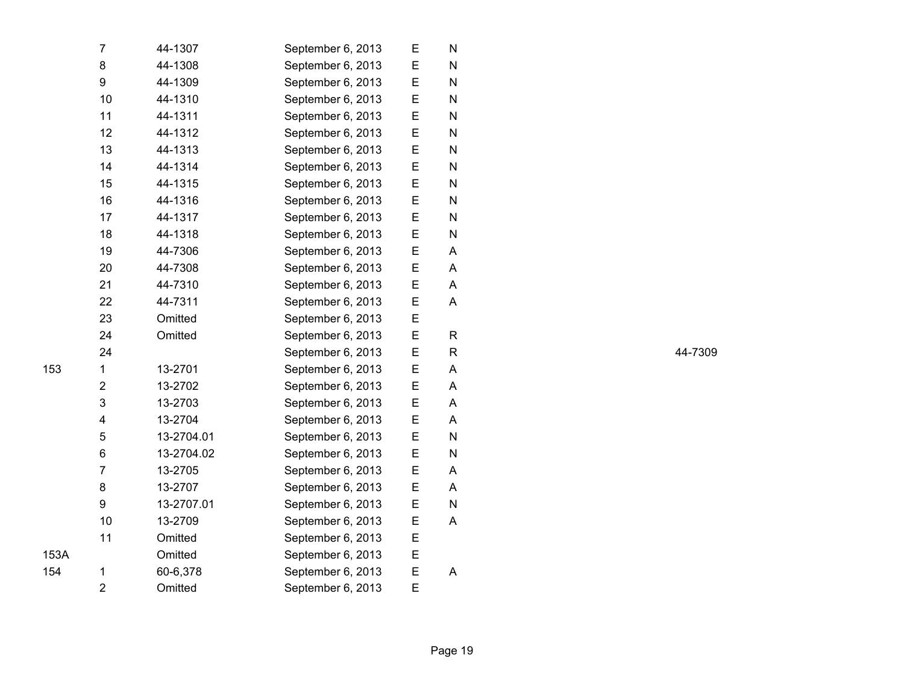| | | | | | | |
|---|---|---|---|---|---|---|
| | 7 | 44-1307 | September 6, 2013 | E | N | |
| | 8 | 44-1308 | September 6, 2013 | E | N | |
| | 9 | 44-1309 | September 6, 2013 | E | N | |
| | 10 | 44-1310 | September 6, 2013 | E | N | |
| | 11 | 44-1311 | September 6, 2013 | E | N | |
| | 12 | 44-1312 | September 6, 2013 | E | N | |
| | 13 | 44-1313 | September 6, 2013 | E | N | |
| | 14 | 44-1314 | September 6, 2013 | E | N | |
| | 15 | 44-1315 | September 6, 2013 | E | N | |
| | 16 | 44-1316 | September 6, 2013 | E | N | |
| | 17 | 44-1317 | September 6, 2013 | E | N | |
| | 18 | 44-1318 | September 6, 2013 | E | N | |
| | 19 | 44-7306 | September 6, 2013 | E | A | |
| | 20 | 44-7308 | September 6, 2013 | E | A | |
| | 21 | 44-7310 | September 6, 2013 | E | A | |
| | 22 | 44-7311 | September 6, 2013 | E | A | |
| | 23 | Omitted | September 6, 2013 | E | | |
| | 24 | Omitted | September 6, 2013 | E | R | |
| | 24 | | September 6, 2013 | E | R | 44-7309 |
| 153 | 1 | 13-2701 | September 6, 2013 | E | A | |
| | 2 | 13-2702 | September 6, 2013 | E | A | |
| | 3 | 13-2703 | September 6, 2013 | E | A | |
| | 4 | 13-2704 | September 6, 2013 | E | A | |
| | 5 | 13-2704.01 | September 6, 2013 | E | N | |
| | 6 | 13-2704.02 | September 6, 2013 | E | N | |
| | 7 | 13-2705 | September 6, 2013 | E | A | |
| | 8 | 13-2707 | September 6, 2013 | E | A | |
| | 9 | 13-2707.01 | September 6, 2013 | E | N | |
| | 10 | 13-2709 | September 6, 2013 | E | A | |
| | 11 | Omitted | September 6, 2013 | E | | |
| 153A | | Omitted | September 6, 2013 | E | | |
| 154 | 1 | 60-6,378 | September 6, 2013 | E | A | |
| | 2 | Omitted | September 6, 2013 | E | | |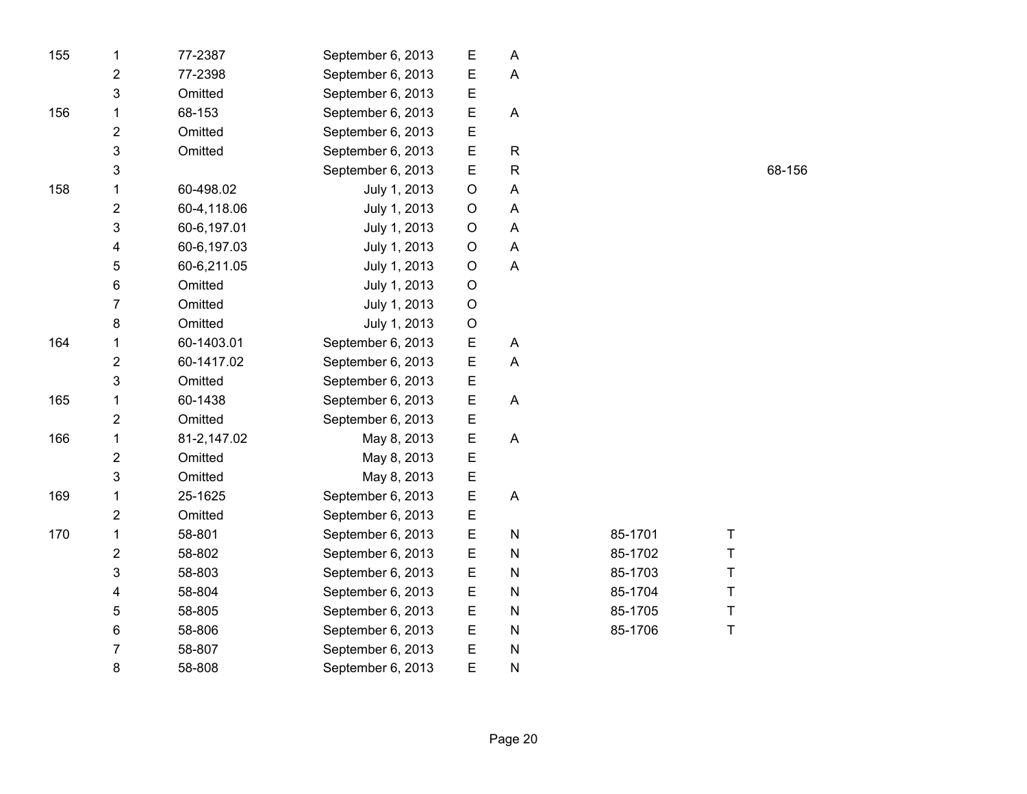| | | | | | | | | |
|---|---|---|---|---|---|---|---|---|
| 155 | 1 | 77-2387 | September 6, 2013 | E | A | | | |
| | 2 | 77-2398 | September 6, 2013 | E | A | | | |
| | 3 | Omitted | September 6, 2013 | E | | | | |
| 156 | 1 | 68-153 | September 6, 2013 | E | A | | | |
| | 2 | Omitted | September 6, 2013 | E | | | | |
| | 3 | Omitted | September 6, 2013 | E | R | | | |
| | 3 | | September 6, 2013 | E | R | | | 68-156 |
| 158 | 1 | 60-498.02 | July 1, 2013 | O | A | | | |
| | 2 | 60-4,118.06 | July 1, 2013 | O | A | | | |
| | 3 | 60-6,197.01 | July 1, 2013 | O | A | | | |
| | 4 | 60-6,197.03 | July 1, 2013 | O | A | | | |
| | 5 | 60-6,211.05 | July 1, 2013 | O | A | | | |
| | 6 | Omitted | July 1, 2013 | O | | | | |
| | 7 | Omitted | July 1, 2013 | O | | | | |
| | 8 | Omitted | July 1, 2013 | O | | | | |
| 164 | 1 | 60-1403.01 | September 6, 2013 | E | A | | | |
| | 2 | 60-1417.02 | September 6, 2013 | E | A | | | |
| | 3 | Omitted | September 6, 2013 | E | | | | |
| 165 | 1 | 60-1438 | September 6, 2013 | E | A | | | |
| | 2 | Omitted | September 6, 2013 | E | | | | |
| 166 | 1 | 81-2,147.02 | May 8, 2013 | E | A | | | |
| | 2 | Omitted | May 8, 2013 | E | | | | |
| | 3 | Omitted | May 8, 2013 | E | | | | |
| 169 | 1 | 25-1625 | September 6, 2013 | E | A | | | |
| | 2 | Omitted | September 6, 2013 | E | | | | |
| 170 | 1 | 58-801 | September 6, 2013 | E | N | 85-1701 | T | |
| | 2 | 58-802 | September 6, 2013 | E | N | 85-1702 | T | |
| | 3 | 58-803 | September 6, 2013 | E | N | 85-1703 | T | |
| | 4 | 58-804 | September 6, 2013 | E | N | 85-1704 | T | |
| | 5 | 58-805 | September 6, 2013 | E | N | 85-1705 | T | |
| | 6 | 58-806 | September 6, 2013 | E | N | 85-1706 | T | |
| | 7 | 58-807 | September 6, 2013 | E | N | | | |
| | 8 | 58-808 | September 6, 2013 | E | N | | | |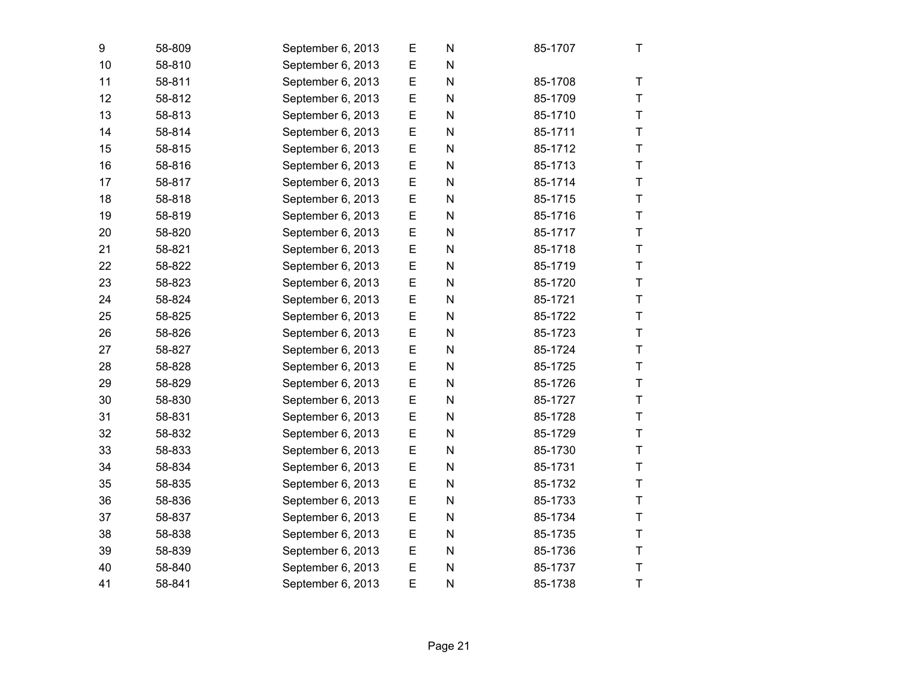| | | | | | | |
|---|---|---|---|---|---|---|
| 9 | 58-809 | September 6, 2013 | E | N | 85-1707 | T |
| 10 | 58-810 | September 6, 2013 | E | N | | |
| 11 | 58-811 | September 6, 2013 | E | N | 85-1708 | T |
| 12 | 58-812 | September 6, 2013 | E | N | 85-1709 | T |
| 13 | 58-813 | September 6, 2013 | E | N | 85-1710 | T |
| 14 | 58-814 | September 6, 2013 | E | N | 85-1711 | T |
| 15 | 58-815 | September 6, 2013 | E | N | 85-1712 | T |
| 16 | 58-816 | September 6, 2013 | E | N | 85-1713 | T |
| 17 | 58-817 | September 6, 2013 | E | N | 85-1714 | T |
| 18 | 58-818 | September 6, 2013 | E | N | 85-1715 | T |
| 19 | 58-819 | September 6, 2013 | E | N | 85-1716 | T |
| 20 | 58-820 | September 6, 2013 | E | N | 85-1717 | T |
| 21 | 58-821 | September 6, 2013 | E | N | 85-1718 | T |
| 22 | 58-822 | September 6, 2013 | E | N | 85-1719 | T |
| 23 | 58-823 | September 6, 2013 | E | N | 85-1720 | T |
| 24 | 58-824 | September 6, 2013 | E | N | 85-1721 | T |
| 25 | 58-825 | September 6, 2013 | E | N | 85-1722 | T |
| 26 | 58-826 | September 6, 2013 | E | N | 85-1723 | T |
| 27 | 58-827 | September 6, 2013 | E | N | 85-1724 | T |
| 28 | 58-828 | September 6, 2013 | E | N | 85-1725 | T |
| 29 | 58-829 | September 6, 2013 | E | N | 85-1726 | T |
| 30 | 58-830 | September 6, 2013 | E | N | 85-1727 | T |
| 31 | 58-831 | September 6, 2013 | E | N | 85-1728 | T |
| 32 | 58-832 | September 6, 2013 | E | N | 85-1729 | T |
| 33 | 58-833 | September 6, 2013 | E | N | 85-1730 | T |
| 34 | 58-834 | September 6, 2013 | E | N | 85-1731 | T |
| 35 | 58-835 | September 6, 2013 | E | N | 85-1732 | T |
| 36 | 58-836 | September 6, 2013 | E | N | 85-1733 | T |
| 37 | 58-837 | September 6, 2013 | E | N | 85-1734 | T |
| 38 | 58-838 | September 6, 2013 | E | N | 85-1735 | T |
| 39 | 58-839 | September 6, 2013 | E | N | 85-1736 | T |
| 40 | 58-840 | September 6, 2013 | E | N | 85-1737 | T |
| 41 | 58-841 | September 6, 2013 | E | N | 85-1738 | T |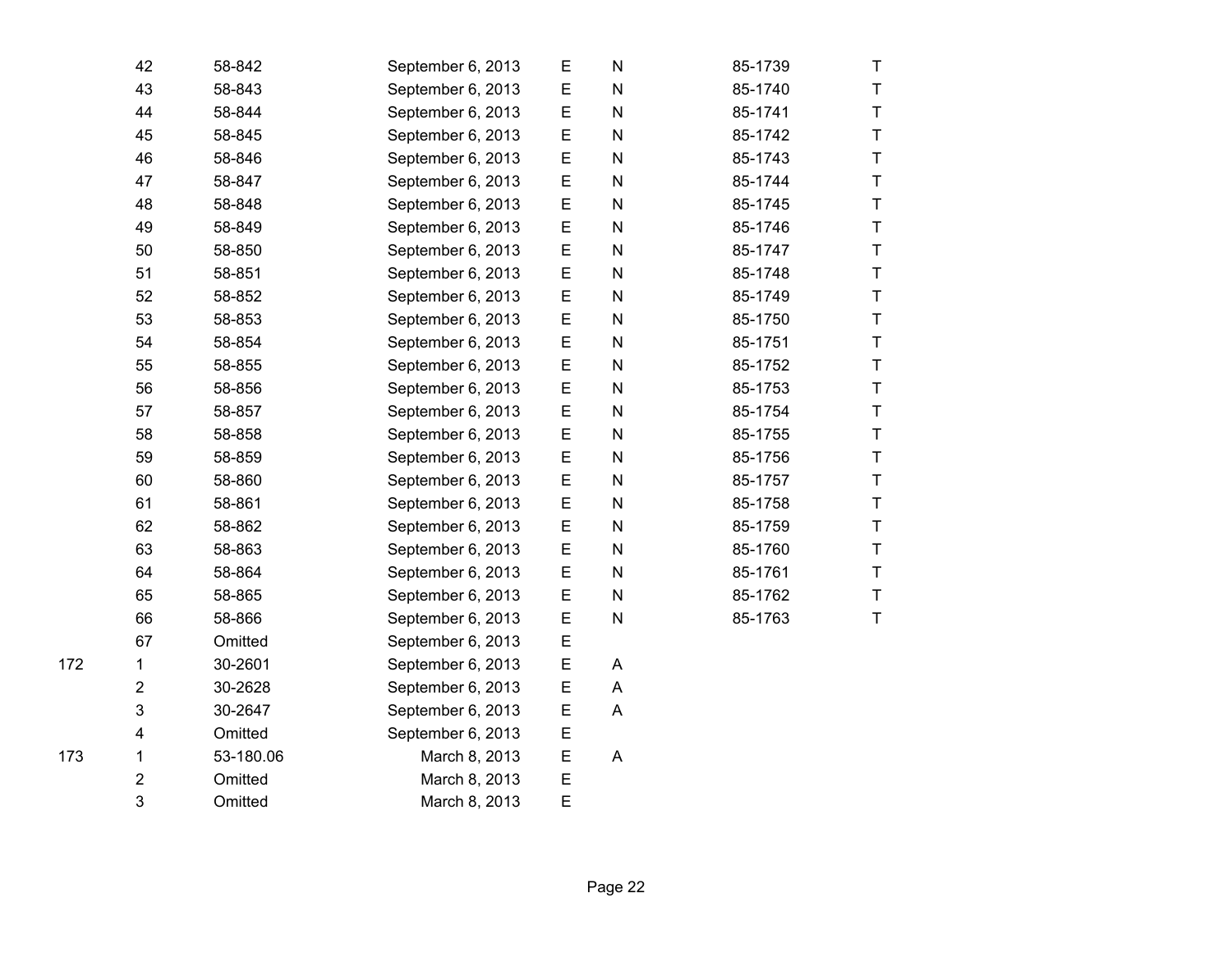| | | | | | | | |
|---|---|---|---|---|---|---|---|
| | 42 | 58-842 | September 6, 2013 | E | N | 85-1739 | T |
| | 43 | 58-843 | September 6, 2013 | E | N | 85-1740 | T |
| | 44 | 58-844 | September 6, 2013 | E | N | 85-1741 | T |
| | 45 | 58-845 | September 6, 2013 | E | N | 85-1742 | T |
| | 46 | 58-846 | September 6, 2013 | E | N | 85-1743 | T |
| | 47 | 58-847 | September 6, 2013 | E | N | 85-1744 | T |
| | 48 | 58-848 | September 6, 2013 | E | N | 85-1745 | T |
| | 49 | 58-849 | September 6, 2013 | E | N | 85-1746 | T |
| | 50 | 58-850 | September 6, 2013 | E | N | 85-1747 | T |
| | 51 | 58-851 | September 6, 2013 | E | N | 85-1748 | T |
| | 52 | 58-852 | September 6, 2013 | E | N | 85-1749 | T |
| | 53 | 58-853 | September 6, 2013 | E | N | 85-1750 | T |
| | 54 | 58-854 | September 6, 2013 | E | N | 85-1751 | T |
| | 55 | 58-855 | September 6, 2013 | E | N | 85-1752 | T |
| | 56 | 58-856 | September 6, 2013 | E | N | 85-1753 | T |
| | 57 | 58-857 | September 6, 2013 | E | N | 85-1754 | T |
| | 58 | 58-858 | September 6, 2013 | E | N | 85-1755 | T |
| | 59 | 58-859 | September 6, 2013 | E | N | 85-1756 | T |
| | 60 | 58-860 | September 6, 2013 | E | N | 85-1757 | T |
| | 61 | 58-861 | September 6, 2013 | E | N | 85-1758 | T |
| | 62 | 58-862 | September 6, 2013 | E | N | 85-1759 | T |
| | 63 | 58-863 | September 6, 2013 | E | N | 85-1760 | T |
| | 64 | 58-864 | September 6, 2013 | E | N | 85-1761 | T |
| | 65 | 58-865 | September 6, 2013 | E | N | 85-1762 | T |
| | 66 | 58-866 | September 6, 2013 | E | N | 85-1763 | T |
| | 67 | Omitted | September 6, 2013 | E | | | |
| 172 | 1 | 30-2601 | September 6, 2013 | E | A | | |
| | 2 | 30-2628 | September 6, 2013 | E | A | | |
| | 3 | 30-2647 | September 6, 2013 | E | A | | |
| | 4 | Omitted | September 6, 2013 | E | | | |
| 173 | 1 | 53-180.06 | March 8, 2013 | E | A | | |
| | 2 | Omitted | March 8, 2013 | E | | | |
| | 3 | Omitted | March 8, 2013 | E | | | |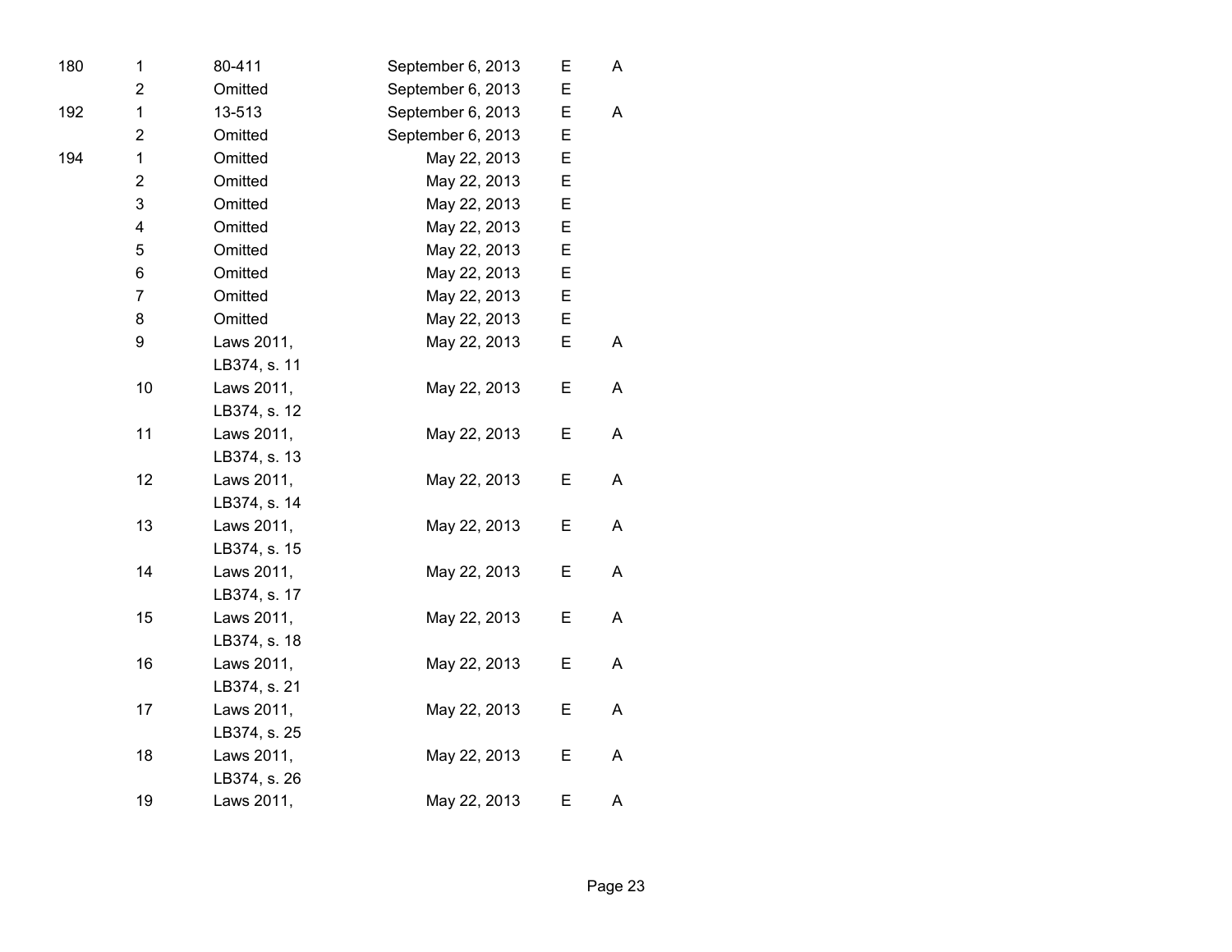| | | | | | |
|---|---|---|---|---|---|
| 180 | 1 | 80-411 | September 6, 2013 | E | A |
| | 2 | Omitted | September 6, 2013 | E | |
| 192 | 1 | 13-513 | September 6, 2013 | E | A |
| | 2 | Omitted | September 6, 2013 | E | |
| 194 | 1 | Omitted | May 22, 2013 | E | |
| | 2 | Omitted | May 22, 2013 | E | |
| | 3 | Omitted | May 22, 2013 | E | |
| | 4 | Omitted | May 22, 2013 | E | |
| | 5 | Omitted | May 22, 2013 | E | |
| | 6 | Omitted | May 22, 2013 | E | |
| | 7 | Omitted | May 22, 2013 | E | |
| | 8 | Omitted | May 22, 2013 | E | |
| | 9 | Laws 2011, LB374, s. 11 | May 22, 2013 | E | A |
| | 10 | Laws 2011, LB374, s. 12 | May 22, 2013 | E | A |
| | 11 | Laws 2011, LB374, s. 13 | May 22, 2013 | E | A |
| | 12 | Laws 2011, LB374, s. 14 | May 22, 2013 | E | A |
| | 13 | Laws 2011, LB374, s. 15 | May 22, 2013 | E | A |
| | 14 | Laws 2011, LB374, s. 17 | May 22, 2013 | E | A |
| | 15 | Laws 2011, LB374, s. 18 | May 22, 2013 | E | A |
| | 16 | Laws 2011, LB374, s. 21 | May 22, 2013 | E | A |
| | 17 | Laws 2011, LB374, s. 25 | May 22, 2013 | E | A |
| | 18 | Laws 2011, LB374, s. 26 | May 22, 2013 | E | A |
| | 19 | Laws 2011, | May 22, 2013 | E | A |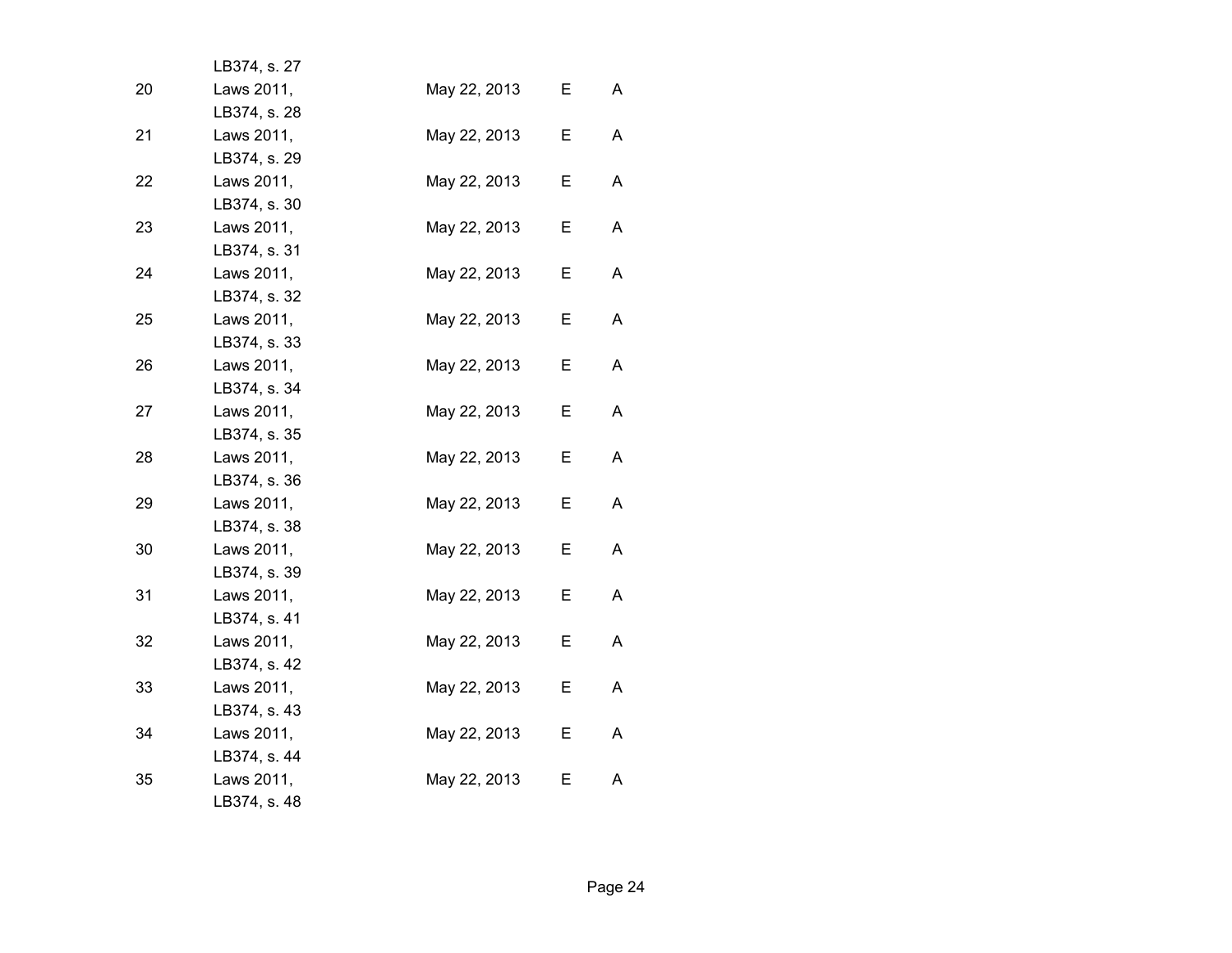| | | | | |
|---|---|---|---|---|
| | LB374, s. 27 | | | |
| 20 | Laws 2011, LB374, s. 28 | May 22, 2013 | E | A |
| 21 | Laws 2011, LB374, s. 29 | May 22, 2013 | E | A |
| 22 | Laws 2011, LB374, s. 30 | May 22, 2013 | E | A |
| 23 | Laws 2011, LB374, s. 31 | May 22, 2013 | E | A |
| 24 | Laws 2011, LB374, s. 32 | May 22, 2013 | E | A |
| 25 | Laws 2011, LB374, s. 33 | May 22, 2013 | E | A |
| 26 | Laws 2011, LB374, s. 34 | May 22, 2013 | E | A |
| 27 | Laws 2011, LB374, s. 35 | May 22, 2013 | E | A |
| 28 | Laws 2011, LB374, s. 36 | May 22, 2013 | E | A |
| 29 | Laws 2011, LB374, s. 38 | May 22, 2013 | E | A |
| 30 | Laws 2011, LB374, s. 39 | May 22, 2013 | E | A |
| 31 | Laws 2011, LB374, s. 41 | May 22, 2013 | E | A |
| 32 | Laws 2011, LB374, s. 42 | May 22, 2013 | E | A |
| 33 | Laws 2011, LB374, s. 43 | May 22, 2013 | E | A |
| 34 | Laws 2011, LB374, s. 44 | May 22, 2013 | E | A |
| 35 | Laws 2011, LB374, s. 48 | May 22, 2013 | E | A |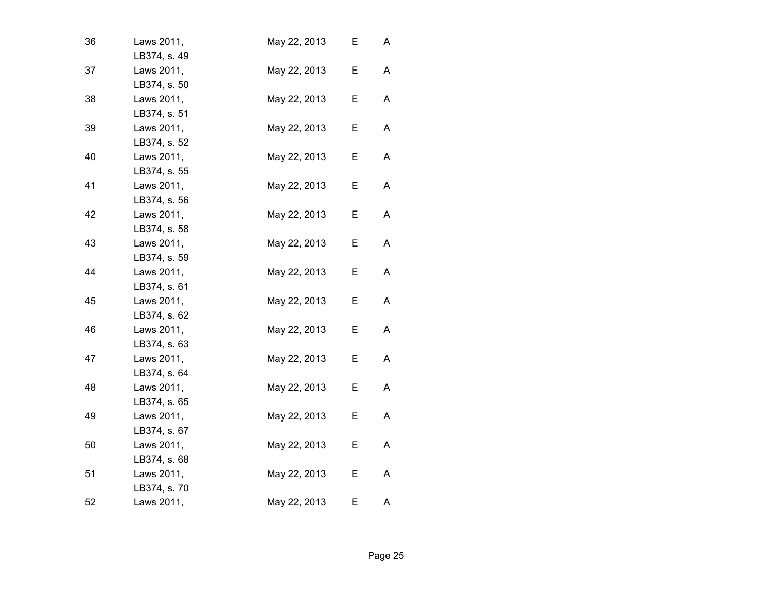| | | | | |
|---|---|---|---|---|
| 36 | Laws 2011, LB374, s. 49 | May 22, 2013 | E | A |
| 37 | Laws 2011, LB374, s. 50 | May 22, 2013 | E | A |
| 38 | Laws 2011, LB374, s. 51 | May 22, 2013 | E | A |
| 39 | Laws 2011, LB374, s. 52 | May 22, 2013 | E | A |
| 40 | Laws 2011, LB374, s. 55 | May 22, 2013 | E | A |
| 41 | Laws 2011, LB374, s. 56 | May 22, 2013 | E | A |
| 42 | Laws 2011, LB374, s. 58 | May 22, 2013 | E | A |
| 43 | Laws 2011, LB374, s. 59 | May 22, 2013 | E | A |
| 44 | Laws 2011, LB374, s. 61 | May 22, 2013 | E | A |
| 45 | Laws 2011, LB374, s. 62 | May 22, 2013 | E | A |
| 46 | Laws 2011, LB374, s. 63 | May 22, 2013 | E | A |
| 47 | Laws 2011, LB374, s. 64 | May 22, 2013 | E | A |
| 48 | Laws 2011, LB374, s. 65 | May 22, 2013 | E | A |
| 49 | Laws 2011, LB374, s. 67 | May 22, 2013 | E | A |
| 50 | Laws 2011, LB374, s. 68 | May 22, 2013 | E | A |
| 51 | Laws 2011, LB374, s. 70 | May 22, 2013 | E | A |
| 52 | Laws 2011, | May 22, 2013 | E | A |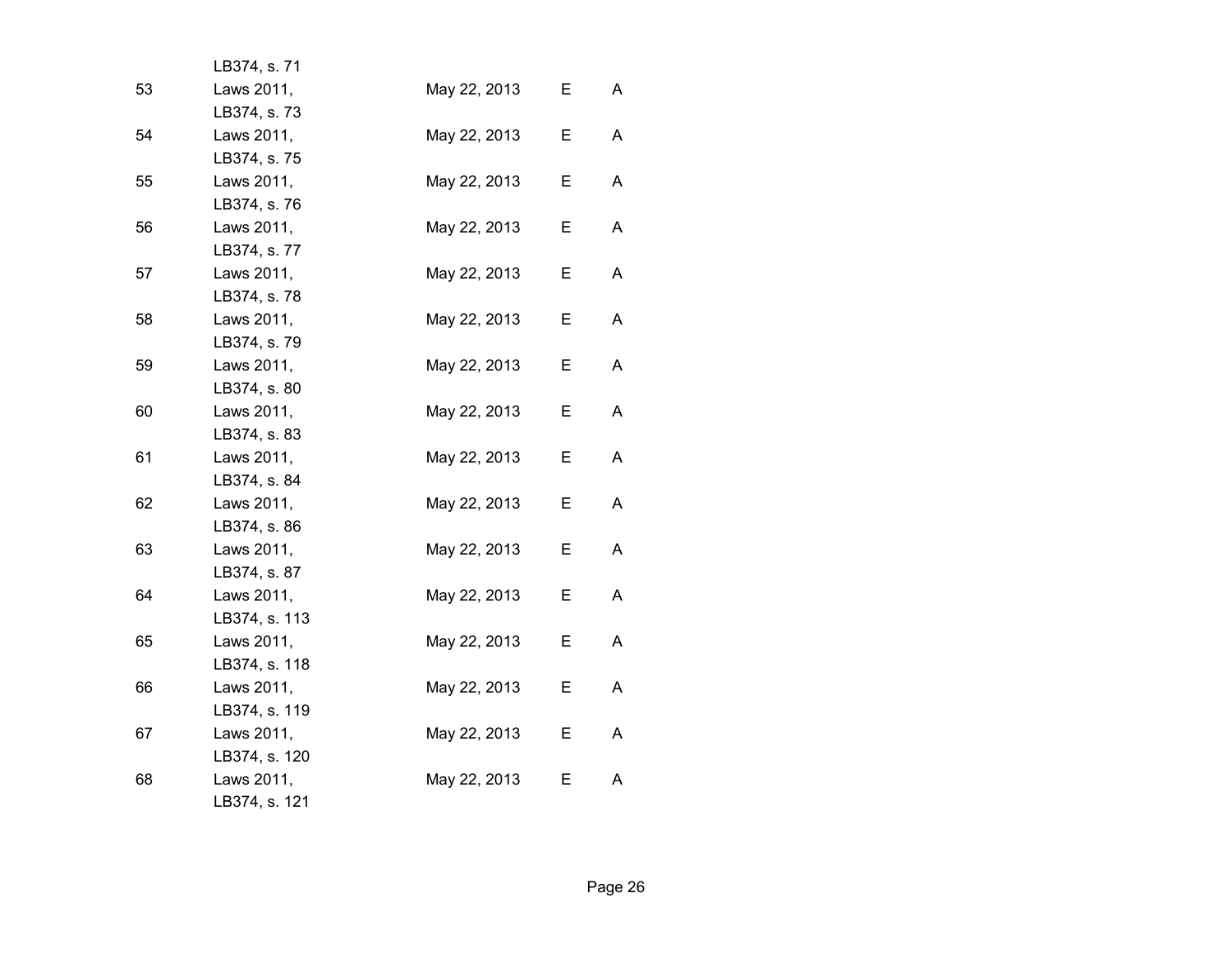| | | | | |
|---|---|---|---|---|
| | LB374, s. 71 | | | |
| 53 | Laws 2011, LB374, s. 73 | May 22, 2013 | E | A |
| 54 | Laws 2011, LB374, s. 75 | May 22, 2013 | E | A |
| 55 | Laws 2011, LB374, s. 76 | May 22, 2013 | E | A |
| 56 | Laws 2011, LB374, s. 77 | May 22, 2013 | E | A |
| 57 | Laws 2011, LB374, s. 78 | May 22, 2013 | E | A |
| 58 | Laws 2011, LB374, s. 79 | May 22, 2013 | E | A |
| 59 | Laws 2011, LB374, s. 80 | May 22, 2013 | E | A |
| 60 | Laws 2011, LB374, s. 83 | May 22, 2013 | E | A |
| 61 | Laws 2011, LB374, s. 84 | May 22, 2013 | E | A |
| 62 | Laws 2011, LB374, s. 86 | May 22, 2013 | E | A |
| 63 | Laws 2011, LB374, s. 87 | May 22, 2013 | E | A |
| 64 | Laws 2011, LB374, s. 113 | May 22, 2013 | E | A |
| 65 | Laws 2011, LB374, s. 118 | May 22, 2013 | E | A |
| 66 | Laws 2011, LB374, s. 119 | May 22, 2013 | E | A |
| 67 | Laws 2011, LB374, s. 120 | May 22, 2013 | E | A |
| 68 | Laws 2011, LB374, s. 121 | May 22, 2013 | E | A |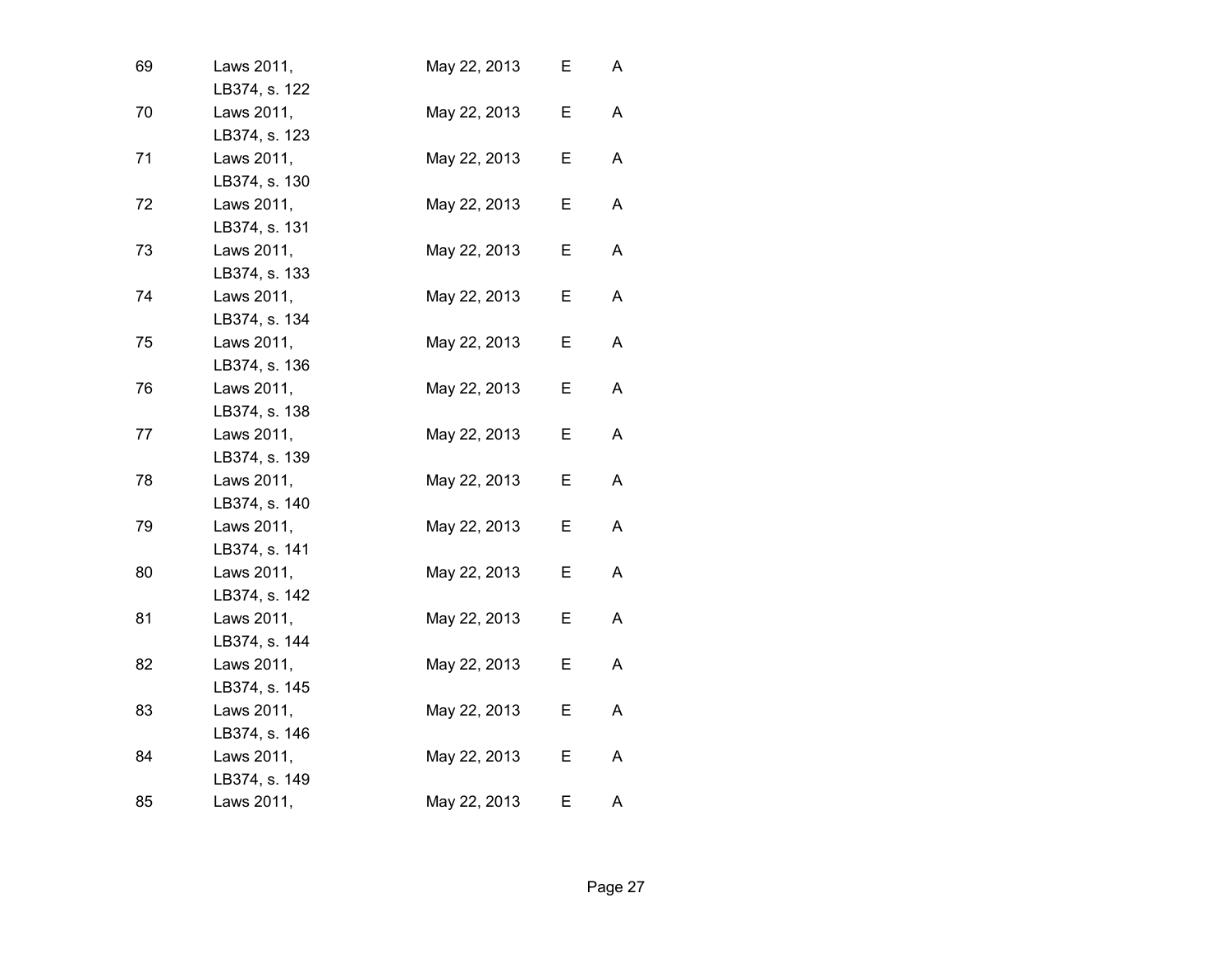| | | | | |
|---|---|---|---|---|
| 69 | Laws 2011, LB374, s. 122 | May 22, 2013 | E | A |
| 70 | Laws 2011, LB374, s. 123 | May 22, 2013 | E | A |
| 71 | Laws 2011, LB374, s. 130 | May 22, 2013 | E | A |
| 72 | Laws 2011, LB374, s. 131 | May 22, 2013 | E | A |
| 73 | Laws 2011, LB374, s. 133 | May 22, 2013 | E | A |
| 74 | Laws 2011, LB374, s. 134 | May 22, 2013 | E | A |
| 75 | Laws 2011, LB374, s. 136 | May 22, 2013 | E | A |
| 76 | Laws 2011, LB374, s. 138 | May 22, 2013 | E | A |
| 77 | Laws 2011, LB374, s. 139 | May 22, 2013 | E | A |
| 78 | Laws 2011, LB374, s. 140 | May 22, 2013 | E | A |
| 79 | Laws 2011, LB374, s. 141 | May 22, 2013 | E | A |
| 80 | Laws 2011, LB374, s. 142 | May 22, 2013 | E | A |
| 81 | Laws 2011, LB374, s. 144 | May 22, 2013 | E | A |
| 82 | Laws 2011, LB374, s. 145 | May 22, 2013 | E | A |
| 83 | Laws 2011, LB374, s. 146 | May 22, 2013 | E | A |
| 84 | Laws 2011, LB374, s. 149 | May 22, 2013 | E | A |
| 85 | Laws 2011, | May 22, 2013 | E | A |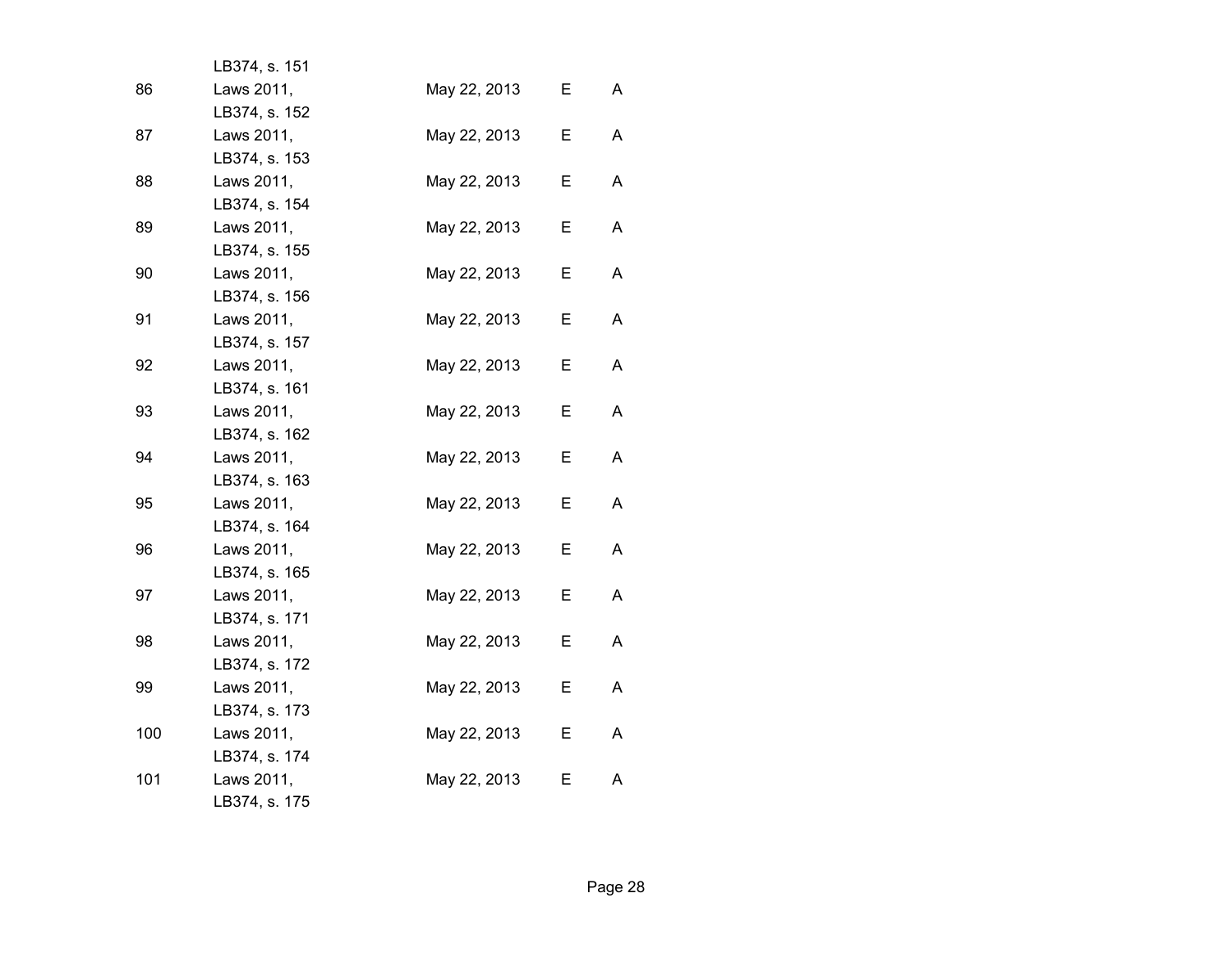| | | | | |
|---|---|---|---|---|
| | LB374, s. 151 | | | |
| 86 | Laws 2011, LB374, s. 152 | May 22, 2013 | E | A |
| 87 | Laws 2011, LB374, s. 153 | May 22, 2013 | E | A |
| 88 | Laws 2011, LB374, s. 154 | May 22, 2013 | E | A |
| 89 | Laws 2011, LB374, s. 155 | May 22, 2013 | E | A |
| 90 | Laws 2011, LB374, s. 156 | May 22, 2013 | E | A |
| 91 | Laws 2011, LB374, s. 157 | May 22, 2013 | E | A |
| 92 | Laws 2011, LB374, s. 161 | May 22, 2013 | E | A |
| 93 | Laws 2011, LB374, s. 162 | May 22, 2013 | E | A |
| 94 | Laws 2011, LB374, s. 163 | May 22, 2013 | E | A |
| 95 | Laws 2011, LB374, s. 164 | May 22, 2013 | E | A |
| 96 | Laws 2011, LB374, s. 165 | May 22, 2013 | E | A |
| 97 | Laws 2011, LB374, s. 171 | May 22, 2013 | E | A |
| 98 | Laws 2011, LB374, s. 172 | May 22, 2013 | E | A |
| 99 | Laws 2011, LB374, s. 173 | May 22, 2013 | E | A |
| 100 | Laws 2011, LB374, s. 174 | May 22, 2013 | E | A |
| 101 | Laws 2011, LB374, s. 175 | May 22, 2013 | E | A |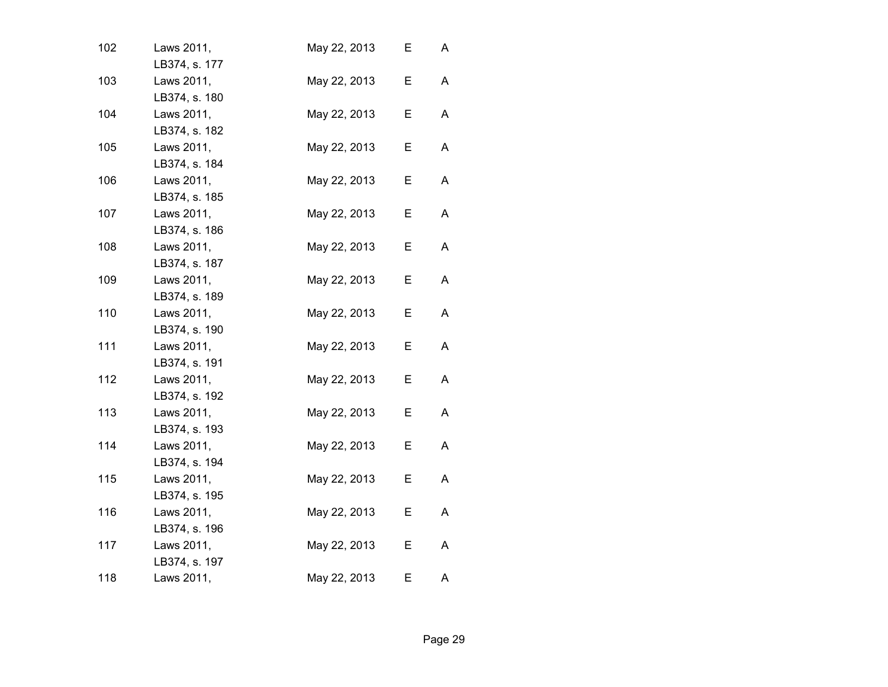| | | | | |
|---|---|---|---|---|
| 102 | Laws 2011, LB374, s. 177 | May 22, 2013 | E | A |
| 103 | Laws 2011, LB374, s. 180 | May 22, 2013 | E | A |
| 104 | Laws 2011, LB374, s. 182 | May 22, 2013 | E | A |
| 105 | Laws 2011, LB374, s. 184 | May 22, 2013 | E | A |
| 106 | Laws 2011, LB374, s. 185 | May 22, 2013 | E | A |
| 107 | Laws 2011, LB374, s. 186 | May 22, 2013 | E | A |
| 108 | Laws 2011, LB374, s. 187 | May 22, 2013 | E | A |
| 109 | Laws 2011, LB374, s. 189 | May 22, 2013 | E | A |
| 110 | Laws 2011, LB374, s. 190 | May 22, 2013 | E | A |
| 111 | Laws 2011, LB374, s. 191 | May 22, 2013 | E | A |
| 112 | Laws 2011, LB374, s. 192 | May 22, 2013 | E | A |
| 113 | Laws 2011, LB374, s. 193 | May 22, 2013 | E | A |
| 114 | Laws 2011, LB374, s. 194 | May 22, 2013 | E | A |
| 115 | Laws 2011, LB374, s. 195 | May 22, 2013 | E | A |
| 116 | Laws 2011, LB374, s. 196 | May 22, 2013 | E | A |
| 117 | Laws 2011, LB374, s. 197 | May 22, 2013 | E | A |
| 118 | Laws 2011, | May 22, 2013 | E | A |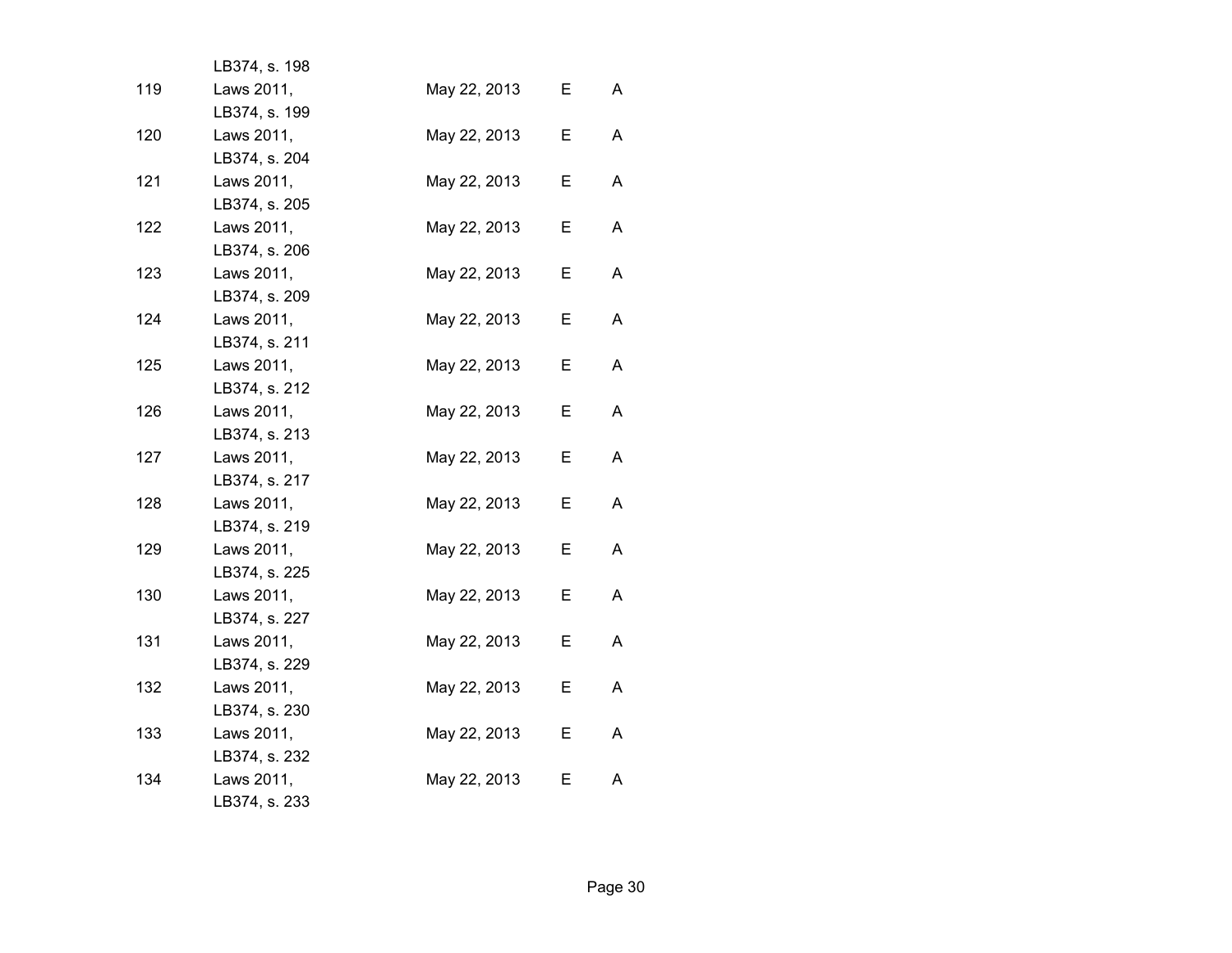| | | | | |
|---|---|---|---|---|
| | LB374, s. 198 | | | |
| 119 | Laws 2011, LB374, s. 199 | May 22, 2013 | E | A |
| 120 | Laws 2011, LB374, s. 204 | May 22, 2013 | E | A |
| 121 | Laws 2011, LB374, s. 205 | May 22, 2013 | E | A |
| 122 | Laws 2011, LB374, s. 206 | May 22, 2013 | E | A |
| 123 | Laws 2011, LB374, s. 209 | May 22, 2013 | E | A |
| 124 | Laws 2011, LB374, s. 211 | May 22, 2013 | E | A |
| 125 | Laws 2011, LB374, s. 212 | May 22, 2013 | E | A |
| 126 | Laws 2011, LB374, s. 213 | May 22, 2013 | E | A |
| 127 | Laws 2011, LB374, s. 217 | May 22, 2013 | E | A |
| 128 | Laws 2011, LB374, s. 219 | May 22, 2013 | E | A |
| 129 | Laws 2011, LB374, s. 225 | May 22, 2013 | E | A |
| 130 | Laws 2011, LB374, s. 227 | May 22, 2013 | E | A |
| 131 | Laws 2011, LB374, s. 229 | May 22, 2013 | E | A |
| 132 | Laws 2011, LB374, s. 230 | May 22, 2013 | E | A |
| 133 | Laws 2011, LB374, s. 232 | May 22, 2013 | E | A |
| 134 | Laws 2011, LB374, s. 233 | May 22, 2013 | E | A |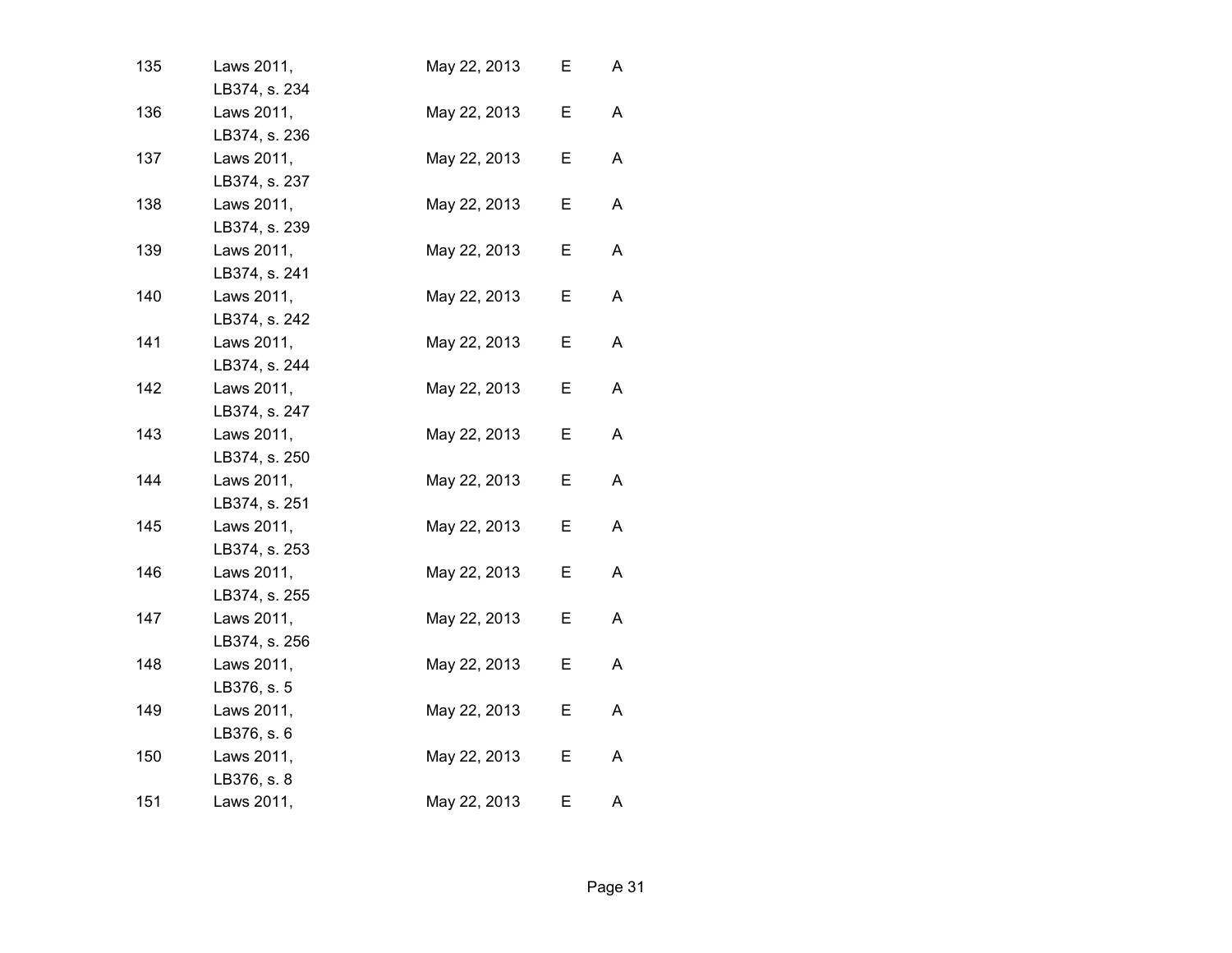| | | | | |
|---|---|---|---|---|
| 135 | Laws 2011, LB374, s. 234 | May 22, 2013 | E | A |
| 136 | Laws 2011, LB374, s. 236 | May 22, 2013 | E | A |
| 137 | Laws 2011, LB374, s. 237 | May 22, 2013 | E | A |
| 138 | Laws 2011, LB374, s. 239 | May 22, 2013 | E | A |
| 139 | Laws 2011, LB374, s. 241 | May 22, 2013 | E | A |
| 140 | Laws 2011, LB374, s. 242 | May 22, 2013 | E | A |
| 141 | Laws 2011, LB374, s. 244 | May 22, 2013 | E | A |
| 142 | Laws 2011, LB374, s. 247 | May 22, 2013 | E | A |
| 143 | Laws 2011, LB374, s. 250 | May 22, 2013 | E | A |
| 144 | Laws 2011, LB374, s. 251 | May 22, 2013 | E | A |
| 145 | Laws 2011, LB374, s. 253 | May 22, 2013 | E | A |
| 146 | Laws 2011, LB374, s. 255 | May 22, 2013 | E | A |
| 147 | Laws 2011, LB374, s. 256 | May 22, 2013 | E | A |
| 148 | Laws 2011, LB376, s. 5 | May 22, 2013 | E | A |
| 149 | Laws 2011, LB376, s. 6 | May 22, 2013 | E | A |
| 150 | Laws 2011, LB376, s. 8 | May 22, 2013 | E | A |
| 151 | Laws 2011, | May 22, 2013 | E | A |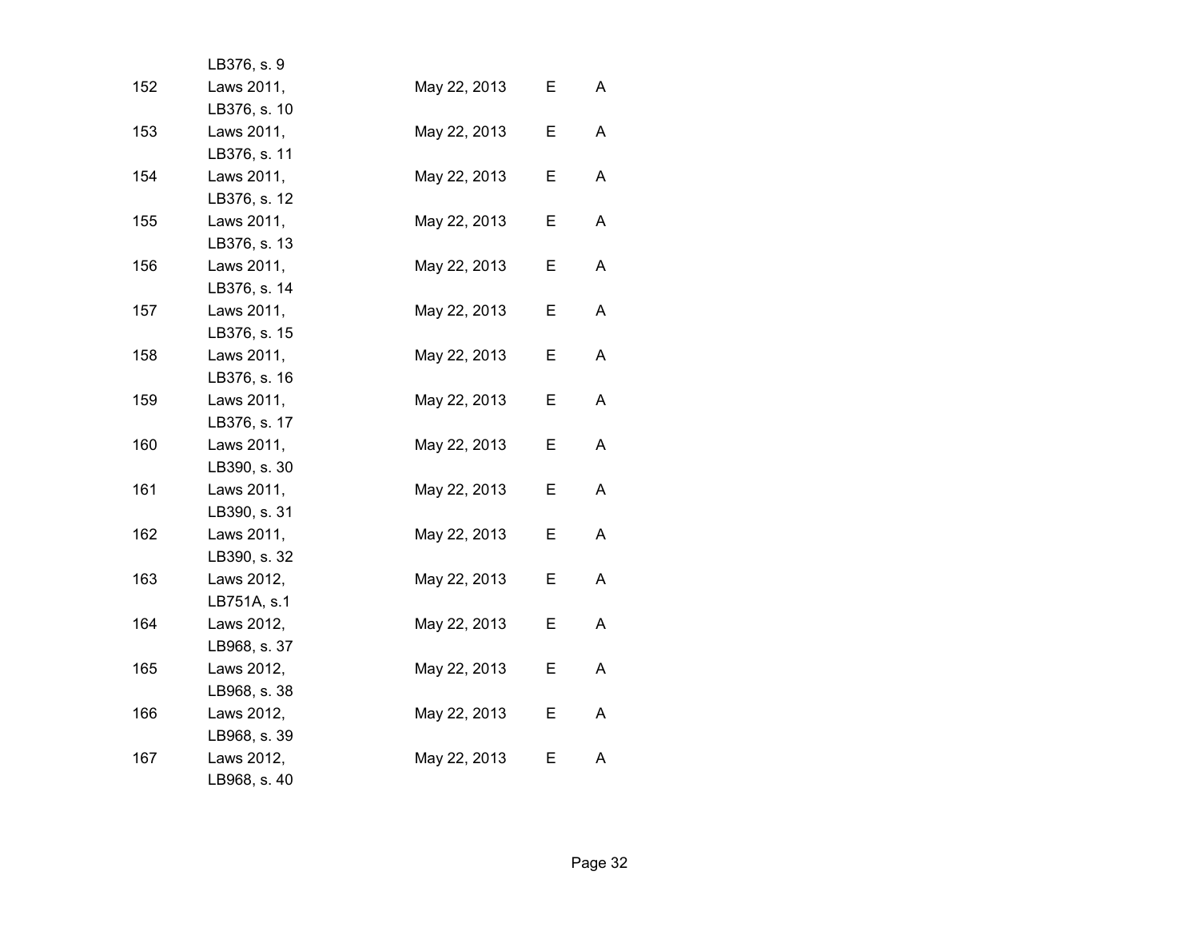| | | | | |
|---|---|---|---|---|
| | LB376, s. 9 | | | |
| 152 | Laws 2011, LB376, s. 10 | May 22, 2013 | E | A |
| 153 | Laws 2011, LB376, s. 11 | May 22, 2013 | E | A |
| 154 | Laws 2011, LB376, s. 12 | May 22, 2013 | E | A |
| 155 | Laws 2011, LB376, s. 13 | May 22, 2013 | E | A |
| 156 | Laws 2011, LB376, s. 14 | May 22, 2013 | E | A |
| 157 | Laws 2011, LB376, s. 15 | May 22, 2013 | E | A |
| 158 | Laws 2011, LB376, s. 16 | May 22, 2013 | E | A |
| 159 | Laws 2011, LB376, s. 17 | May 22, 2013 | E | A |
| 160 | Laws 2011, LB390, s. 30 | May 22, 2013 | E | A |
| 161 | Laws 2011, LB390, s. 31 | May 22, 2013 | E | A |
| 162 | Laws 2011, LB390, s. 32 | May 22, 2013 | E | A |
| 163 | Laws 2012, LB751A, s.1 | May 22, 2013 | E | A |
| 164 | Laws 2012, LB968, s. 37 | May 22, 2013 | E | A |
| 165 | Laws 2012, LB968, s. 38 | May 22, 2013 | E | A |
| 166 | Laws 2012, LB968, s. 39 | May 22, 2013 | E | A |
| 167 | Laws 2012, LB968, s. 40 | May 22, 2013 | E | A |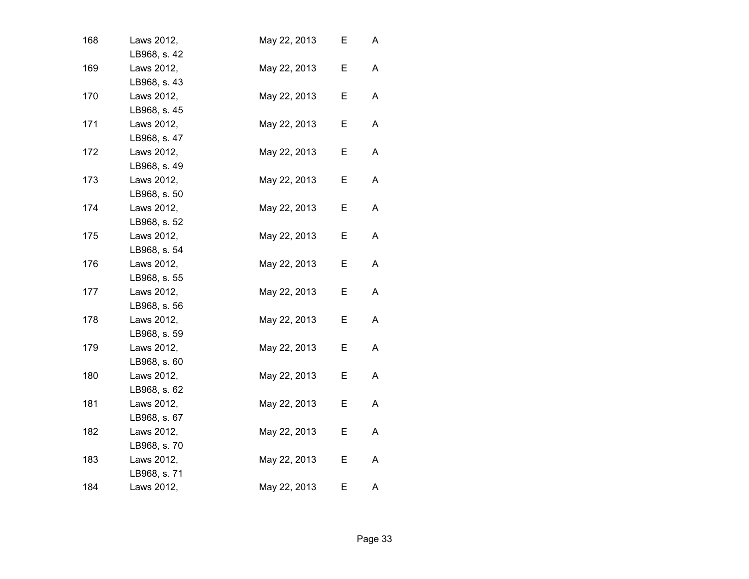| | | | | |
|---|---|---|---|---|
| 168 | Laws 2012, LB968, s. 42 | May 22, 2013 | E | A |
| 169 | Laws 2012, LB968, s. 43 | May 22, 2013 | E | A |
| 170 | Laws 2012, LB968, s. 45 | May 22, 2013 | E | A |
| 171 | Laws 2012, LB968, s. 47 | May 22, 2013 | E | A |
| 172 | Laws 2012, LB968, s. 49 | May 22, 2013 | E | A |
| 173 | Laws 2012, LB968, s. 50 | May 22, 2013 | E | A |
| 174 | Laws 2012, LB968, s. 52 | May 22, 2013 | E | A |
| 175 | Laws 2012, LB968, s. 54 | May 22, 2013 | E | A |
| 176 | Laws 2012, LB968, s. 55 | May 22, 2013 | E | A |
| 177 | Laws 2012, LB968, s. 56 | May 22, 2013 | E | A |
| 178 | Laws 2012, LB968, s. 59 | May 22, 2013 | E | A |
| 179 | Laws 2012, LB968, s. 60 | May 22, 2013 | E | A |
| 180 | Laws 2012, LB968, s. 62 | May 22, 2013 | E | A |
| 181 | Laws 2012, LB968, s. 67 | May 22, 2013 | E | A |
| 182 | Laws 2012, LB968, s. 70 | May 22, 2013 | E | A |
| 183 | Laws 2012, LB968, s. 71 | May 22, 2013 | E | A |
| 184 | Laws 2012, | May 22, 2013 | E | A |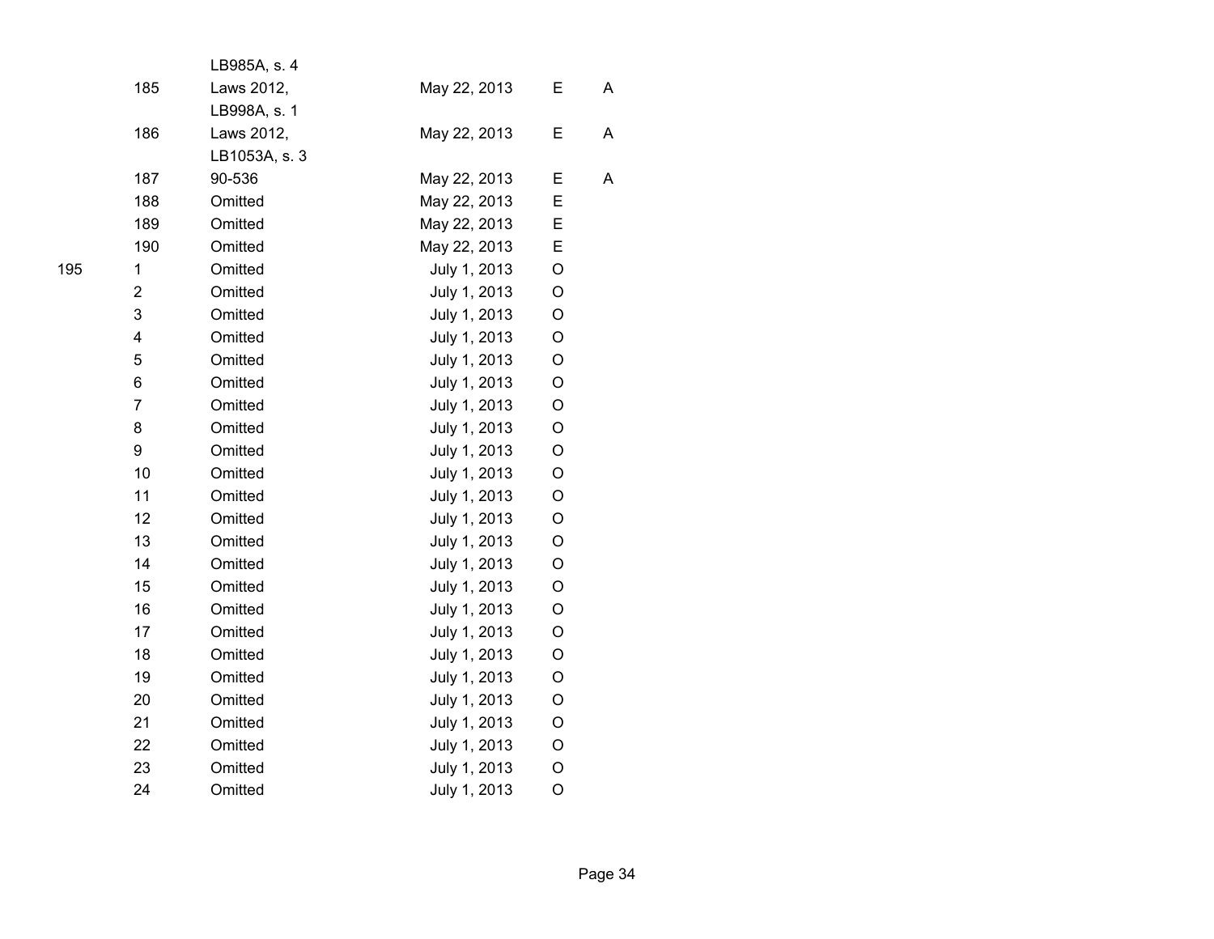| | | | | | |
|---|---|---|---|---|---|
| | | LB985A, s. 4 | | | |
| | 185 | Laws 2012, LB998A, s. 1 | May 22, 2013 | E | A |
| | 186 | Laws 2012, LB1053A, s. 3 | May 22, 2013 | E | A |
| | 187 | 90-536 | May 22, 2013 | E | A |
| | 188 | Omitted | May 22, 2013 | E | |
| | 189 | Omitted | May 22, 2013 | E | |
| | 190 | Omitted | May 22, 2013 | E | |
| 195 | 1 | Omitted | July 1, 2013 | O | |
| | 2 | Omitted | July 1, 2013 | O | |
| | 3 | Omitted | July 1, 2013 | O | |
| | 4 | Omitted | July 1, 2013 | O | |
| | 5 | Omitted | July 1, 2013 | O | |
| | 6 | Omitted | July 1, 2013 | O | |
| | 7 | Omitted | July 1, 2013 | O | |
| | 8 | Omitted | July 1, 2013 | O | |
| | 9 | Omitted | July 1, 2013 | O | |
| | 10 | Omitted | July 1, 2013 | O | |
| | 11 | Omitted | July 1, 2013 | O | |
| | 12 | Omitted | July 1, 2013 | O | |
| | 13 | Omitted | July 1, 2013 | O | |
| | 14 | Omitted | July 1, 2013 | O | |
| | 15 | Omitted | July 1, 2013 | O | |
| | 16 | Omitted | July 1, 2013 | O | |
| | 17 | Omitted | July 1, 2013 | O | |
| | 18 | Omitted | July 1, 2013 | O | |
| | 19 | Omitted | July 1, 2013 | O | |
| | 20 | Omitted | July 1, 2013 | O | |
| | 21 | Omitted | July 1, 2013 | O | |
| | 22 | Omitted | July 1, 2013 | O | |
| | 23 | Omitted | July 1, 2013 | O | |
| | 24 | Omitted | July 1, 2013 | O | |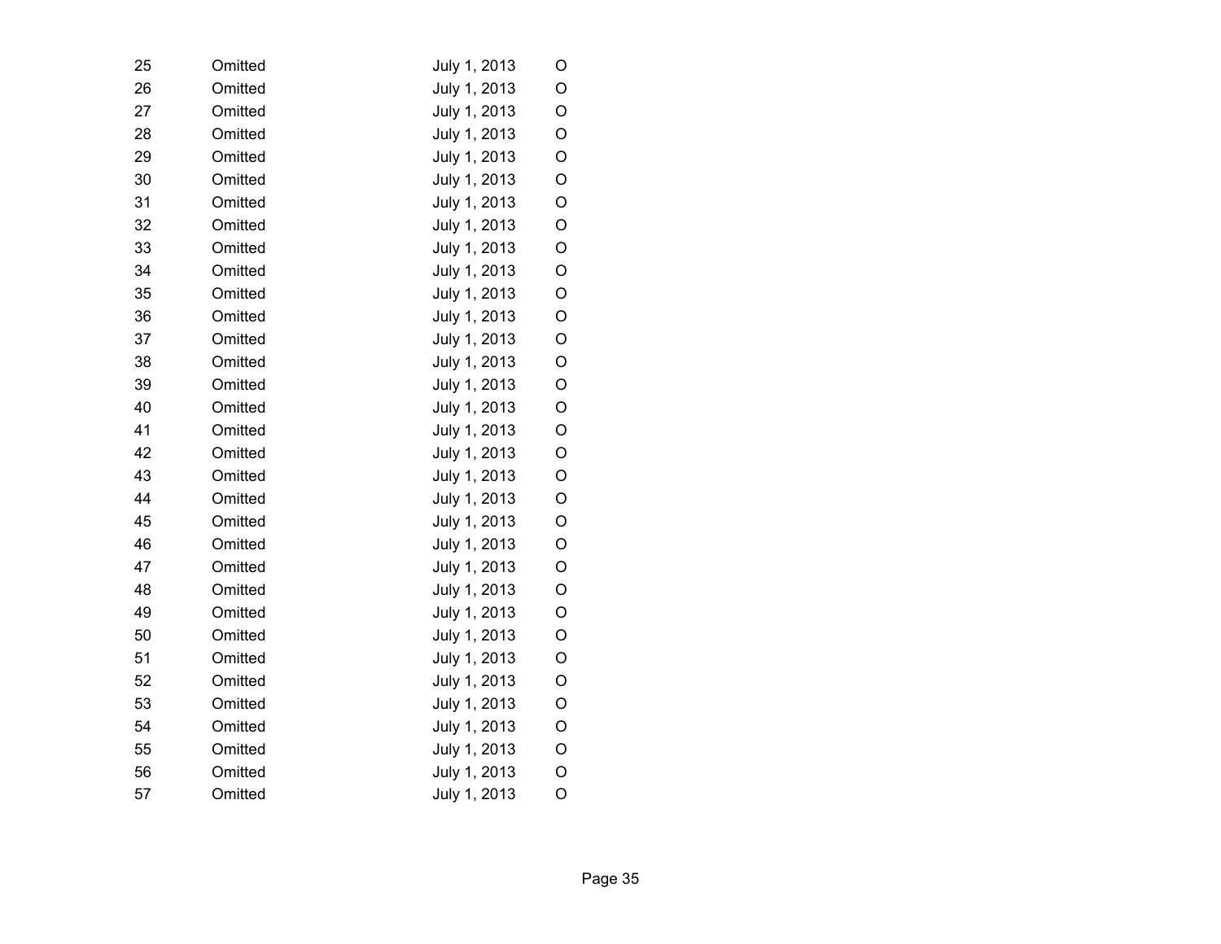| | | | |
|---|---|---|---|
| 25 | Omitted | July 1, 2013 | O |
| 26 | Omitted | July 1, 2013 | O |
| 27 | Omitted | July 1, 2013 | O |
| 28 | Omitted | July 1, 2013 | O |
| 29 | Omitted | July 1, 2013 | O |
| 30 | Omitted | July 1, 2013 | O |
| 31 | Omitted | July 1, 2013 | O |
| 32 | Omitted | July 1, 2013 | O |
| 33 | Omitted | July 1, 2013 | O |
| 34 | Omitted | July 1, 2013 | O |
| 35 | Omitted | July 1, 2013 | O |
| 36 | Omitted | July 1, 2013 | O |
| 37 | Omitted | July 1, 2013 | O |
| 38 | Omitted | July 1, 2013 | O |
| 39 | Omitted | July 1, 2013 | O |
| 40 | Omitted | July 1, 2013 | O |
| 41 | Omitted | July 1, 2013 | O |
| 42 | Omitted | July 1, 2013 | O |
| 43 | Omitted | July 1, 2013 | O |
| 44 | Omitted | July 1, 2013 | O |
| 45 | Omitted | July 1, 2013 | O |
| 46 | Omitted | July 1, 2013 | O |
| 47 | Omitted | July 1, 2013 | O |
| 48 | Omitted | July 1, 2013 | O |
| 49 | Omitted | July 1, 2013 | O |
| 50 | Omitted | July 1, 2013 | O |
| 51 | Omitted | July 1, 2013 | O |
| 52 | Omitted | July 1, 2013 | O |
| 53 | Omitted | July 1, 2013 | O |
| 54 | Omitted | July 1, 2013 | O |
| 55 | Omitted | July 1, 2013 | O |
| 56 | Omitted | July 1, 2013 | O |
| 57 | Omitted | July 1, 2013 | O |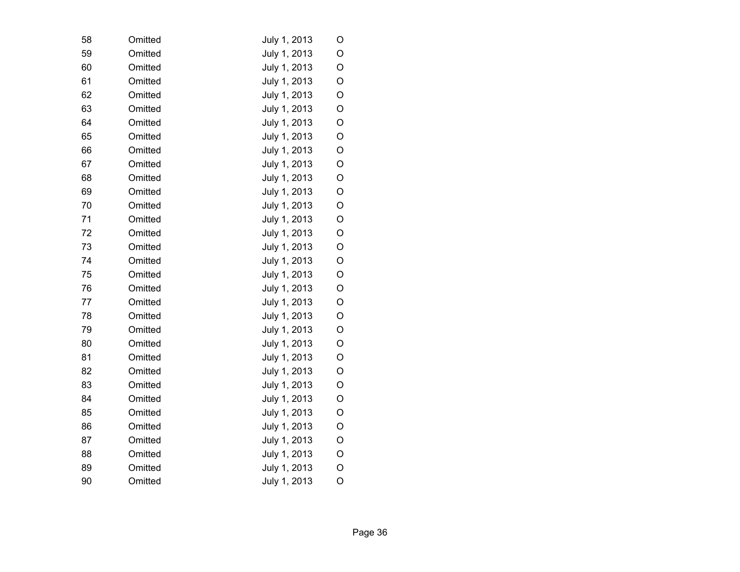| | | | |
|---|---|---|---|
| 58 | Omitted | July 1, 2013 | O |
| 59 | Omitted | July 1, 2013 | O |
| 60 | Omitted | July 1, 2013 | O |
| 61 | Omitted | July 1, 2013 | O |
| 62 | Omitted | July 1, 2013 | O |
| 63 | Omitted | July 1, 2013 | O |
| 64 | Omitted | July 1, 2013 | O |
| 65 | Omitted | July 1, 2013 | O |
| 66 | Omitted | July 1, 2013 | O |
| 67 | Omitted | July 1, 2013 | O |
| 68 | Omitted | July 1, 2013 | O |
| 69 | Omitted | July 1, 2013 | O |
| 70 | Omitted | July 1, 2013 | O |
| 71 | Omitted | July 1, 2013 | O |
| 72 | Omitted | July 1, 2013 | O |
| 73 | Omitted | July 1, 2013 | O |
| 74 | Omitted | July 1, 2013 | O |
| 75 | Omitted | July 1, 2013 | O |
| 76 | Omitted | July 1, 2013 | O |
| 77 | Omitted | July 1, 2013 | O |
| 78 | Omitted | July 1, 2013 | O |
| 79 | Omitted | July 1, 2013 | O |
| 80 | Omitted | July 1, 2013 | O |
| 81 | Omitted | July 1, 2013 | O |
| 82 | Omitted | July 1, 2013 | O |
| 83 | Omitted | July 1, 2013 | O |
| 84 | Omitted | July 1, 2013 | O |
| 85 | Omitted | July 1, 2013 | O |
| 86 | Omitted | July 1, 2013 | O |
| 87 | Omitted | July 1, 2013 | O |
| 88 | Omitted | July 1, 2013 | O |
| 89 | Omitted | July 1, 2013 | O |
| 90 | Omitted | July 1, 2013 | O |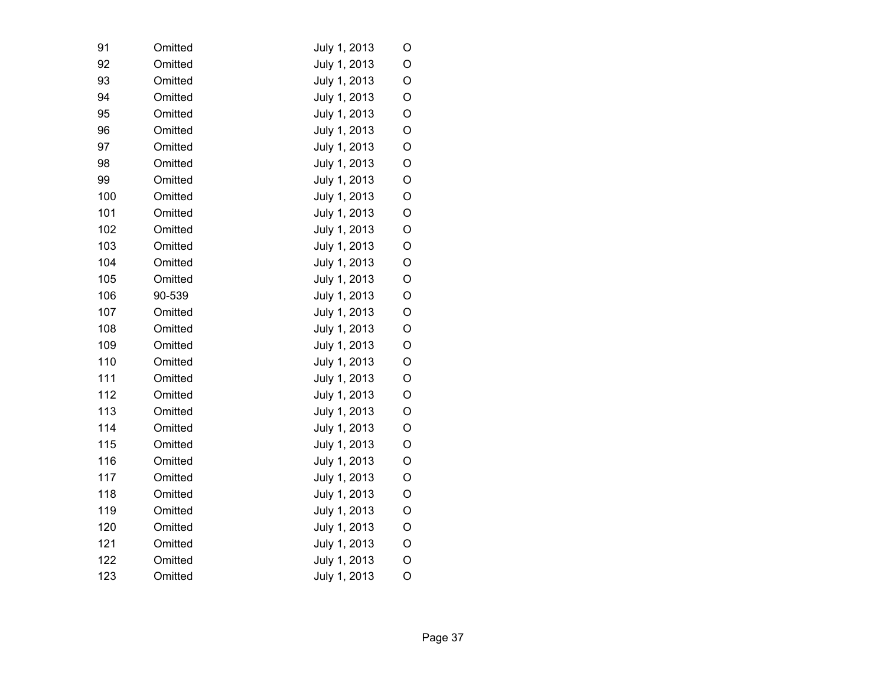| | | | |
|---|---|---|---|
| 91 | Omitted | July 1, 2013 | O |
| 92 | Omitted | July 1, 2013 | O |
| 93 | Omitted | July 1, 2013 | O |
| 94 | Omitted | July 1, 2013 | O |
| 95 | Omitted | July 1, 2013 | O |
| 96 | Omitted | July 1, 2013 | O |
| 97 | Omitted | July 1, 2013 | O |
| 98 | Omitted | July 1, 2013 | O |
| 99 | Omitted | July 1, 2013 | O |
| 100 | Omitted | July 1, 2013 | O |
| 101 | Omitted | July 1, 2013 | O |
| 102 | Omitted | July 1, 2013 | O |
| 103 | Omitted | July 1, 2013 | O |
| 104 | Omitted | July 1, 2013 | O |
| 105 | Omitted | July 1, 2013 | O |
| 106 | 90-539 | July 1, 2013 | O |
| 107 | Omitted | July 1, 2013 | O |
| 108 | Omitted | July 1, 2013 | O |
| 109 | Omitted | July 1, 2013 | O |
| 110 | Omitted | July 1, 2013 | O |
| 111 | Omitted | July 1, 2013 | O |
| 112 | Omitted | July 1, 2013 | O |
| 113 | Omitted | July 1, 2013 | O |
| 114 | Omitted | July 1, 2013 | O |
| 115 | Omitted | July 1, 2013 | O |
| 116 | Omitted | July 1, 2013 | O |
| 117 | Omitted | July 1, 2013 | O |
| 118 | Omitted | July 1, 2013 | O |
| 119 | Omitted | July 1, 2013 | O |
| 120 | Omitted | July 1, 2013 | O |
| 121 | Omitted | July 1, 2013 | O |
| 122 | Omitted | July 1, 2013 | O |
| 123 | Omitted | July 1, 2013 | O |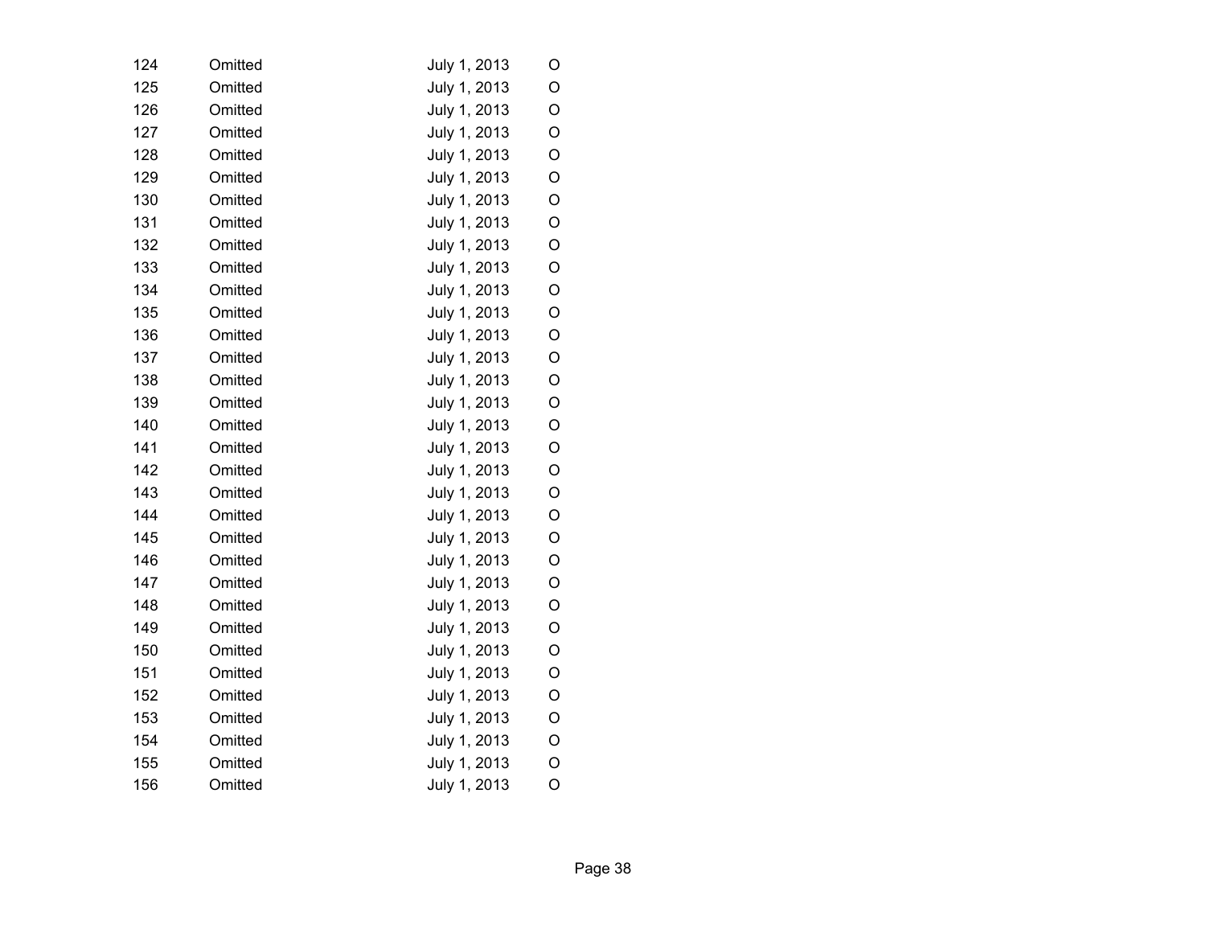| | | | |
|---|---|---|---|
| 124 | Omitted | July 1, 2013 | O |
| 125 | Omitted | July 1, 2013 | O |
| 126 | Omitted | July 1, 2013 | O |
| 127 | Omitted | July 1, 2013 | O |
| 128 | Omitted | July 1, 2013 | O |
| 129 | Omitted | July 1, 2013 | O |
| 130 | Omitted | July 1, 2013 | O |
| 131 | Omitted | July 1, 2013 | O |
| 132 | Omitted | July 1, 2013 | O |
| 133 | Omitted | July 1, 2013 | O |
| 134 | Omitted | July 1, 2013 | O |
| 135 | Omitted | July 1, 2013 | O |
| 136 | Omitted | July 1, 2013 | O |
| 137 | Omitted | July 1, 2013 | O |
| 138 | Omitted | July 1, 2013 | O |
| 139 | Omitted | July 1, 2013 | O |
| 140 | Omitted | July 1, 2013 | O |
| 141 | Omitted | July 1, 2013 | O |
| 142 | Omitted | July 1, 2013 | O |
| 143 | Omitted | July 1, 2013 | O |
| 144 | Omitted | July 1, 2013 | O |
| 145 | Omitted | July 1, 2013 | O |
| 146 | Omitted | July 1, 2013 | O |
| 147 | Omitted | July 1, 2013 | O |
| 148 | Omitted | July 1, 2013 | O |
| 149 | Omitted | July 1, 2013 | O |
| 150 | Omitted | July 1, 2013 | O |
| 151 | Omitted | July 1, 2013 | O |
| 152 | Omitted | July 1, 2013 | O |
| 153 | Omitted | July 1, 2013 | O |
| 154 | Omitted | July 1, 2013 | O |
| 155 | Omitted | July 1, 2013 | O |
| 156 | Omitted | July 1, 2013 | O |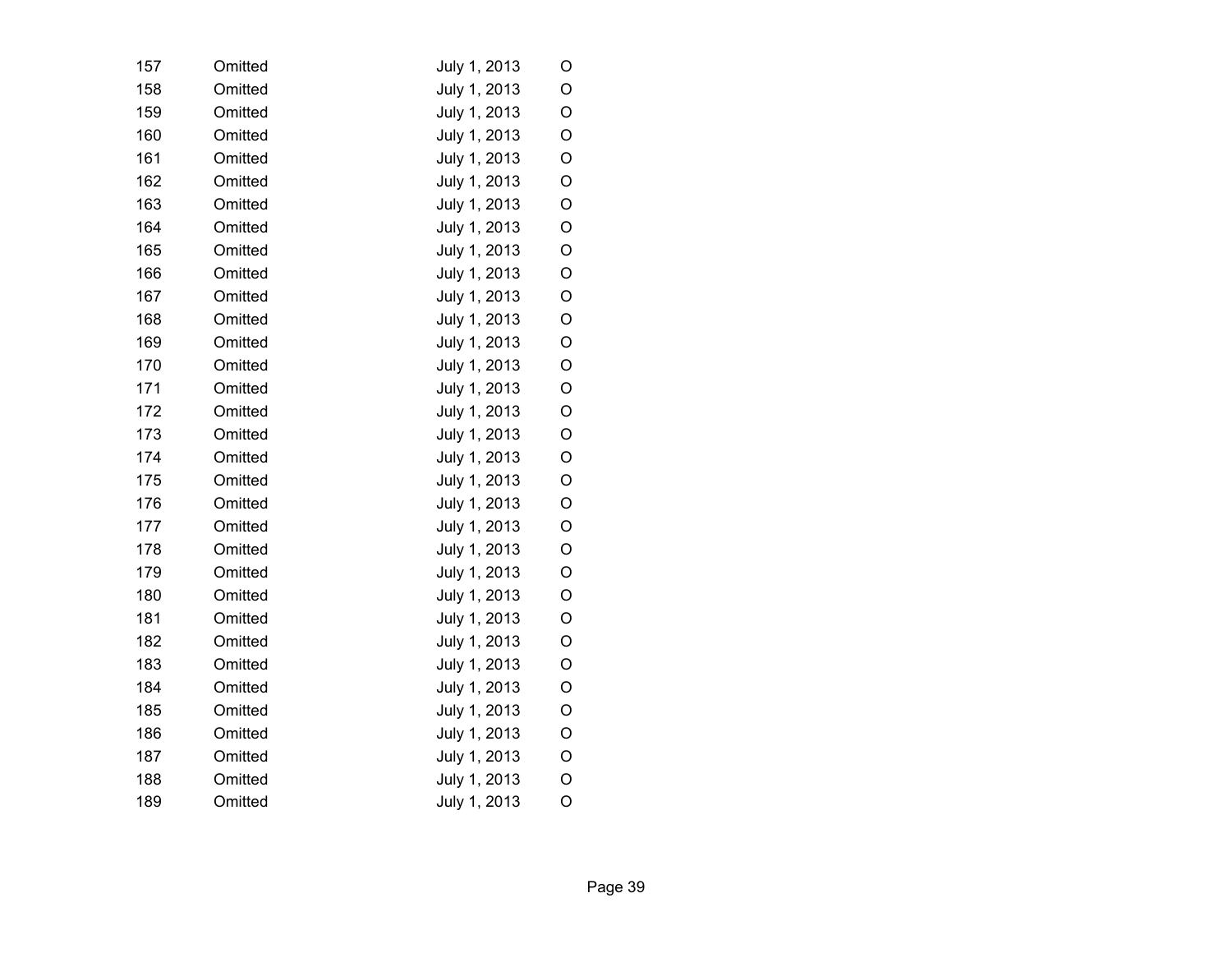| | | | |
|---|---|---|---|
| 157 | Omitted | July 1, 2013 | O |
| 158 | Omitted | July 1, 2013 | O |
| 159 | Omitted | July 1, 2013 | O |
| 160 | Omitted | July 1, 2013 | O |
| 161 | Omitted | July 1, 2013 | O |
| 162 | Omitted | July 1, 2013 | O |
| 163 | Omitted | July 1, 2013 | O |
| 164 | Omitted | July 1, 2013 | O |
| 165 | Omitted | July 1, 2013 | O |
| 166 | Omitted | July 1, 2013 | O |
| 167 | Omitted | July 1, 2013 | O |
| 168 | Omitted | July 1, 2013 | O |
| 169 | Omitted | July 1, 2013 | O |
| 170 | Omitted | July 1, 2013 | O |
| 171 | Omitted | July 1, 2013 | O |
| 172 | Omitted | July 1, 2013 | O |
| 173 | Omitted | July 1, 2013 | O |
| 174 | Omitted | July 1, 2013 | O |
| 175 | Omitted | July 1, 2013 | O |
| 176 | Omitted | July 1, 2013 | O |
| 177 | Omitted | July 1, 2013 | O |
| 178 | Omitted | July 1, 2013 | O |
| 179 | Omitted | July 1, 2013 | O |
| 180 | Omitted | July 1, 2013 | O |
| 181 | Omitted | July 1, 2013 | O |
| 182 | Omitted | July 1, 2013 | O |
| 183 | Omitted | July 1, 2013 | O |
| 184 | Omitted | July 1, 2013 | O |
| 185 | Omitted | July 1, 2013 | O |
| 186 | Omitted | July 1, 2013 | O |
| 187 | Omitted | July 1, 2013 | O |
| 188 | Omitted | July 1, 2013 | O |
| 189 | Omitted | July 1, 2013 | O |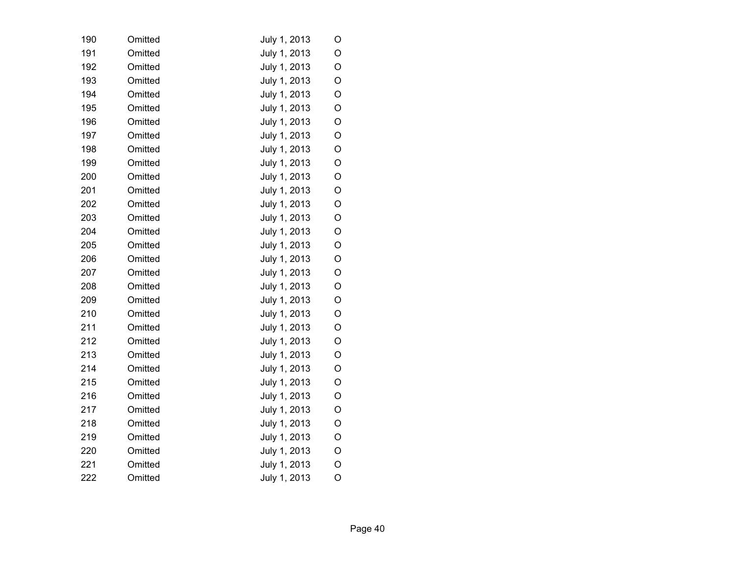| | | | |
|---|---|---|---|
| 190 | Omitted | July 1, 2013 | O |
| 191 | Omitted | July 1, 2013 | O |
| 192 | Omitted | July 1, 2013 | O |
| 193 | Omitted | July 1, 2013 | O |
| 194 | Omitted | July 1, 2013 | O |
| 195 | Omitted | July 1, 2013 | O |
| 196 | Omitted | July 1, 2013 | O |
| 197 | Omitted | July 1, 2013 | O |
| 198 | Omitted | July 1, 2013 | O |
| 199 | Omitted | July 1, 2013 | O |
| 200 | Omitted | July 1, 2013 | O |
| 201 | Omitted | July 1, 2013 | O |
| 202 | Omitted | July 1, 2013 | O |
| 203 | Omitted | July 1, 2013 | O |
| 204 | Omitted | July 1, 2013 | O |
| 205 | Omitted | July 1, 2013 | O |
| 206 | Omitted | July 1, 2013 | O |
| 207 | Omitted | July 1, 2013 | O |
| 208 | Omitted | July 1, 2013 | O |
| 209 | Omitted | July 1, 2013 | O |
| 210 | Omitted | July 1, 2013 | O |
| 211 | Omitted | July 1, 2013 | O |
| 212 | Omitted | July 1, 2013 | O |
| 213 | Omitted | July 1, 2013 | O |
| 214 | Omitted | July 1, 2013 | O |
| 215 | Omitted | July 1, 2013 | O |
| 216 | Omitted | July 1, 2013 | O |
| 217 | Omitted | July 1, 2013 | O |
| 218 | Omitted | July 1, 2013 | O |
| 219 | Omitted | July 1, 2013 | O |
| 220 | Omitted | July 1, 2013 | O |
| 221 | Omitted | July 1, 2013 | O |
| 222 | Omitted | July 1, 2013 | O |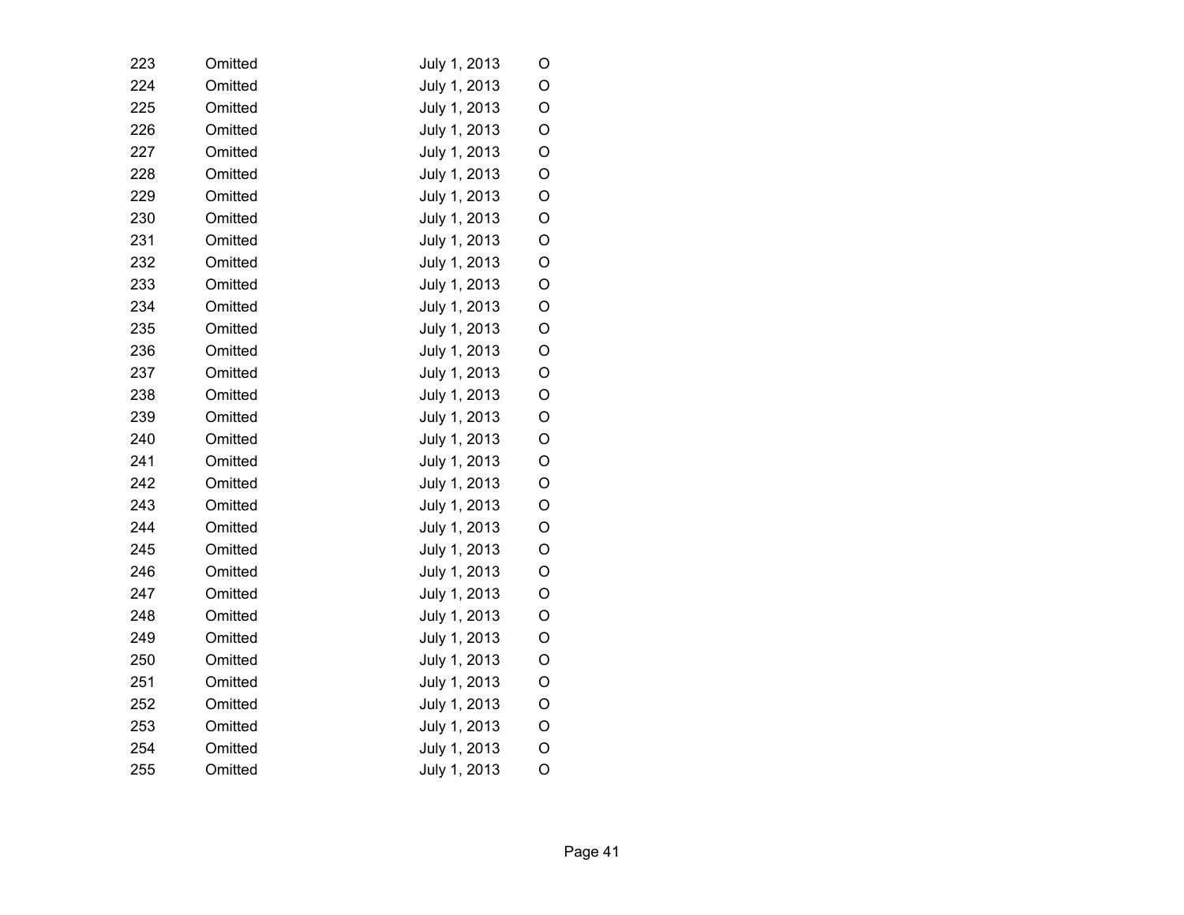| | | | |
|---|---|---|---|
| 223 | Omitted | July 1, 2013 | O |
| 224 | Omitted | July 1, 2013 | O |
| 225 | Omitted | July 1, 2013 | O |
| 226 | Omitted | July 1, 2013 | O |
| 227 | Omitted | July 1, 2013 | O |
| 228 | Omitted | July 1, 2013 | O |
| 229 | Omitted | July 1, 2013 | O |
| 230 | Omitted | July 1, 2013 | O |
| 231 | Omitted | July 1, 2013 | O |
| 232 | Omitted | July 1, 2013 | O |
| 233 | Omitted | July 1, 2013 | O |
| 234 | Omitted | July 1, 2013 | O |
| 235 | Omitted | July 1, 2013 | O |
| 236 | Omitted | July 1, 2013 | O |
| 237 | Omitted | July 1, 2013 | O |
| 238 | Omitted | July 1, 2013 | O |
| 239 | Omitted | July 1, 2013 | O |
| 240 | Omitted | July 1, 2013 | O |
| 241 | Omitted | July 1, 2013 | O |
| 242 | Omitted | July 1, 2013 | O |
| 243 | Omitted | July 1, 2013 | O |
| 244 | Omitted | July 1, 2013 | O |
| 245 | Omitted | July 1, 2013 | O |
| 246 | Omitted | July 1, 2013 | O |
| 247 | Omitted | July 1, 2013 | O |
| 248 | Omitted | July 1, 2013 | O |
| 249 | Omitted | July 1, 2013 | O |
| 250 | Omitted | July 1, 2013 | O |
| 251 | Omitted | July 1, 2013 | O |
| 252 | Omitted | July 1, 2013 | O |
| 253 | Omitted | July 1, 2013 | O |
| 254 | Omitted | July 1, 2013 | O |
| 255 | Omitted | July 1, 2013 | O |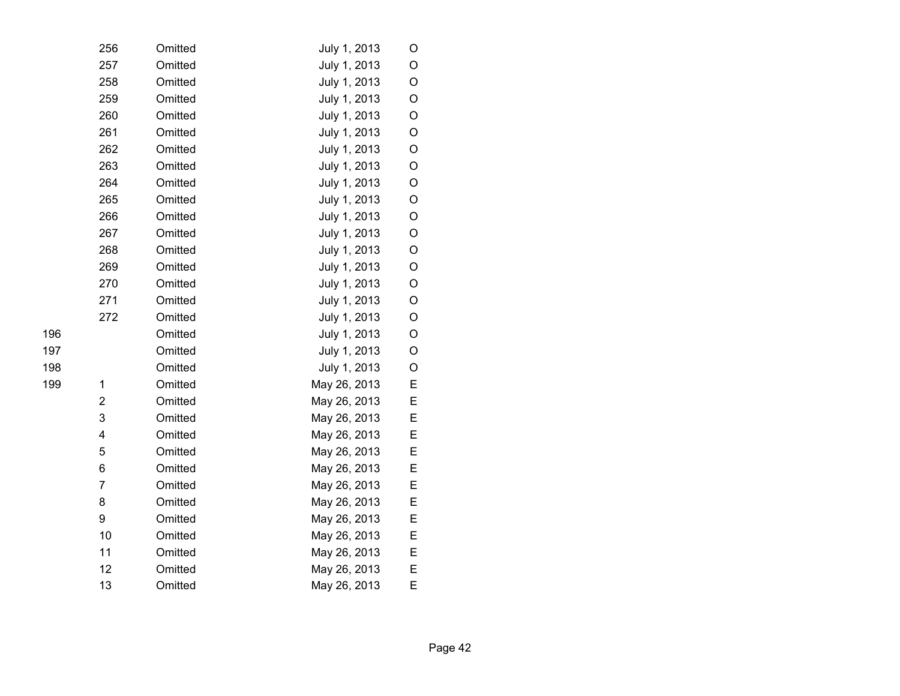| | | | | |
|---|---|---|---|---|
| | 256 | Omitted | July 1, 2013 | O |
| | 257 | Omitted | July 1, 2013 | O |
| | 258 | Omitted | July 1, 2013 | O |
| | 259 | Omitted | July 1, 2013 | O |
| | 260 | Omitted | July 1, 2013 | O |
| | 261 | Omitted | July 1, 2013 | O |
| | 262 | Omitted | July 1, 2013 | O |
| | 263 | Omitted | July 1, 2013 | O |
| | 264 | Omitted | July 1, 2013 | O |
| | 265 | Omitted | July 1, 2013 | O |
| | 266 | Omitted | July 1, 2013 | O |
| | 267 | Omitted | July 1, 2013 | O |
| | 268 | Omitted | July 1, 2013 | O |
| | 269 | Omitted | July 1, 2013 | O |
| | 270 | Omitted | July 1, 2013 | O |
| | 271 | Omitted | July 1, 2013 | O |
| | 272 | Omitted | July 1, 2013 | O |
| 196 | | Omitted | July 1, 2013 | O |
| 197 | | Omitted | July 1, 2013 | O |
| 198 | | Omitted | July 1, 2013 | O |
| 199 | 1 | Omitted | May 26, 2013 | E |
| | 2 | Omitted | May 26, 2013 | E |
| | 3 | Omitted | May 26, 2013 | E |
| | 4 | Omitted | May 26, 2013 | E |
| | 5 | Omitted | May 26, 2013 | E |
| | 6 | Omitted | May 26, 2013 | E |
| | 7 | Omitted | May 26, 2013 | E |
| | 8 | Omitted | May 26, 2013 | E |
| | 9 | Omitted | May 26, 2013 | E |
| | 10 | Omitted | May 26, 2013 | E |
| | 11 | Omitted | May 26, 2013 | E |
| | 12 | Omitted | May 26, 2013 | E |
| | 13 | Omitted | May 26, 2013 | E |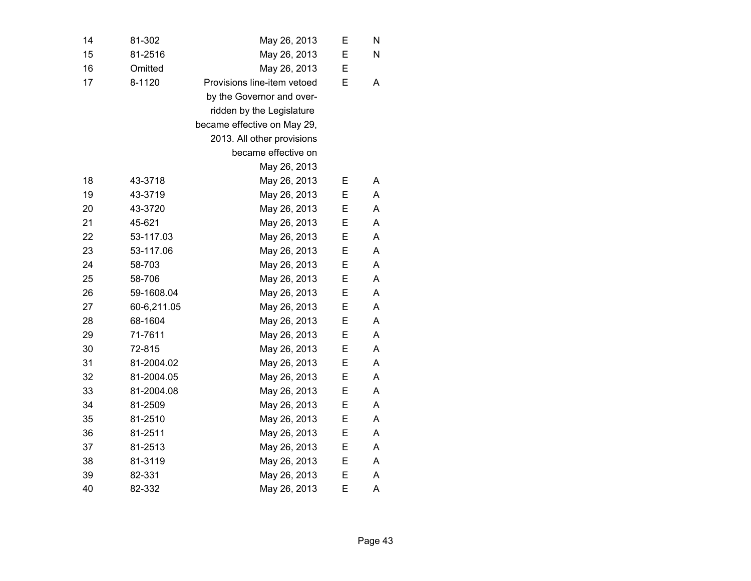| | | | | |
|---|---|---|---|---|
| 14 | 81-302 | May 26, 2013 | E | N |
| 15 | 81-2516 | May 26, 2013 | E | N |
| 16 | Omitted | May 26, 2013 | E | |
| 17 | 8-1120 | Provisions line-item vetoed by the Governor and over-ridden by the Legislature became effective on May 29, 2013. All other provisions became effective on May 26, 2013 | E | A |
| 18 | 43-3718 | May 26, 2013 | E | A |
| 19 | 43-3719 | May 26, 2013 | E | A |
| 20 | 43-3720 | May 26, 2013 | E | A |
| 21 | 45-621 | May 26, 2013 | E | A |
| 22 | 53-117.03 | May 26, 2013 | E | A |
| 23 | 53-117.06 | May 26, 2013 | E | A |
| 24 | 58-703 | May 26, 2013 | E | A |
| 25 | 58-706 | May 26, 2013 | E | A |
| 26 | 59-1608.04 | May 26, 2013 | E | A |
| 27 | 60-6,211.05 | May 26, 2013 | E | A |
| 28 | 68-1604 | May 26, 2013 | E | A |
| 29 | 71-7611 | May 26, 2013 | E | A |
| 30 | 72-815 | May 26, 2013 | E | A |
| 31 | 81-2004.02 | May 26, 2013 | E | A |
| 32 | 81-2004.05 | May 26, 2013 | E | A |
| 33 | 81-2004.08 | May 26, 2013 | E | A |
| 34 | 81-2509 | May 26, 2013 | E | A |
| 35 | 81-2510 | May 26, 2013 | E | A |
| 36 | 81-2511 | May 26, 2013 | E | A |
| 37 | 81-2513 | May 26, 2013 | E | A |
| 38 | 81-3119 | May 26, 2013 | E | A |
| 39 | 82-331 | May 26, 2013 | E | A |
| 40 | 82-332 | May 26, 2013 | E | A |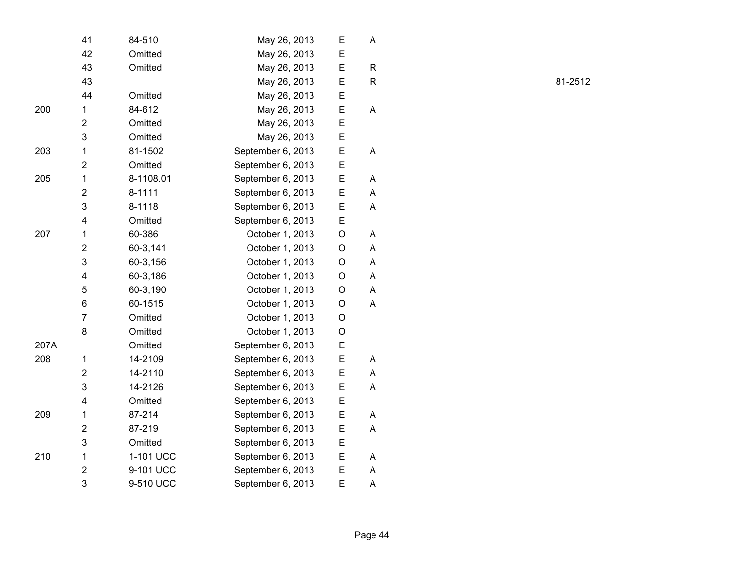| | | | | | | |
|---|---|---|---|---|---|---|
| | 41 | 84-510 | May 26, 2013 | E | A | |
| | 42 | Omitted | May 26, 2013 | E | | |
| | 43 | Omitted | May 26, 2013 | E | R | |
| | 43 | | May 26, 2013 | E | R | 81-2512 |
| | 44 | Omitted | May 26, 2013 | E | | |
| 200 | 1 | 84-612 | May 26, 2013 | E | A | |
| | 2 | Omitted | May 26, 2013 | E | | |
| | 3 | Omitted | May 26, 2013 | E | | |
| 203 | 1 | 81-1502 | September 6, 2013 | E | A | |
| | 2 | Omitted | September 6, 2013 | E | | |
| 205 | 1 | 8-1108.01 | September 6, 2013 | E | A | |
| | 2 | 8-1111 | September 6, 2013 | E | A | |
| | 3 | 8-1118 | September 6, 2013 | E | A | |
| | 4 | Omitted | September 6, 2013 | E | | |
| 207 | 1 | 60-386 | October 1, 2013 | O | A | |
| | 2 | 60-3,141 | October 1, 2013 | O | A | |
| | 3 | 60-3,156 | October 1, 2013 | O | A | |
| | 4 | 60-3,186 | October 1, 2013 | O | A | |
| | 5 | 60-3,190 | October 1, 2013 | O | A | |
| | 6 | 60-1515 | October 1, 2013 | O | A | |
| | 7 | Omitted | October 1, 2013 | O | | |
| | 8 | Omitted | October 1, 2013 | O | | |
| 207A | | Omitted | September 6, 2013 | E | | |
| 208 | 1 | 14-2109 | September 6, 2013 | E | A | |
| | 2 | 14-2110 | September 6, 2013 | E | A | |
| | 3 | 14-2126 | September 6, 2013 | E | A | |
| | 4 | Omitted | September 6, 2013 | E | | |
| 209 | 1 | 87-214 | September 6, 2013 | E | A | |
| | 2 | 87-219 | September 6, 2013 | E | A | |
| | 3 | Omitted | September 6, 2013 | E | | |
| 210 | 1 | 1-101 UCC | September 6, 2013 | E | A | |
| | 2 | 9-101 UCC | September 6, 2013 | E | A | |
| | 3 | 9-510 UCC | September 6, 2013 | E | A | |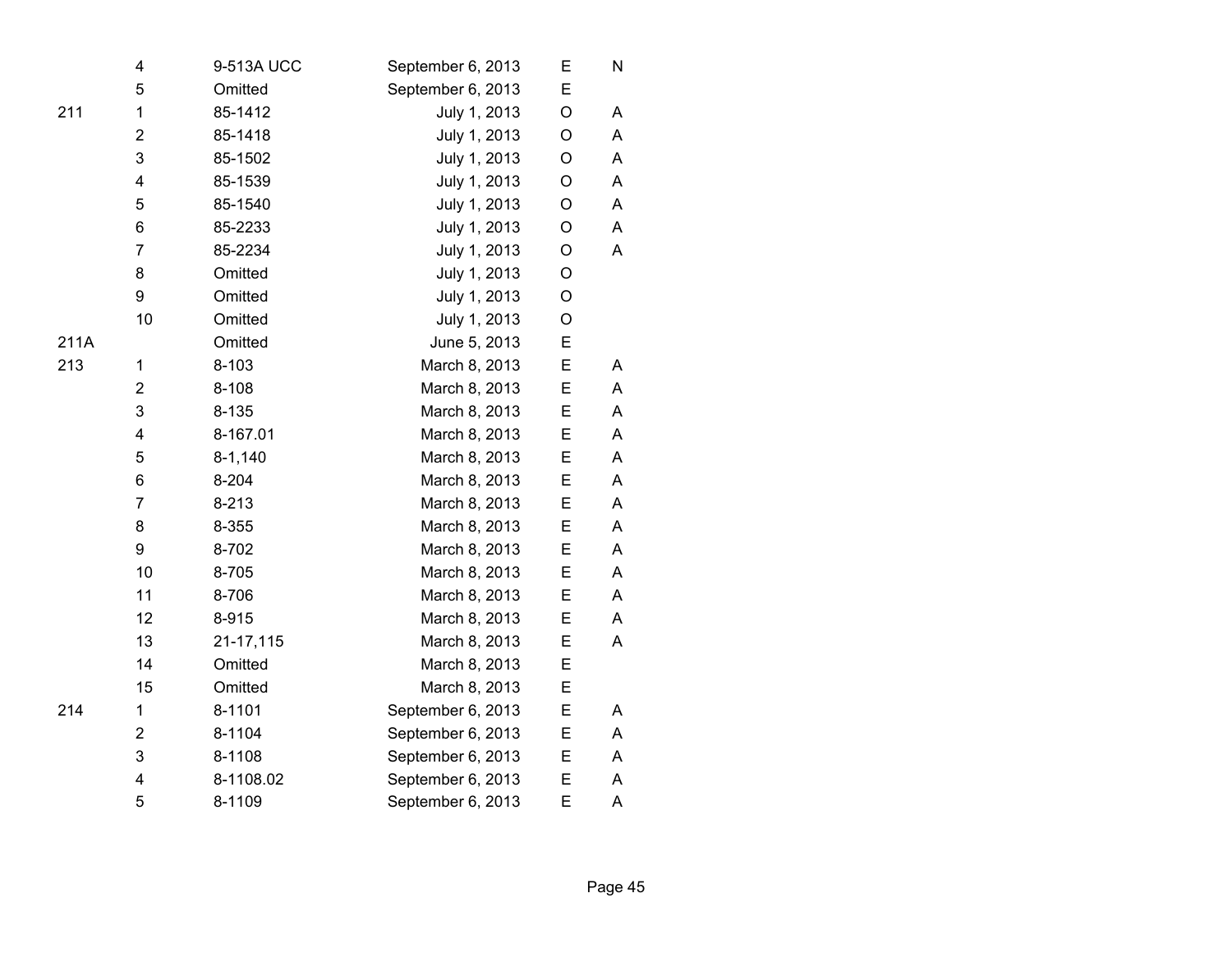| | | | | | |
|---|---|---|---|---|---|
| | 4 | 9-513A UCC | September 6, 2013 | E | N |
| | 5 | Omitted | September 6, 2013 | E | |
| 211 | 1 | 85-1412 | July 1, 2013 | O | A |
| | 2 | 85-1418 | July 1, 2013 | O | A |
| | 3 | 85-1502 | July 1, 2013 | O | A |
| | 4 | 85-1539 | July 1, 2013 | O | A |
| | 5 | 85-1540 | July 1, 2013 | O | A |
| | 6 | 85-2233 | July 1, 2013 | O | A |
| | 7 | 85-2234 | July 1, 2013 | O | A |
| | 8 | Omitted | July 1, 2013 | O | |
| | 9 | Omitted | July 1, 2013 | O | |
| | 10 | Omitted | July 1, 2013 | O | |
| 211A | | Omitted | June 5, 2013 | E | |
| 213 | 1 | 8-103 | March 8, 2013 | E | A |
| | 2 | 8-108 | March 8, 2013 | E | A |
| | 3 | 8-135 | March 8, 2013 | E | A |
| | 4 | 8-167.01 | March 8, 2013 | E | A |
| | 5 | 8-1,140 | March 8, 2013 | E | A |
| | 6 | 8-204 | March 8, 2013 | E | A |
| | 7 | 8-213 | March 8, 2013 | E | A |
| | 8 | 8-355 | March 8, 2013 | E | A |
| | 9 | 8-702 | March 8, 2013 | E | A |
| | 10 | 8-705 | March 8, 2013 | E | A |
| | 11 | 8-706 | March 8, 2013 | E | A |
| | 12 | 8-915 | March 8, 2013 | E | A |
| | 13 | 21-17,115 | March 8, 2013 | E | A |
| | 14 | Omitted | March 8, 2013 | E | |
| | 15 | Omitted | March 8, 2013 | E | |
| 214 | 1 | 8-1101 | September 6, 2013 | E | A |
| | 2 | 8-1104 | September 6, 2013 | E | A |
| | 3 | 8-1108 | September 6, 2013 | E | A |
| | 4 | 8-1108.02 | September 6, 2013 | E | A |
| | 5 | 8-1109 | September 6, 2013 | E | A |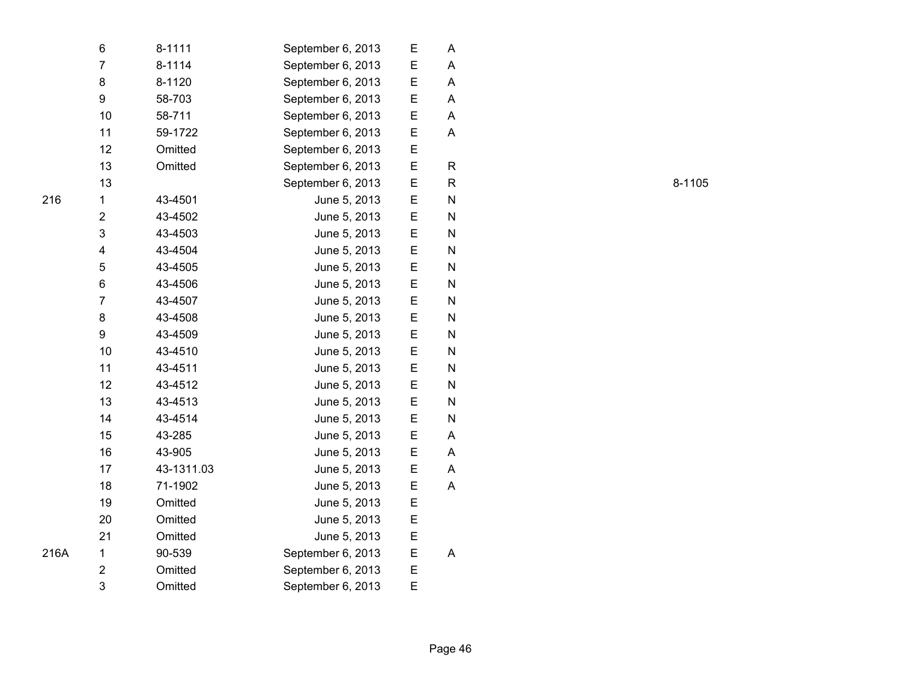| | | | | | | |
|---|---|---|---|---|---|---|
| | 6 | 8-1111 | September 6, 2013 | E | A | |
| | 7 | 8-1114 | September 6, 2013 | E | A | |
| | 8 | 8-1120 | September 6, 2013 | E | A | |
| | 9 | 58-703 | September 6, 2013 | E | A | |
| | 10 | 58-711 | September 6, 2013 | E | A | |
| | 11 | 59-1722 | September 6, 2013 | E | A | |
| | 12 | Omitted | September 6, 2013 | E | | |
| | 13 | Omitted | September 6, 2013 | E | R | |
| | 13 | | September 6, 2013 | E | R | 8-1105 |
| 216 | 1 | 43-4501 | June 5, 2013 | E | N | |
| | 2 | 43-4502 | June 5, 2013 | E | N | |
| | 3 | 43-4503 | June 5, 2013 | E | N | |
| | 4 | 43-4504 | June 5, 2013 | E | N | |
| | 5 | 43-4505 | June 5, 2013 | E | N | |
| | 6 | 43-4506 | June 5, 2013 | E | N | |
| | 7 | 43-4507 | June 5, 2013 | E | N | |
| | 8 | 43-4508 | June 5, 2013 | E | N | |
| | 9 | 43-4509 | June 5, 2013 | E | N | |
| | 10 | 43-4510 | June 5, 2013 | E | N | |
| | 11 | 43-4511 | June 5, 2013 | E | N | |
| | 12 | 43-4512 | June 5, 2013 | E | N | |
| | 13 | 43-4513 | June 5, 2013 | E | N | |
| | 14 | 43-4514 | June 5, 2013 | E | N | |
| | 15 | 43-285 | June 5, 2013 | E | A | |
| | 16 | 43-905 | June 5, 2013 | E | A | |
| | 17 | 43-1311.03 | June 5, 2013 | E | A | |
| | 18 | 71-1902 | June 5, 2013 | E | A | |
| | 19 | Omitted | June 5, 2013 | E | | |
| | 20 | Omitted | June 5, 2013 | E | | |
| | 21 | Omitted | June 5, 2013 | E | | |
| 216A | 1 | 90-539 | September 6, 2013 | E | A | |
| | 2 | Omitted | September 6, 2013 | E | | |
| | 3 | Omitted | September 6, 2013 | E | | |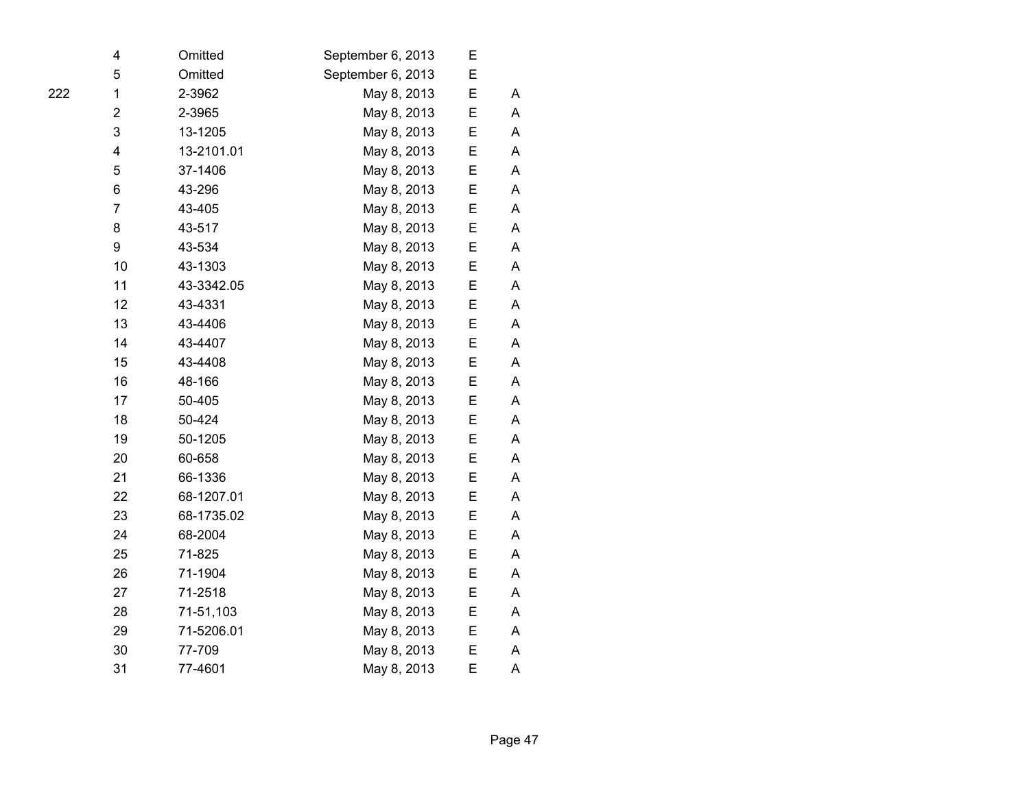| | | | | | |
|---|---|---|---|---|---|
| | 4 | Omitted | September 6, 2013 | E | |
| | 5 | Omitted | September 6, 2013 | E | |
| 222 | 1 | 2-3962 | May 8, 2013 | E | A |
| | 2 | 2-3965 | May 8, 2013 | E | A |
| | 3 | 13-1205 | May 8, 2013 | E | A |
| | 4 | 13-2101.01 | May 8, 2013 | E | A |
| | 5 | 37-1406 | May 8, 2013 | E | A |
| | 6 | 43-296 | May 8, 2013 | E | A |
| | 7 | 43-405 | May 8, 2013 | E | A |
| | 8 | 43-517 | May 8, 2013 | E | A |
| | 9 | 43-534 | May 8, 2013 | E | A |
| | 10 | 43-1303 | May 8, 2013 | E | A |
| | 11 | 43-3342.05 | May 8, 2013 | E | A |
| | 12 | 43-4331 | May 8, 2013 | E | A |
| | 13 | 43-4406 | May 8, 2013 | E | A |
| | 14 | 43-4407 | May 8, 2013 | E | A |
| | 15 | 43-4408 | May 8, 2013 | E | A |
| | 16 | 48-166 | May 8, 2013 | E | A |
| | 17 | 50-405 | May 8, 2013 | E | A |
| | 18 | 50-424 | May 8, 2013 | E | A |
| | 19 | 50-1205 | May 8, 2013 | E | A |
| | 20 | 60-658 | May 8, 2013 | E | A |
| | 21 | 66-1336 | May 8, 2013 | E | A |
| | 22 | 68-1207.01 | May 8, 2013 | E | A |
| | 23 | 68-1735.02 | May 8, 2013 | E | A |
| | 24 | 68-2004 | May 8, 2013 | E | A |
| | 25 | 71-825 | May 8, 2013 | E | A |
| | 26 | 71-1904 | May 8, 2013 | E | A |
| | 27 | 71-2518 | May 8, 2013 | E | A |
| | 28 | 71-51,103 | May 8, 2013 | E | A |
| | 29 | 71-5206.01 | May 8, 2013 | E | A |
| | 30 | 77-709 | May 8, 2013 | E | A |
| | 31 | 77-4601 | May 8, 2013 | E | A |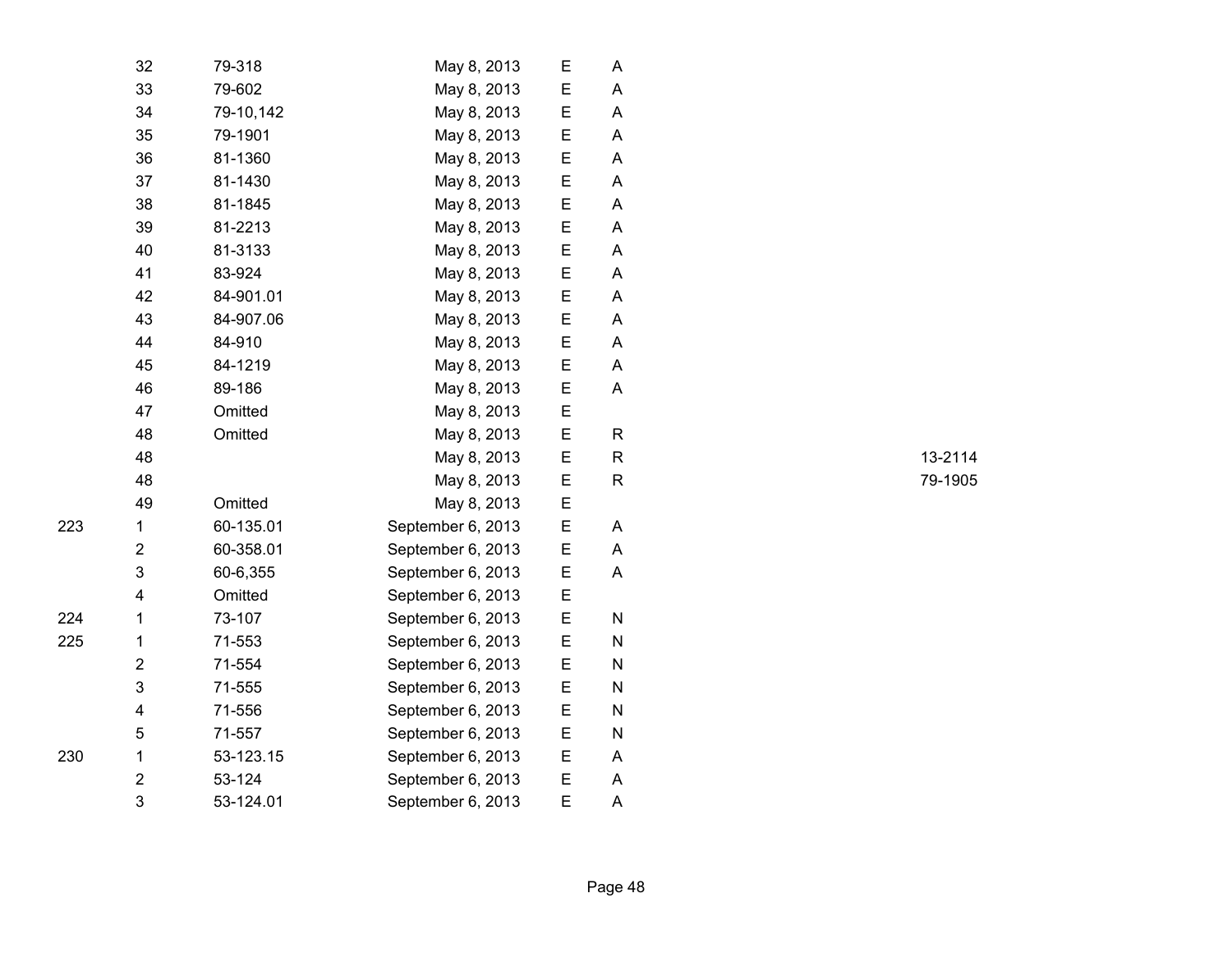| | | | | | | |
|---|---|---|---|---|---|---|
| | 32 | 79-318 | May 8, 2013 | E | A | |
| | 33 | 79-602 | May 8, 2013 | E | A | |
| | 34 | 79-10,142 | May 8, 2013 | E | A | |
| | 35 | 79-1901 | May 8, 2013 | E | A | |
| | 36 | 81-1360 | May 8, 2013 | E | A | |
| | 37 | 81-1430 | May 8, 2013 | E | A | |
| | 38 | 81-1845 | May 8, 2013 | E | A | |
| | 39 | 81-2213 | May 8, 2013 | E | A | |
| | 40 | 81-3133 | May 8, 2013 | E | A | |
| | 41 | 83-924 | May 8, 2013 | E | A | |
| | 42 | 84-901.01 | May 8, 2013 | E | A | |
| | 43 | 84-907.06 | May 8, 2013 | E | A | |
| | 44 | 84-910 | May 8, 2013 | E | A | |
| | 45 | 84-1219 | May 8, 2013 | E | A | |
| | 46 | 89-186 | May 8, 2013 | E | A | |
| | 47 | Omitted | May 8, 2013 | E | | |
| | 48 | Omitted | May 8, 2013 | E | R | |
| | 48 | | May 8, 2013 | E | R | 13-2114 |
| | 48 | | May 8, 2013 | E | R | 79-1905 |
| | 49 | Omitted | May 8, 2013 | E | | |
| 223 | 1 | 60-135.01 | September 6, 2013 | E | A | |
| | 2 | 60-358.01 | September 6, 2013 | E | A | |
| | 3 | 60-6,355 | September 6, 2013 | E | A | |
| | 4 | Omitted | September 6, 2013 | E | | |
| 224 | 1 | 73-107 | September 6, 2013 | E | N | |
| 225 | 1 | 71-553 | September 6, 2013 | E | N | |
| | 2 | 71-554 | September 6, 2013 | E | N | |
| | 3 | 71-555 | September 6, 2013 | E | N | |
| | 4 | 71-556 | September 6, 2013 | E | N | |
| | 5 | 71-557 | September 6, 2013 | E | N | |
| 230 | 1 | 53-123.15 | September 6, 2013 | E | A | |
| | 2 | 53-124 | September 6, 2013 | E | A | |
| | 3 | 53-124.01 | September 6, 2013 | E | A | |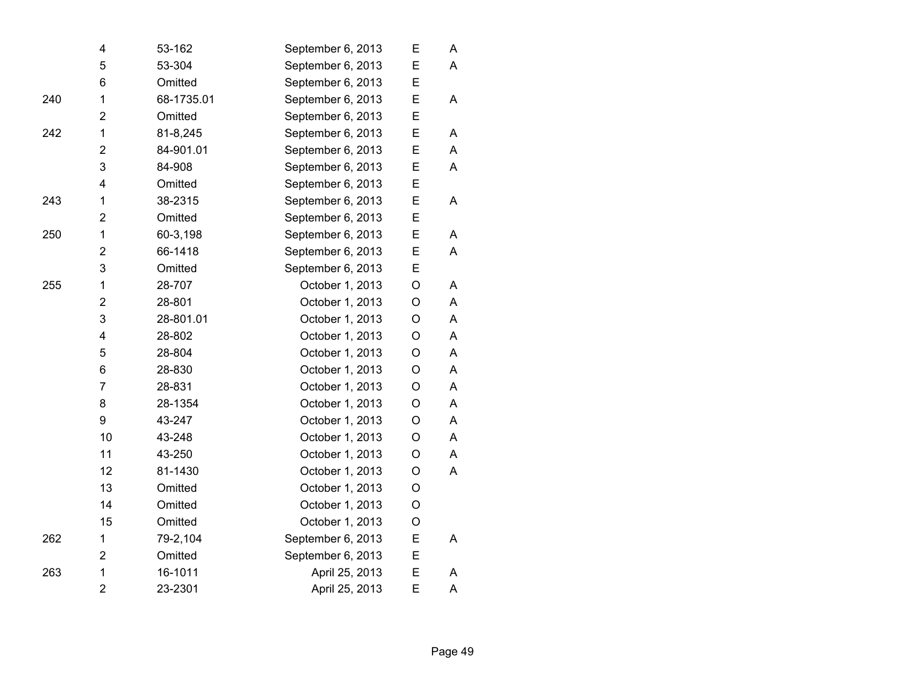| | | | | | |
|---|---|---|---|---|---|
| | 4 | 53-162 | September 6, 2013 | E | A |
| | 5 | 53-304 | September 6, 2013 | E | A |
| | 6 | Omitted | September 6, 2013 | E | |
| 240 | 1 | 68-1735.01 | September 6, 2013 | E | A |
| | 2 | Omitted | September 6, 2013 | E | |
| 242 | 1 | 81-8,245 | September 6, 2013 | E | A |
| | 2 | 84-901.01 | September 6, 2013 | E | A |
| | 3 | 84-908 | September 6, 2013 | E | A |
| | 4 | Omitted | September 6, 2013 | E | |
| 243 | 1 | 38-2315 | September 6, 2013 | E | A |
| | 2 | Omitted | September 6, 2013 | E | |
| 250 | 1 | 60-3,198 | September 6, 2013 | E | A |
| | 2 | 66-1418 | September 6, 2013 | E | A |
| | 3 | Omitted | September 6, 2013 | E | |
| 255 | 1 | 28-707 | October 1, 2013 | O | A |
| | 2 | 28-801 | October 1, 2013 | O | A |
| | 3 | 28-801.01 | October 1, 2013 | O | A |
| | 4 | 28-802 | October 1, 2013 | O | A |
| | 5 | 28-804 | October 1, 2013 | O | A |
| | 6 | 28-830 | October 1, 2013 | O | A |
| | 7 | 28-831 | October 1, 2013 | O | A |
| | 8 | 28-1354 | October 1, 2013 | O | A |
| | 9 | 43-247 | October 1, 2013 | O | A |
| | 10 | 43-248 | October 1, 2013 | O | A |
| | 11 | 43-250 | October 1, 2013 | O | A |
| | 12 | 81-1430 | October 1, 2013 | O | A |
| | 13 | Omitted | October 1, 2013 | O | |
| | 14 | Omitted | October 1, 2013 | O | |
| | 15 | Omitted | October 1, 2013 | O | |
| 262 | 1 | 79-2,104 | September 6, 2013 | E | A |
| | 2 | Omitted | September 6, 2013 | E | |
| 263 | 1 | 16-1011 | April 25, 2013 | E | A |
| | 2 | 23-2301 | April 25, 2013 | E | A |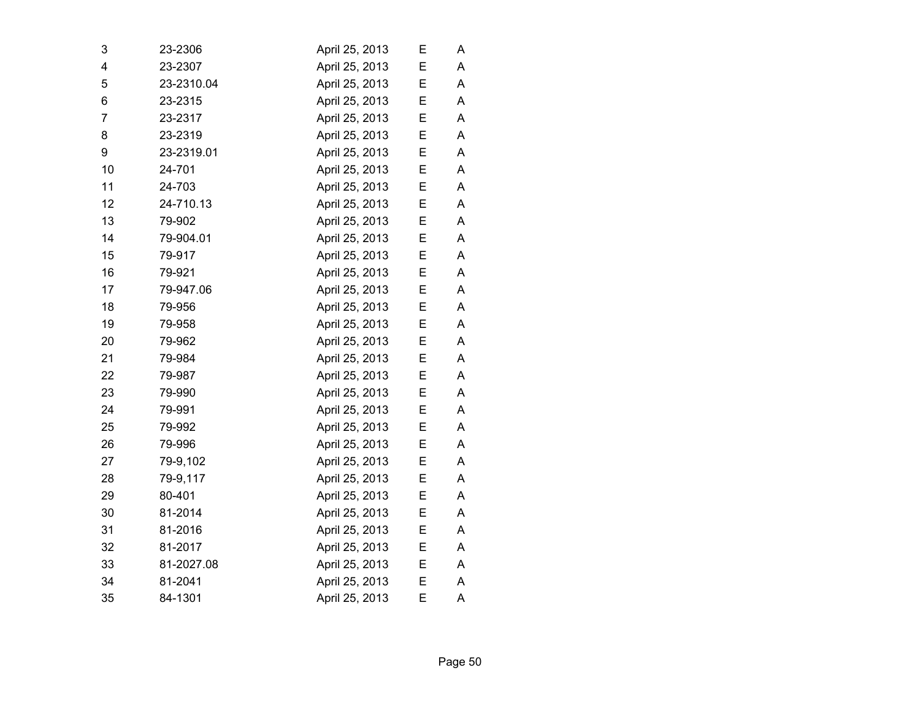| | | | | |
|---|---|---|---|---|
| 3 | 23-2306 | April 25, 2013 | E | A |
| 4 | 23-2307 | April 25, 2013 | E | A |
| 5 | 23-2310.04 | April 25, 2013 | E | A |
| 6 | 23-2315 | April 25, 2013 | E | A |
| 7 | 23-2317 | April 25, 2013 | E | A |
| 8 | 23-2319 | April 25, 2013 | E | A |
| 9 | 23-2319.01 | April 25, 2013 | E | A |
| 10 | 24-701 | April 25, 2013 | E | A |
| 11 | 24-703 | April 25, 2013 | E | A |
| 12 | 24-710.13 | April 25, 2013 | E | A |
| 13 | 79-902 | April 25, 2013 | E | A |
| 14 | 79-904.01 | April 25, 2013 | E | A |
| 15 | 79-917 | April 25, 2013 | E | A |
| 16 | 79-921 | April 25, 2013 | E | A |
| 17 | 79-947.06 | April 25, 2013 | E | A |
| 18 | 79-956 | April 25, 2013 | E | A |
| 19 | 79-958 | April 25, 2013 | E | A |
| 20 | 79-962 | April 25, 2013 | E | A |
| 21 | 79-984 | April 25, 2013 | E | A |
| 22 | 79-987 | April 25, 2013 | E | A |
| 23 | 79-990 | April 25, 2013 | E | A |
| 24 | 79-991 | April 25, 2013 | E | A |
| 25 | 79-992 | April 25, 2013 | E | A |
| 26 | 79-996 | April 25, 2013 | E | A |
| 27 | 79-9,102 | April 25, 2013 | E | A |
| 28 | 79-9,117 | April 25, 2013 | E | A |
| 29 | 80-401 | April 25, 2013 | E | A |
| 30 | 81-2014 | April 25, 2013 | E | A |
| 31 | 81-2016 | April 25, 2013 | E | A |
| 32 | 81-2017 | April 25, 2013 | E | A |
| 33 | 81-2027.08 | April 25, 2013 | E | A |
| 34 | 81-2041 | April 25, 2013 | E | A |
| 35 | 84-1301 | April 25, 2013 | E | A |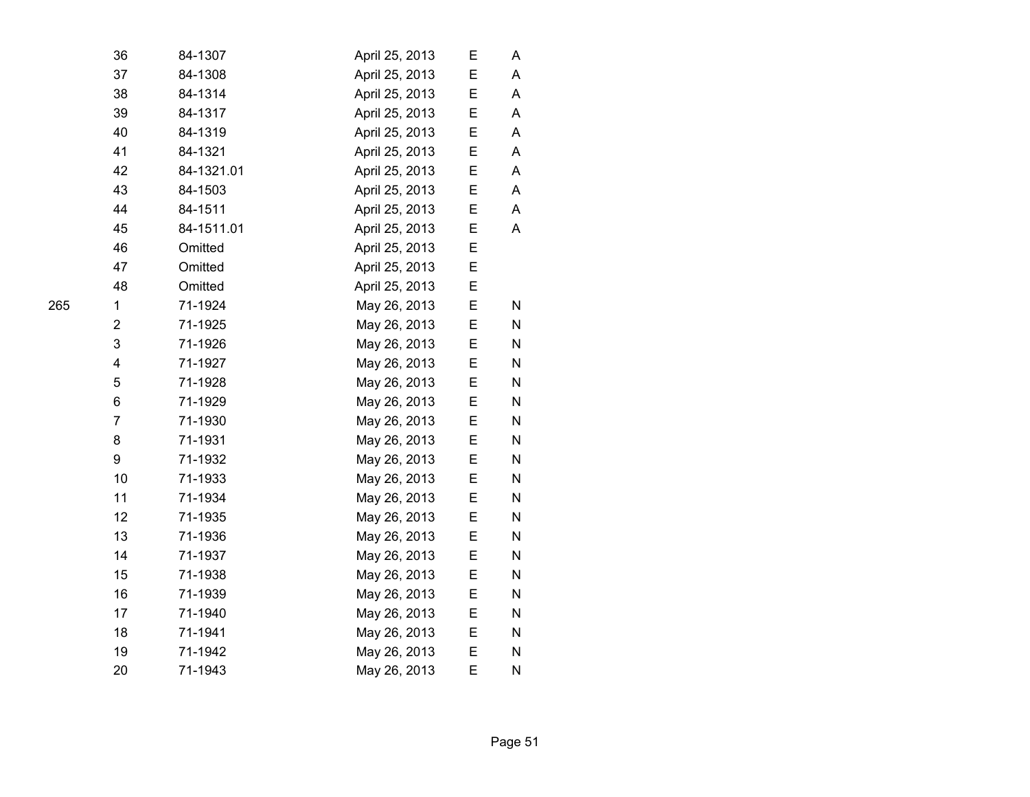| | | | | | |
|---|---|---|---|---|---|
| | 36 | 84-1307 | April 25, 2013 | E | A |
| | 37 | 84-1308 | April 25, 2013 | E | A |
| | 38 | 84-1314 | April 25, 2013 | E | A |
| | 39 | 84-1317 | April 25, 2013 | E | A |
| | 40 | 84-1319 | April 25, 2013 | E | A |
| | 41 | 84-1321 | April 25, 2013 | E | A |
| | 42 | 84-1321.01 | April 25, 2013 | E | A |
| | 43 | 84-1503 | April 25, 2013 | E | A |
| | 44 | 84-1511 | April 25, 2013 | E | A |
| | 45 | 84-1511.01 | April 25, 2013 | E | A |
| | 46 | Omitted | April 25, 2013 | E | |
| | 47 | Omitted | April 25, 2013 | E | |
| | 48 | Omitted | April 25, 2013 | E | |
| 265 | 1 | 71-1924 | May 26, 2013 | E | N |
| | 2 | 71-1925 | May 26, 2013 | E | N |
| | 3 | 71-1926 | May 26, 2013 | E | N |
| | 4 | 71-1927 | May 26, 2013 | E | N |
| | 5 | 71-1928 | May 26, 2013 | E | N |
| | 6 | 71-1929 | May 26, 2013 | E | N |
| | 7 | 71-1930 | May 26, 2013 | E | N |
| | 8 | 71-1931 | May 26, 2013 | E | N |
| | 9 | 71-1932 | May 26, 2013 | E | N |
| | 10 | 71-1933 | May 26, 2013 | E | N |
| | 11 | 71-1934 | May 26, 2013 | E | N |
| | 12 | 71-1935 | May 26, 2013 | E | N |
| | 13 | 71-1936 | May 26, 2013 | E | N |
| | 14 | 71-1937 | May 26, 2013 | E | N |
| | 15 | 71-1938 | May 26, 2013 | E | N |
| | 16 | 71-1939 | May 26, 2013 | E | N |
| | 17 | 71-1940 | May 26, 2013 | E | N |
| | 18 | 71-1941 | May 26, 2013 | E | N |
| | 19 | 71-1942 | May 26, 2013 | E | N |
| | 20 | 71-1943 | May 26, 2013 | E | N |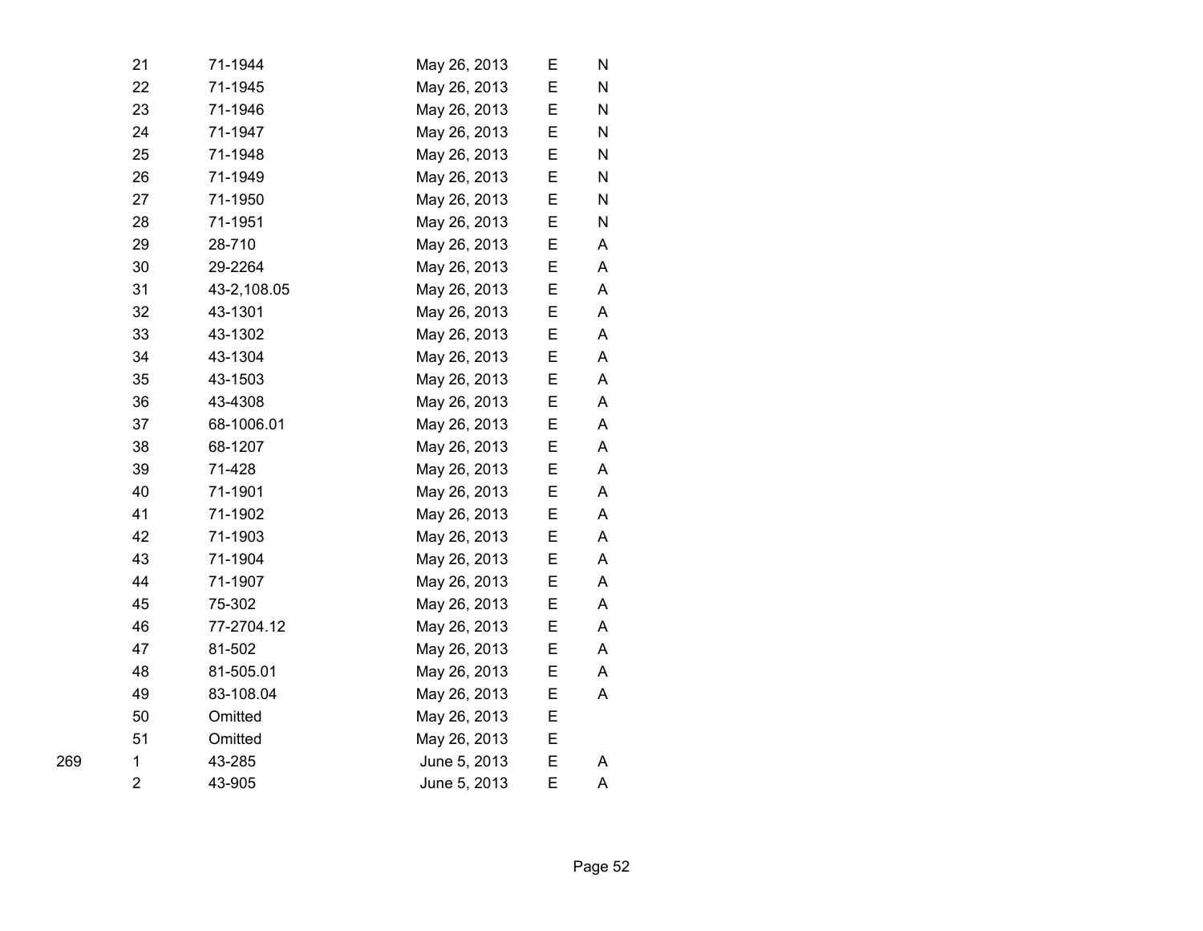| | | | | | |
|---|---|---|---|---|---|
| | 21 | 71-1944 | May 26, 2013 | E | N |
| | 22 | 71-1945 | May 26, 2013 | E | N |
| | 23 | 71-1946 | May 26, 2013 | E | N |
| | 24 | 71-1947 | May 26, 2013 | E | N |
| | 25 | 71-1948 | May 26, 2013 | E | N |
| | 26 | 71-1949 | May 26, 2013 | E | N |
| | 27 | 71-1950 | May 26, 2013 | E | N |
| | 28 | 71-1951 | May 26, 2013 | E | N |
| | 29 | 28-710 | May 26, 2013 | E | A |
| | 30 | 29-2264 | May 26, 2013 | E | A |
| | 31 | 43-2,108.05 | May 26, 2013 | E | A |
| | 32 | 43-1301 | May 26, 2013 | E | A |
| | 33 | 43-1302 | May 26, 2013 | E | A |
| | 34 | 43-1304 | May 26, 2013 | E | A |
| | 35 | 43-1503 | May 26, 2013 | E | A |
| | 36 | 43-4308 | May 26, 2013 | E | A |
| | 37 | 68-1006.01 | May 26, 2013 | E | A |
| | 38 | 68-1207 | May 26, 2013 | E | A |
| | 39 | 71-428 | May 26, 2013 | E | A |
| | 40 | 71-1901 | May 26, 2013 | E | A |
| | 41 | 71-1902 | May 26, 2013 | E | A |
| | 42 | 71-1903 | May 26, 2013 | E | A |
| | 43 | 71-1904 | May 26, 2013 | E | A |
| | 44 | 71-1907 | May 26, 2013 | E | A |
| | 45 | 75-302 | May 26, 2013 | E | A |
| | 46 | 77-2704.12 | May 26, 2013 | E | A |
| | 47 | 81-502 | May 26, 2013 | E | A |
| | 48 | 81-505.01 | May 26, 2013 | E | A |
| | 49 | 83-108.04 | May 26, 2013 | E | A |
| | 50 | Omitted | May 26, 2013 | E | |
| | 51 | Omitted | May 26, 2013 | E | |
| 269 | 1 | 43-285 | June 5, 2013 | E | A |
| | 2 | 43-905 | June 5, 2013 | E | A |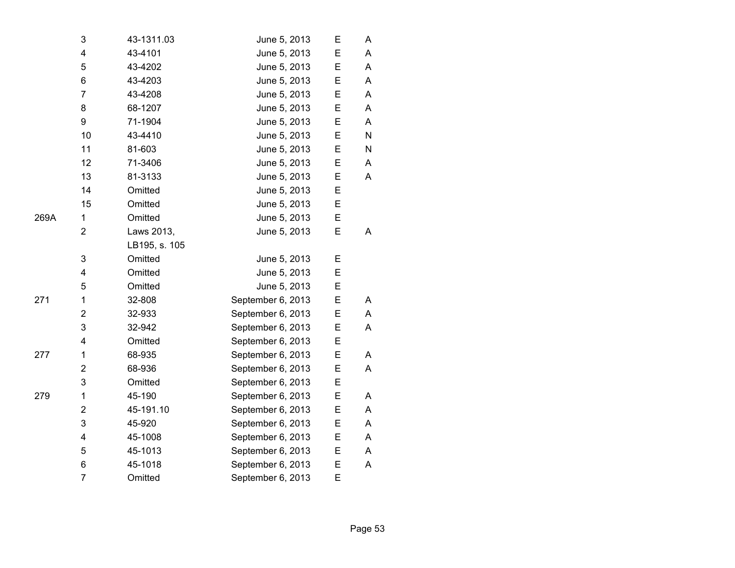| | | | | | |
|---|---|---|---|---|---|
| | 3 | 43-1311.03 | June 5, 2013 | E | A |
| | 4 | 43-4101 | June 5, 2013 | E | A |
| | 5 | 43-4202 | June 5, 2013 | E | A |
| | 6 | 43-4203 | June 5, 2013 | E | A |
| | 7 | 43-4208 | June 5, 2013 | E | A |
| | 8 | 68-1207 | June 5, 2013 | E | A |
| | 9 | 71-1904 | June 5, 2013 | E | A |
| | 10 | 43-4410 | June 5, 2013 | E | N |
| | 11 | 81-603 | June 5, 2013 | E | N |
| | 12 | 71-3406 | June 5, 2013 | E | A |
| | 13 | 81-3133 | June 5, 2013 | E | A |
| | 14 | Omitted | June 5, 2013 | E | |
| | 15 | Omitted | June 5, 2013 | E | |
| 269A | 1 | Omitted | June 5, 2013 | E | |
| | 2 | Laws 2013, LB195, s. 105 | June 5, 2013 | E | A |
| | 3 | Omitted | June 5, 2013 | E | |
| | 4 | Omitted | June 5, 2013 | E | |
| | 5 | Omitted | June 5, 2013 | E | |
| 271 | 1 | 32-808 | September 6, 2013 | E | A |
| | 2 | 32-933 | September 6, 2013 | E | A |
| | 3 | 32-942 | September 6, 2013 | E | A |
| | 4 | Omitted | September 6, 2013 | E | |
| 277 | 1 | 68-935 | September 6, 2013 | E | A |
| | 2 | 68-936 | September 6, 2013 | E | A |
| | 3 | Omitted | September 6, 2013 | E | |
| 279 | 1 | 45-190 | September 6, 2013 | E | A |
| | 2 | 45-191.10 | September 6, 2013 | E | A |
| | 3 | 45-920 | September 6, 2013 | E | A |
| | 4 | 45-1008 | September 6, 2013 | E | A |
| | 5 | 45-1013 | September 6, 2013 | E | A |
| | 6 | 45-1018 | September 6, 2013 | E | A |
| | 7 | Omitted | September 6, 2013 | E | |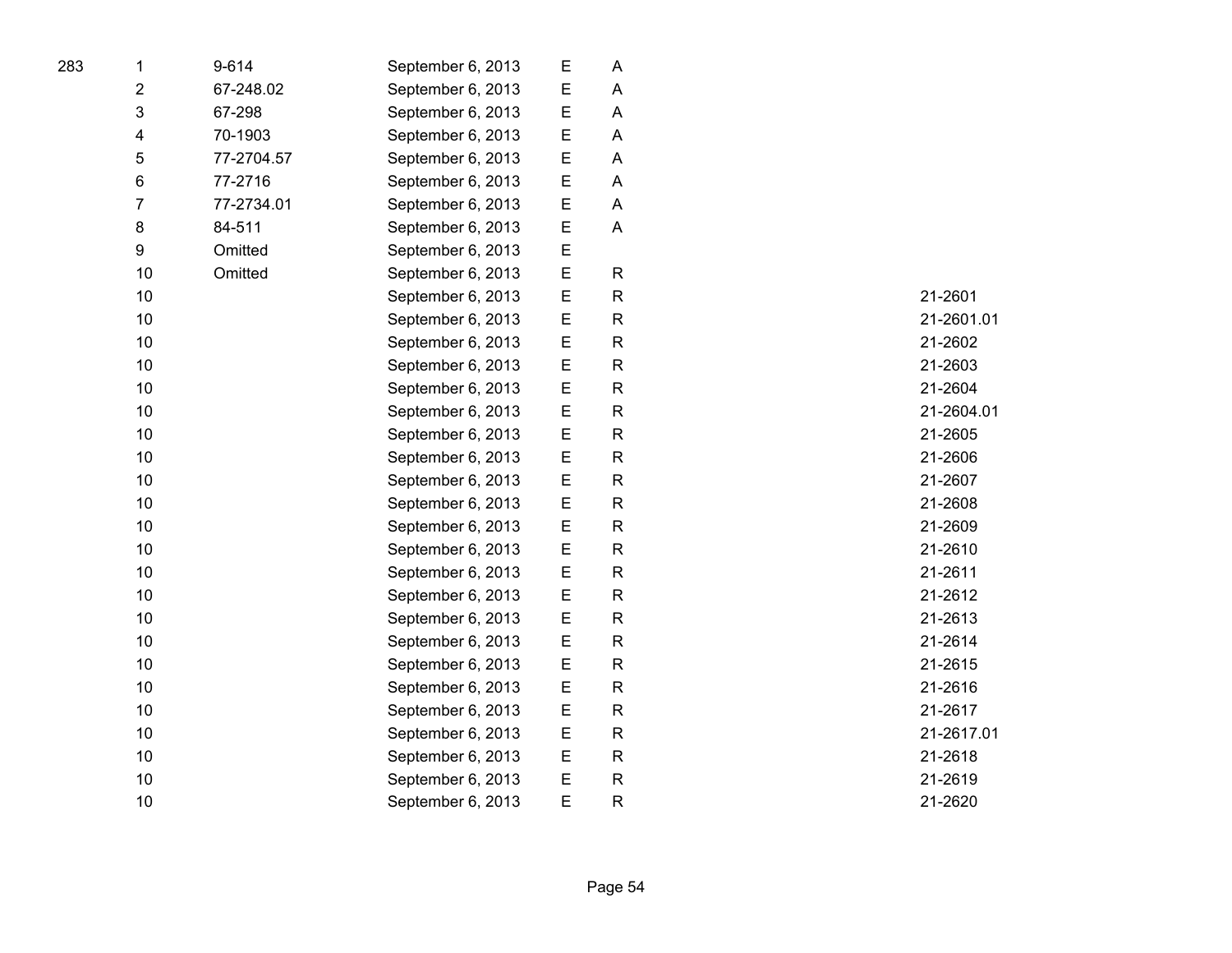| | | | | | | |
|---|---|---|---|---|---|---|
| 283 | 1 | 9-614 | September 6, 2013 | E | A | |
| | 2 | 67-248.02 | September 6, 2013 | E | A | |
| | 3 | 67-298 | September 6, 2013 | E | A | |
| | 4 | 70-1903 | September 6, 2013 | E | A | |
| | 5 | 77-2704.57 | September 6, 2013 | E | A | |
| | 6 | 77-2716 | September 6, 2013 | E | A | |
| | 7 | 77-2734.01 | September 6, 2013 | E | A | |
| | 8 | 84-511 | September 6, 2013 | E | A | |
| | 9 | Omitted | September 6, 2013 | E | | |
| | 10 | Omitted | September 6, 2013 | E | R | |
| | 10 | | September 6, 2013 | E | R | 21-2601 |
| | 10 | | September 6, 2013 | E | R | 21-2601.01 |
| | 10 | | September 6, 2013 | E | R | 21-2602 |
| | 10 | | September 6, 2013 | E | R | 21-2603 |
| | 10 | | September 6, 2013 | E | R | 21-2604 |
| | 10 | | September 6, 2013 | E | R | 21-2604.01 |
| | 10 | | September 6, 2013 | E | R | 21-2605 |
| | 10 | | September 6, 2013 | E | R | 21-2606 |
| | 10 | | September 6, 2013 | E | R | 21-2607 |
| | 10 | | September 6, 2013 | E | R | 21-2608 |
| | 10 | | September 6, 2013 | E | R | 21-2609 |
| | 10 | | September 6, 2013 | E | R | 21-2610 |
| | 10 | | September 6, 2013 | E | R | 21-2611 |
| | 10 | | September 6, 2013 | E | R | 21-2612 |
| | 10 | | September 6, 2013 | E | R | 21-2613 |
| | 10 | | September 6, 2013 | E | R | 21-2614 |
| | 10 | | September 6, 2013 | E | R | 21-2615 |
| | 10 | | September 6, 2013 | E | R | 21-2616 |
| | 10 | | September 6, 2013 | E | R | 21-2617 |
| | 10 | | September 6, 2013 | E | R | 21-2617.01 |
| | 10 | | September 6, 2013 | E | R | 21-2618 |
| | 10 | | September 6, 2013 | E | R | 21-2619 |
| | 10 | | September 6, 2013 | E | R | 21-2620 |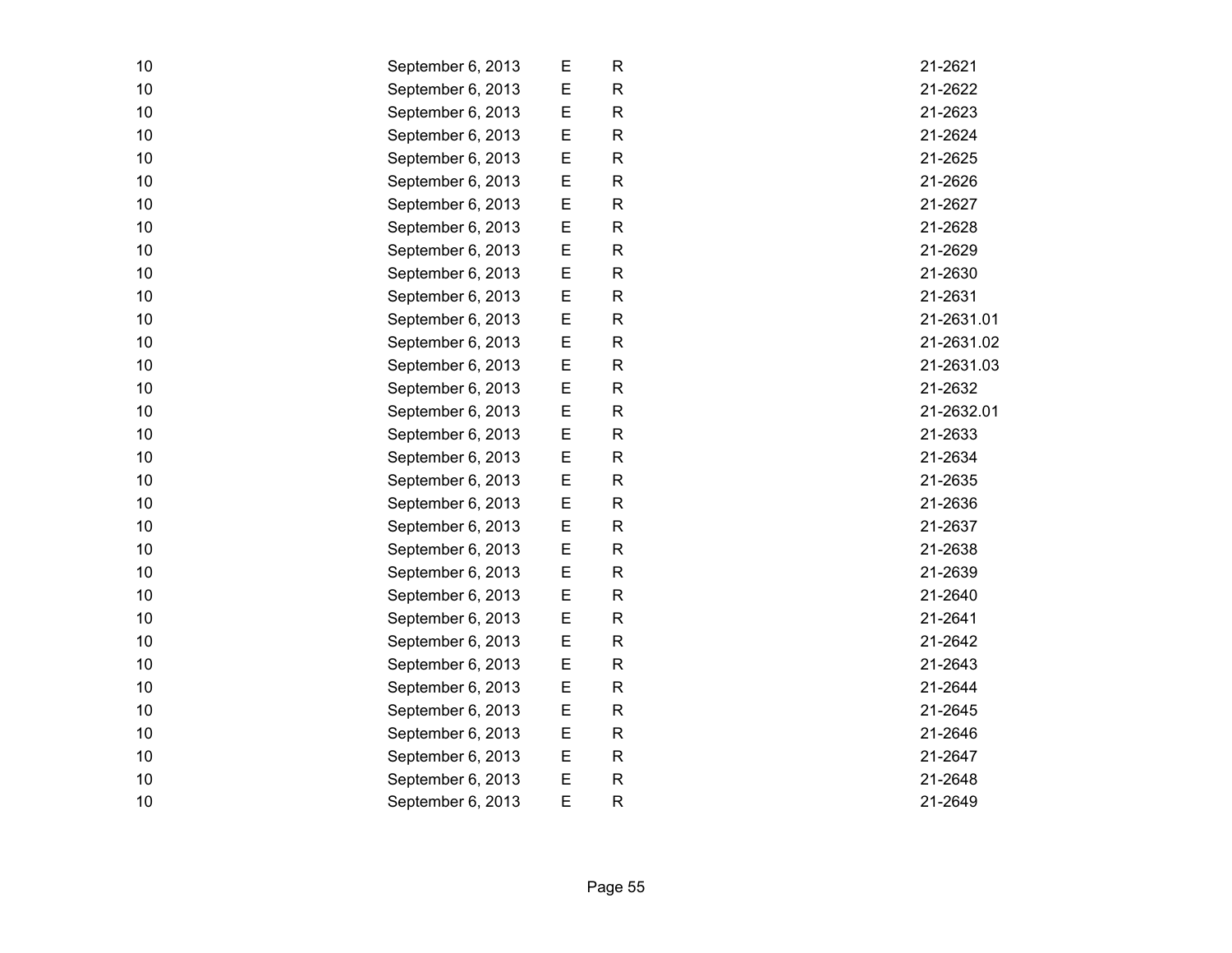| | | | | | |
|---|---|---|---|---|---|
| 10 | September 6, 2013 | E | R | | 21-2621 |
| 10 | September 6, 2013 | E | R | | 21-2622 |
| 10 | September 6, 2013 | E | R | | 21-2623 |
| 10 | September 6, 2013 | E | R | | 21-2624 |
| 10 | September 6, 2013 | E | R | | 21-2625 |
| 10 | September 6, 2013 | E | R | | 21-2626 |
| 10 | September 6, 2013 | E | R | | 21-2627 |
| 10 | September 6, 2013 | E | R | | 21-2628 |
| 10 | September 6, 2013 | E | R | | 21-2629 |
| 10 | September 6, 2013 | E | R | | 21-2630 |
| 10 | September 6, 2013 | E | R | | 21-2631 |
| 10 | September 6, 2013 | E | R | | 21-2631.01 |
| 10 | September 6, 2013 | E | R | | 21-2631.02 |
| 10 | September 6, 2013 | E | R | | 21-2631.03 |
| 10 | September 6, 2013 | E | R | | 21-2632 |
| 10 | September 6, 2013 | E | R | | 21-2632.01 |
| 10 | September 6, 2013 | E | R | | 21-2633 |
| 10 | September 6, 2013 | E | R | | 21-2634 |
| 10 | September 6, 2013 | E | R | | 21-2635 |
| 10 | September 6, 2013 | E | R | | 21-2636 |
| 10 | September 6, 2013 | E | R | | 21-2637 |
| 10 | September 6, 2013 | E | R | | 21-2638 |
| 10 | September 6, 2013 | E | R | | 21-2639 |
| 10 | September 6, 2013 | E | R | | 21-2640 |
| 10 | September 6, 2013 | E | R | | 21-2641 |
| 10 | September 6, 2013 | E | R | | 21-2642 |
| 10 | September 6, 2013 | E | R | | 21-2643 |
| 10 | September 6, 2013 | E | R | | 21-2644 |
| 10 | September 6, 2013 | E | R | | 21-2645 |
| 10 | September 6, 2013 | E | R | | 21-2646 |
| 10 | September 6, 2013 | E | R | | 21-2647 |
| 10 | September 6, 2013 | E | R | | 21-2648 |
| 10 | September 6, 2013 | E | R | | 21-2649 |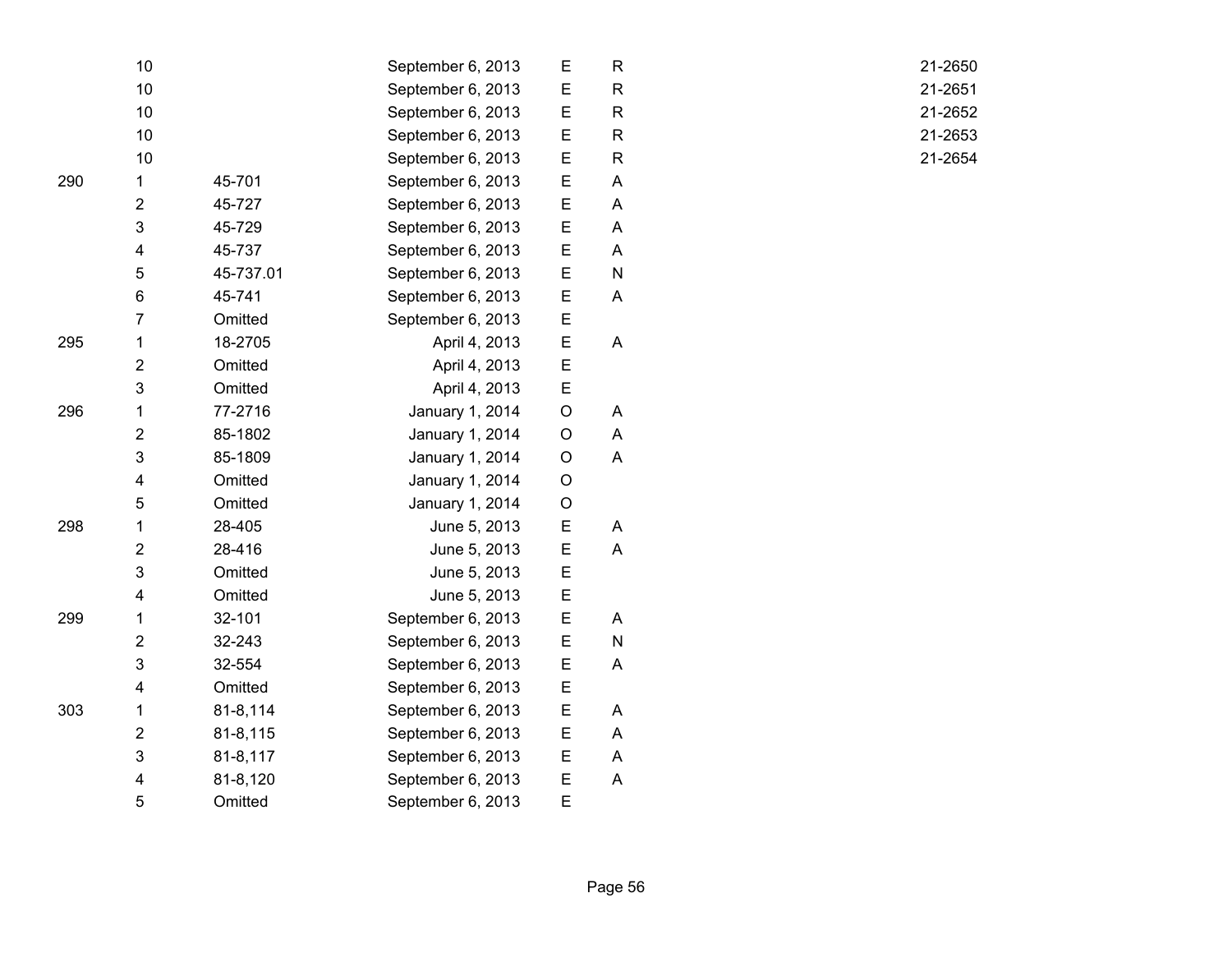| | | | | | | |
|---|---|---|---|---|---|---|
| | 10 | | September 6, 2013 | E | R | 21-2650 |
| | 10 | | September 6, 2013 | E | R | 21-2651 |
| | 10 | | September 6, 2013 | E | R | 21-2652 |
| | 10 | | September 6, 2013 | E | R | 21-2653 |
| | 10 | | September 6, 2013 | E | R | 21-2654 |
| 290 | 1 | 45-701 | September 6, 2013 | E | A | |
| | 2 | 45-727 | September 6, 2013 | E | A | |
| | 3 | 45-729 | September 6, 2013 | E | A | |
| | 4 | 45-737 | September 6, 2013 | E | A | |
| | 5 | 45-737.01 | September 6, 2013 | E | N | |
| | 6 | 45-741 | September 6, 2013 | E | A | |
| | 7 | Omitted | September 6, 2013 | E | | |
| 295 | 1 | 18-2705 | April 4, 2013 | E | A | |
| | 2 | Omitted | April 4, 2013 | E | | |
| | 3 | Omitted | April 4, 2013 | E | | |
| 296 | 1 | 77-2716 | January 1, 2014 | O | A | |
| | 2 | 85-1802 | January 1, 2014 | O | A | |
| | 3 | 85-1809 | January 1, 2014 | O | A | |
| | 4 | Omitted | January 1, 2014 | O | | |
| | 5 | Omitted | January 1, 2014 | O | | |
| 298 | 1 | 28-405 | June 5, 2013 | E | A | |
| | 2 | 28-416 | June 5, 2013 | E | A | |
| | 3 | Omitted | June 5, 2013 | E | | |
| | 4 | Omitted | June 5, 2013 | E | | |
| 299 | 1 | 32-101 | September 6, 2013 | E | A | |
| | 2 | 32-243 | September 6, 2013 | E | N | |
| | 3 | 32-554 | September 6, 2013 | E | A | |
| | 4 | Omitted | September 6, 2013 | E | | |
| 303 | 1 | 81-8,114 | September 6, 2013 | E | A | |
| | 2 | 81-8,115 | September 6, 2013 | E | A | |
| | 3 | 81-8,117 | September 6, 2013 | E | A | |
| | 4 | 81-8,120 | September 6, 2013 | E | A | |
| | 5 | Omitted | September 6, 2013 | E | | |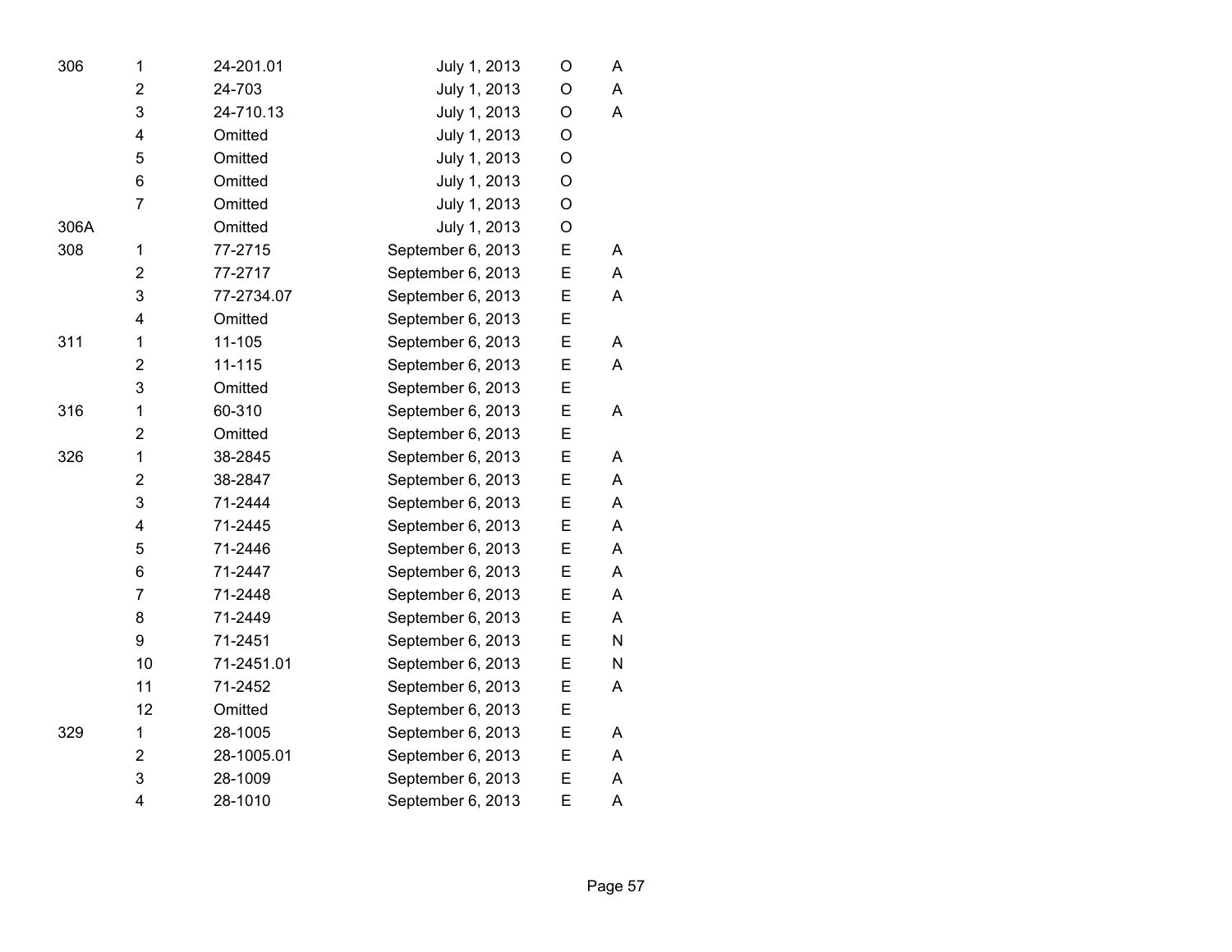| | | | | | |
|---|---|---|---|---|---|
| 306 | 1 | 24-201.01 | July 1, 2013 | O | A |
| | 2 | 24-703 | July 1, 2013 | O | A |
| | 3 | 24-710.13 | July 1, 2013 | O | A |
| | 4 | Omitted | July 1, 2013 | O | |
| | 5 | Omitted | July 1, 2013 | O | |
| | 6 | Omitted | July 1, 2013 | O | |
| | 7 | Omitted | July 1, 2013 | O | |
| 306A | | Omitted | July 1, 2013 | O | |
| 308 | 1 | 77-2715 | September 6, 2013 | E | A |
| | 2 | 77-2717 | September 6, 2013 | E | A |
| | 3 | 77-2734.07 | September 6, 2013 | E | A |
| | 4 | Omitted | September 6, 2013 | E | |
| 311 | 1 | 11-105 | September 6, 2013 | E | A |
| | 2 | 11-115 | September 6, 2013 | E | A |
| | 3 | Omitted | September 6, 2013 | E | |
| 316 | 1 | 60-310 | September 6, 2013 | E | A |
| | 2 | Omitted | September 6, 2013 | E | |
| 326 | 1 | 38-2845 | September 6, 2013 | E | A |
| | 2 | 38-2847 | September 6, 2013 | E | A |
| | 3 | 71-2444 | September 6, 2013 | E | A |
| | 4 | 71-2445 | September 6, 2013 | E | A |
| | 5 | 71-2446 | September 6, 2013 | E | A |
| | 6 | 71-2447 | September 6, 2013 | E | A |
| | 7 | 71-2448 | September 6, 2013 | E | A |
| | 8 | 71-2449 | September 6, 2013 | E | A |
| | 9 | 71-2451 | September 6, 2013 | E | N |
| | 10 | 71-2451.01 | September 6, 2013 | E | N |
| | 11 | 71-2452 | September 6, 2013 | E | A |
| | 12 | Omitted | September 6, 2013 | E | |
| 329 | 1 | 28-1005 | September 6, 2013 | E | A |
| | 2 | 28-1005.01 | September 6, 2013 | E | A |
| | 3 | 28-1009 | September 6, 2013 | E | A |
| | 4 | 28-1010 | September 6, 2013 | E | A |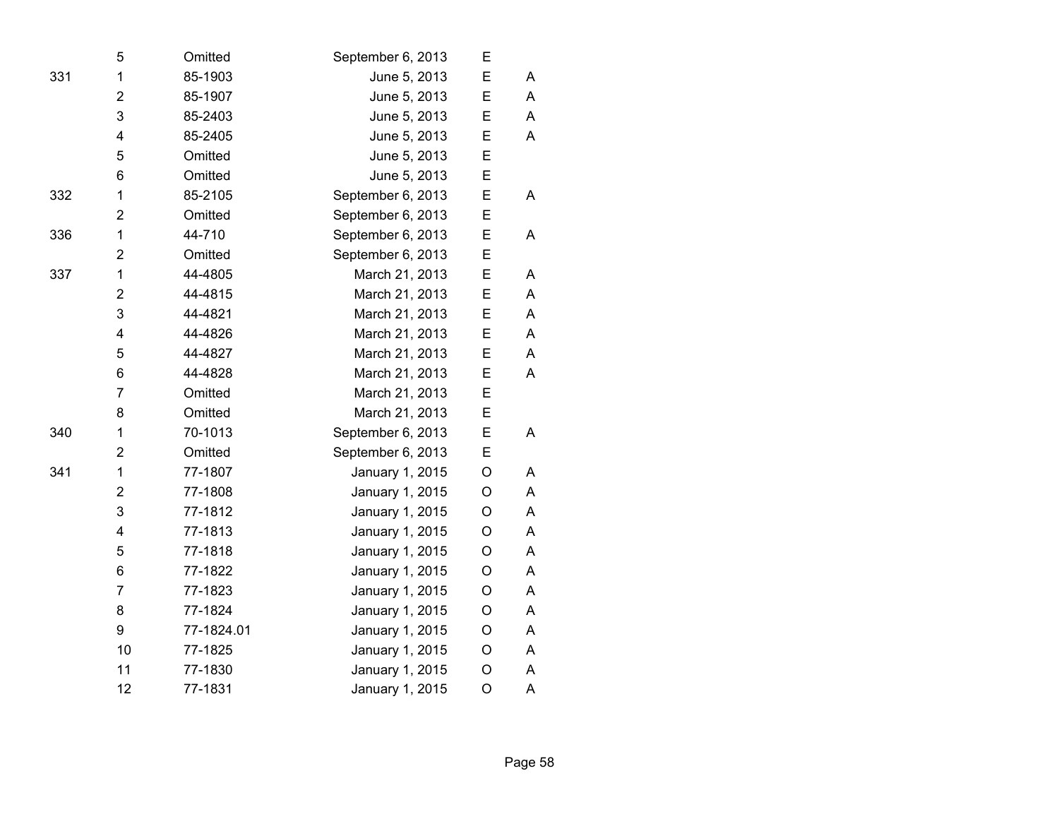| | | | | | |
|---|---|---|---|---|---|
| | 5 | Omitted | September 6, 2013 | E | |
| 331 | 1 | 85-1903 | June 5, 2013 | E | A |
| | 2 | 85-1907 | June 5, 2013 | E | A |
| | 3 | 85-2403 | June 5, 2013 | E | A |
| | 4 | 85-2405 | June 5, 2013 | E | A |
| | 5 | Omitted | June 5, 2013 | E | |
| | 6 | Omitted | June 5, 2013 | E | |
| 332 | 1 | 85-2105 | September 6, 2013 | E | A |
| | 2 | Omitted | September 6, 2013 | E | |
| 336 | 1 | 44-710 | September 6, 2013 | E | A |
| | 2 | Omitted | September 6, 2013 | E | |
| 337 | 1 | 44-4805 | March 21, 2013 | E | A |
| | 2 | 44-4815 | March 21, 2013 | E | A |
| | 3 | 44-4821 | March 21, 2013 | E | A |
| | 4 | 44-4826 | March 21, 2013 | E | A |
| | 5 | 44-4827 | March 21, 2013 | E | A |
| | 6 | 44-4828 | March 21, 2013 | E | A |
| | 7 | Omitted | March 21, 2013 | E | |
| | 8 | Omitted | March 21, 2013 | E | |
| 340 | 1 | 70-1013 | September 6, 2013 | E | A |
| | 2 | Omitted | September 6, 2013 | E | |
| 341 | 1 | 77-1807 | January 1, 2015 | O | A |
| | 2 | 77-1808 | January 1, 2015 | O | A |
| | 3 | 77-1812 | January 1, 2015 | O | A |
| | 4 | 77-1813 | January 1, 2015 | O | A |
| | 5 | 77-1818 | January 1, 2015 | O | A |
| | 6 | 77-1822 | January 1, 2015 | O | A |
| | 7 | 77-1823 | January 1, 2015 | O | A |
| | 8 | 77-1824 | January 1, 2015 | O | A |
| | 9 | 77-1824.01 | January 1, 2015 | O | A |
| | 10 | 77-1825 | January 1, 2015 | O | A |
| | 11 | 77-1830 | January 1, 2015 | O | A |
| | 12 | 77-1831 | January 1, 2015 | O | A |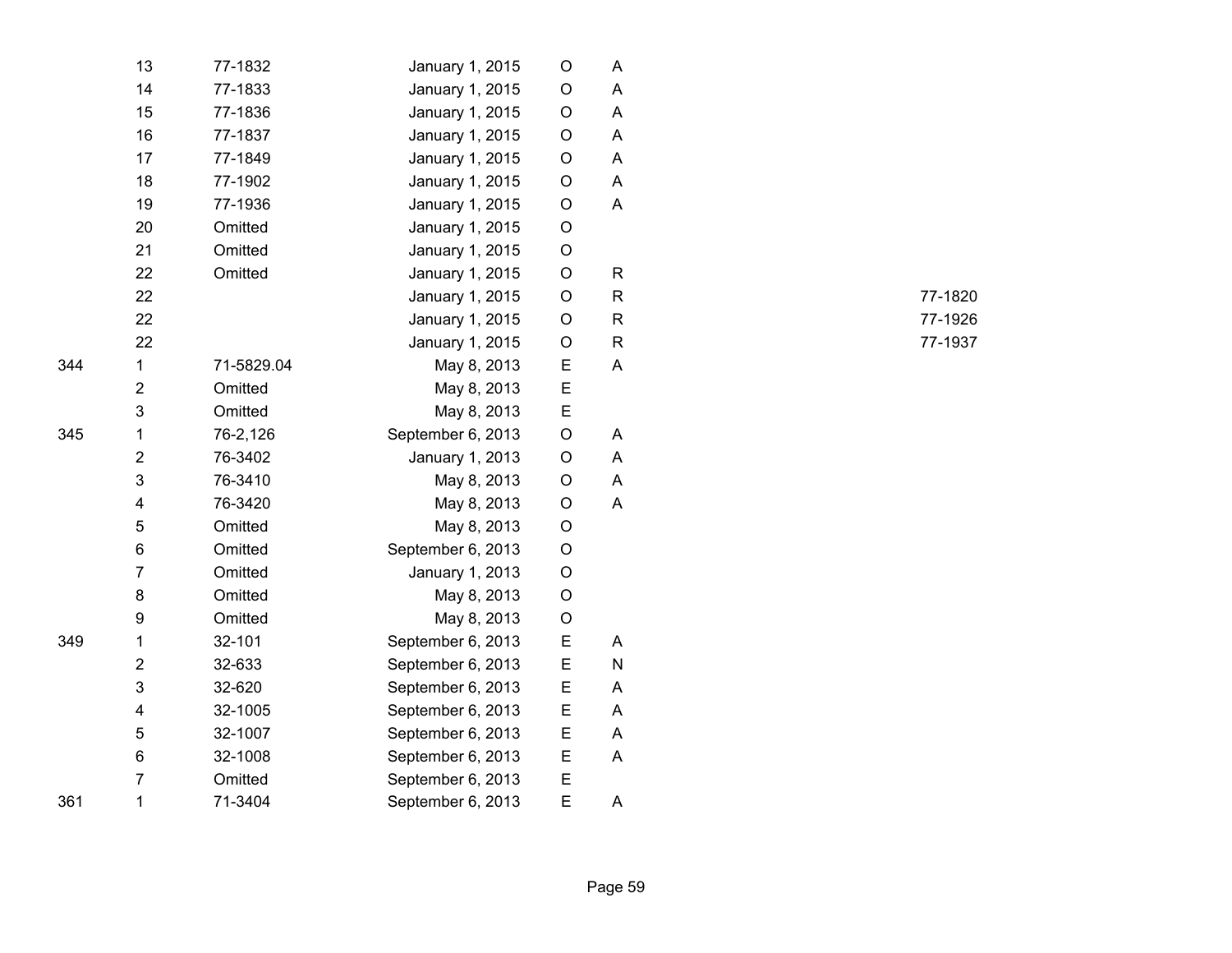| | | | | | | |
|---|---|---|---|---|---|---|
| | 13 | 77-1832 | January 1, 2015 | O | A | |
| | 14 | 77-1833 | January 1, 2015 | O | A | |
| | 15 | 77-1836 | January 1, 2015 | O | A | |
| | 16 | 77-1837 | January 1, 2015 | O | A | |
| | 17 | 77-1849 | January 1, 2015 | O | A | |
| | 18 | 77-1902 | January 1, 2015 | O | A | |
| | 19 | 77-1936 | January 1, 2015 | O | A | |
| | 20 | Omitted | January 1, 2015 | O | | |
| | 21 | Omitted | January 1, 2015 | O | | |
| | 22 | Omitted | January 1, 2015 | O | R | |
| | 22 | | January 1, 2015 | O | R | 77-1820 |
| | 22 | | January 1, 2015 | O | R | 77-1926 |
| | 22 | | January 1, 2015 | O | R | 77-1937 |
| 344 | 1 | 71-5829.04 | May 8, 2013 | E | A | |
| | 2 | Omitted | May 8, 2013 | E | | |
| | 3 | Omitted | May 8, 2013 | E | | |
| 345 | 1 | 76-2,126 | September 6, 2013 | O | A | |
| | 2 | 76-3402 | January 1, 2013 | O | A | |
| | 3 | 76-3410 | May 8, 2013 | O | A | |
| | 4 | 76-3420 | May 8, 2013 | O | A | |
| | 5 | Omitted | May 8, 2013 | O | | |
| | 6 | Omitted | September 6, 2013 | O | | |
| | 7 | Omitted | January 1, 2013 | O | | |
| | 8 | Omitted | May 8, 2013 | O | | |
| | 9 | Omitted | May 8, 2013 | O | | |
| 349 | 1 | 32-101 | September 6, 2013 | E | A | |
| | 2 | 32-633 | September 6, 2013 | E | N | |
| | 3 | 32-620 | September 6, 2013 | E | A | |
| | 4 | 32-1005 | September 6, 2013 | E | A | |
| | 5 | 32-1007 | September 6, 2013 | E | A | |
| | 6 | 32-1008 | September 6, 2013 | E | A | |
| | 7 | Omitted | September 6, 2013 | E | | |
| 361 | 1 | 71-3404 | September 6, 2013 | E | A | |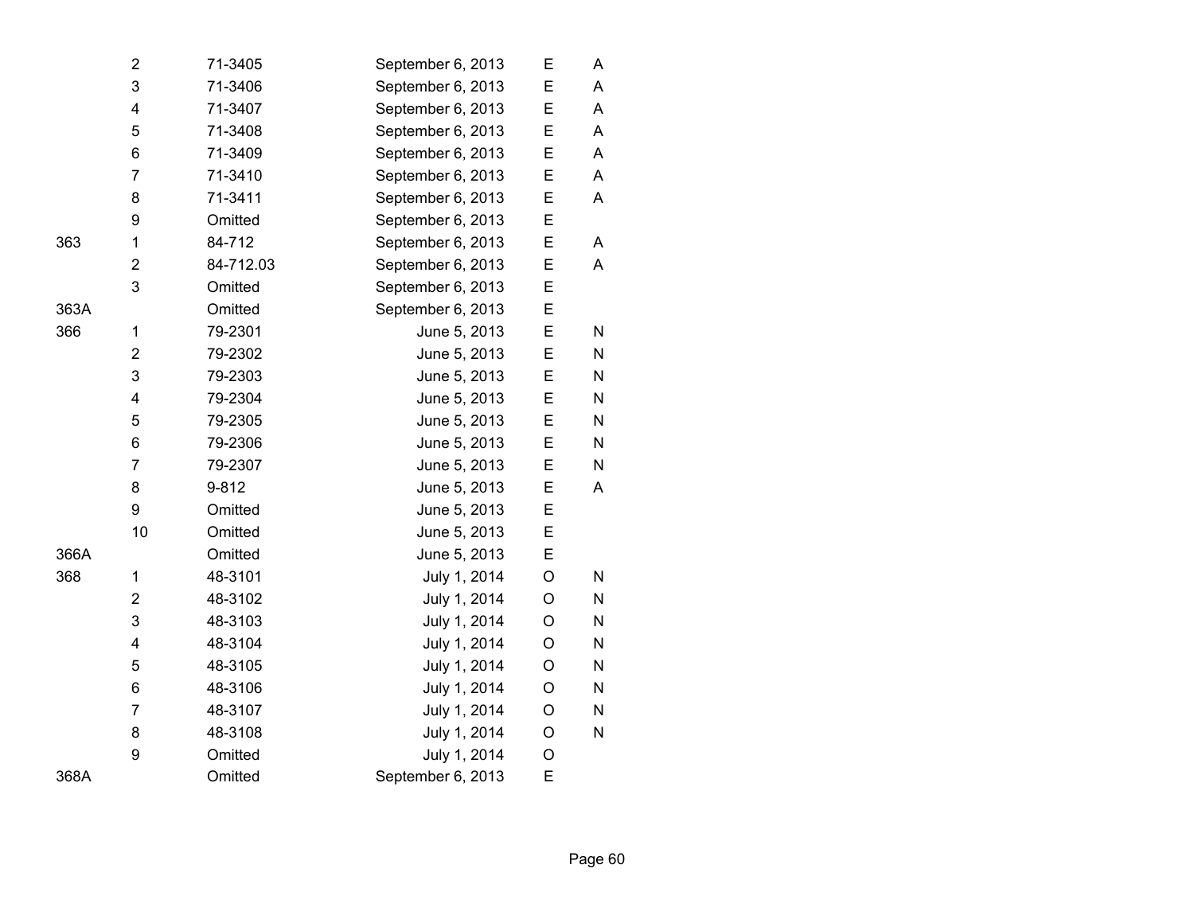| | | | | | |
|---|---|---|---|---|---|
| | 2 | 71-3405 | September 6, 2013 | E | A |
| | 3 | 71-3406 | September 6, 2013 | E | A |
| | 4 | 71-3407 | September 6, 2013 | E | A |
| | 5 | 71-3408 | September 6, 2013 | E | A |
| | 6 | 71-3409 | September 6, 2013 | E | A |
| | 7 | 71-3410 | September 6, 2013 | E | A |
| | 8 | 71-3411 | September 6, 2013 | E | A |
| | 9 | Omitted | September 6, 2013 | E | |
| 363 | 1 | 84-712 | September 6, 2013 | E | A |
| | 2 | 84-712.03 | September 6, 2013 | E | A |
| | 3 | Omitted | September 6, 2013 | E | |
| 363A | | Omitted | September 6, 2013 | E | |
| 366 | 1 | 79-2301 | June 5, 2013 | E | N |
| | 2 | 79-2302 | June 5, 2013 | E | N |
| | 3 | 79-2303 | June 5, 2013 | E | N |
| | 4 | 79-2304 | June 5, 2013 | E | N |
| | 5 | 79-2305 | June 5, 2013 | E | N |
| | 6 | 79-2306 | June 5, 2013 | E | N |
| | 7 | 79-2307 | June 5, 2013 | E | N |
| | 8 | 9-812 | June 5, 2013 | E | A |
| | 9 | Omitted | June 5, 2013 | E | |
| | 10 | Omitted | June 5, 2013 | E | |
| 366A | | Omitted | June 5, 2013 | E | |
| 368 | 1 | 48-3101 | July 1, 2014 | O | N |
| | 2 | 48-3102 | July 1, 2014 | O | N |
| | 3 | 48-3103 | July 1, 2014 | O | N |
| | 4 | 48-3104 | July 1, 2014 | O | N |
| | 5 | 48-3105 | July 1, 2014 | O | N |
| | 6 | 48-3106 | July 1, 2014 | O | N |
| | 7 | 48-3107 | July 1, 2014 | O | N |
| | 8 | 48-3108 | July 1, 2014 | O | N |
| | 9 | Omitted | July 1, 2014 | O | |
| 368A | | Omitted | September 6, 2013 | E | |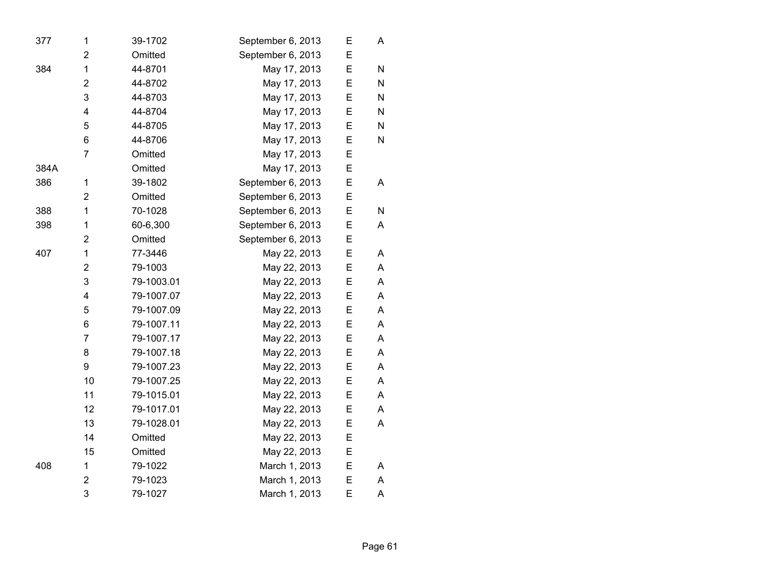| | | | | | |
|---|---|---|---|---|---|
| 377 | 1 | 39-1702 | September 6, 2013 | E | A |
| | 2 | Omitted | September 6, 2013 | E | |
| 384 | 1 | 44-8701 | May 17, 2013 | E | N |
| | 2 | 44-8702 | May 17, 2013 | E | N |
| | 3 | 44-8703 | May 17, 2013 | E | N |
| | 4 | 44-8704 | May 17, 2013 | E | N |
| | 5 | 44-8705 | May 17, 2013 | E | N |
| | 6 | 44-8706 | May 17, 2013 | E | N |
| | 7 | Omitted | May 17, 2013 | E | |
| 384A | | Omitted | May 17, 2013 | E | |
| 386 | 1 | 39-1802 | September 6, 2013 | E | A |
| | 2 | Omitted | September 6, 2013 | E | |
| 388 | 1 | 70-1028 | September 6, 2013 | E | N |
| 398 | 1 | 60-6,300 | September 6, 2013 | E | A |
| | 2 | Omitted | September 6, 2013 | E | |
| 407 | 1 | 77-3446 | May 22, 2013 | E | A |
| | 2 | 79-1003 | May 22, 2013 | E | A |
| | 3 | 79-1003.01 | May 22, 2013 | E | A |
| | 4 | 79-1007.07 | May 22, 2013 | E | A |
| | 5 | 79-1007.09 | May 22, 2013 | E | A |
| | 6 | 79-1007.11 | May 22, 2013 | E | A |
| | 7 | 79-1007.17 | May 22, 2013 | E | A |
| | 8 | 79-1007.18 | May 22, 2013 | E | A |
| | 9 | 79-1007.23 | May 22, 2013 | E | A |
| | 10 | 79-1007.25 | May 22, 2013 | E | A |
| | 11 | 79-1015.01 | May 22, 2013 | E | A |
| | 12 | 79-1017.01 | May 22, 2013 | E | A |
| | 13 | 79-1028.01 | May 22, 2013 | E | A |
| | 14 | Omitted | May 22, 2013 | E | |
| | 15 | Omitted | May 22, 2013 | E | |
| 408 | 1 | 79-1022 | March 1, 2013 | E | A |
| | 2 | 79-1023 | March 1, 2013 | E | A |
| | 3 | 79-1027 | March 1, 2013 | E | A |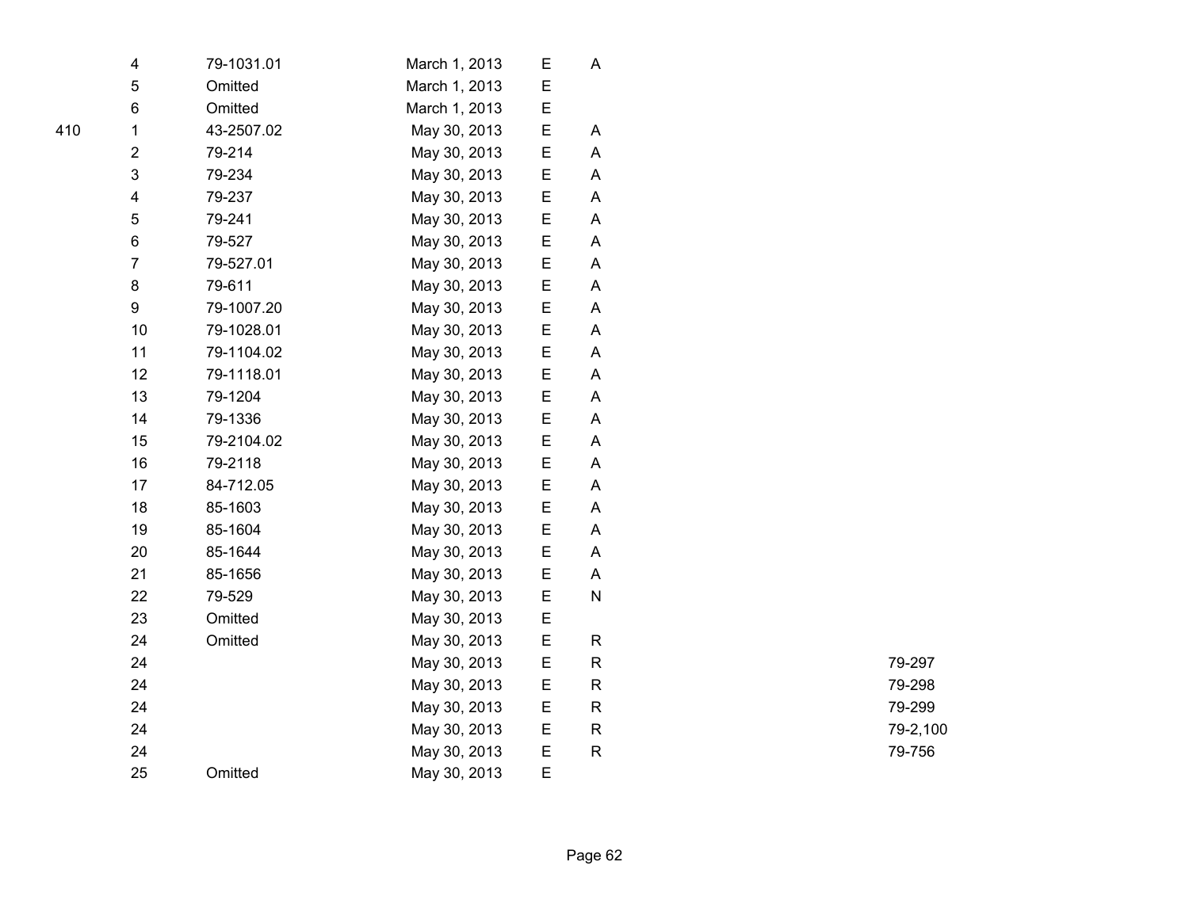| | | | | | | |
|---|---|---|---|---|---|---|
| | 4 | 79-1031.01 | March 1, 2013 | E | A | |
| | 5 | Omitted | March 1, 2013 | E | | |
| | 6 | Omitted | March 1, 2013 | E | | |
| 410 | 1 | 43-2507.02 | May 30, 2013 | E | A | |
| | 2 | 79-214 | May 30, 2013 | E | A | |
| | 3 | 79-234 | May 30, 2013 | E | A | |
| | 4 | 79-237 | May 30, 2013 | E | A | |
| | 5 | 79-241 | May 30, 2013 | E | A | |
| | 6 | 79-527 | May 30, 2013 | E | A | |
| | 7 | 79-527.01 | May 30, 2013 | E | A | |
| | 8 | 79-611 | May 30, 2013 | E | A | |
| | 9 | 79-1007.20 | May 30, 2013 | E | A | |
| | 10 | 79-1028.01 | May 30, 2013 | E | A | |
| | 11 | 79-1104.02 | May 30, 2013 | E | A | |
| | 12 | 79-1118.01 | May 30, 2013 | E | A | |
| | 13 | 79-1204 | May 30, 2013 | E | A | |
| | 14 | 79-1336 | May 30, 2013 | E | A | |
| | 15 | 79-2104.02 | May 30, 2013 | E | A | |
| | 16 | 79-2118 | May 30, 2013 | E | A | |
| | 17 | 84-712.05 | May 30, 2013 | E | A | |
| | 18 | 85-1603 | May 30, 2013 | E | A | |
| | 19 | 85-1604 | May 30, 2013 | E | A | |
| | 20 | 85-1644 | May 30, 2013 | E | A | |
| | 21 | 85-1656 | May 30, 2013 | E | A | |
| | 22 | 79-529 | May 30, 2013 | E | N | |
| | 23 | Omitted | May 30, 2013 | E | | |
| | 24 | Omitted | May 30, 2013 | E | R | |
| | 24 | | May 30, 2013 | E | R | 79-297 |
| | 24 | | May 30, 2013 | E | R | 79-298 |
| | 24 | | May 30, 2013 | E | R | 79-299 |
| | 24 | | May 30, 2013 | E | R | 79-2,100 |
| | 24 | | May 30, 2013 | E | R | 79-756 |
| | 25 | Omitted | May 30, 2013 | E | | |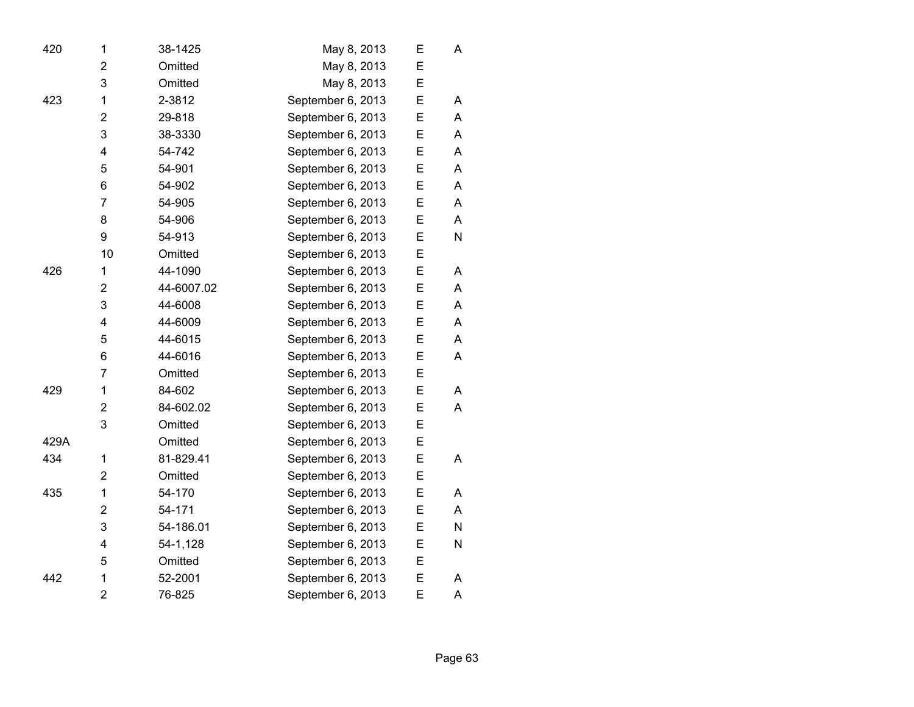| | | | | | |
|---|---|---|---|---|---|
| 420 | 1 | 38-1425 | May 8, 2013 | E | A |
| | 2 | Omitted | May 8, 2013 | E | |
| | 3 | Omitted | May 8, 2013 | E | |
| 423 | 1 | 2-3812 | September 6, 2013 | E | A |
| | 2 | 29-818 | September 6, 2013 | E | A |
| | 3 | 38-3330 | September 6, 2013 | E | A |
| | 4 | 54-742 | September 6, 2013 | E | A |
| | 5 | 54-901 | September 6, 2013 | E | A |
| | 6 | 54-902 | September 6, 2013 | E | A |
| | 7 | 54-905 | September 6, 2013 | E | A |
| | 8 | 54-906 | September 6, 2013 | E | A |
| | 9 | 54-913 | September 6, 2013 | E | N |
| | 10 | Omitted | September 6, 2013 | E | |
| 426 | 1 | 44-1090 | September 6, 2013 | E | A |
| | 2 | 44-6007.02 | September 6, 2013 | E | A |
| | 3 | 44-6008 | September 6, 2013 | E | A |
| | 4 | 44-6009 | September 6, 2013 | E | A |
| | 5 | 44-6015 | September 6, 2013 | E | A |
| | 6 | 44-6016 | September 6, 2013 | E | A |
| | 7 | Omitted | September 6, 2013 | E | |
| 429 | 1 | 84-602 | September 6, 2013 | E | A |
| | 2 | 84-602.02 | September 6, 2013 | E | A |
| | 3 | Omitted | September 6, 2013 | E | |
| 429A | | Omitted | September 6, 2013 | E | |
| 434 | 1 | 81-829.41 | September 6, 2013 | E | A |
| | 2 | Omitted | September 6, 2013 | E | |
| 435 | 1 | 54-170 | September 6, 2013 | E | A |
| | 2 | 54-171 | September 6, 2013 | E | A |
| | 3 | 54-186.01 | September 6, 2013 | E | N |
| | 4 | 54-1,128 | September 6, 2013 | E | N |
| | 5 | Omitted | September 6, 2013 | E | |
| 442 | 1 | 52-2001 | September 6, 2013 | E | A |
| | 2 | 76-825 | September 6, 2013 | E | A |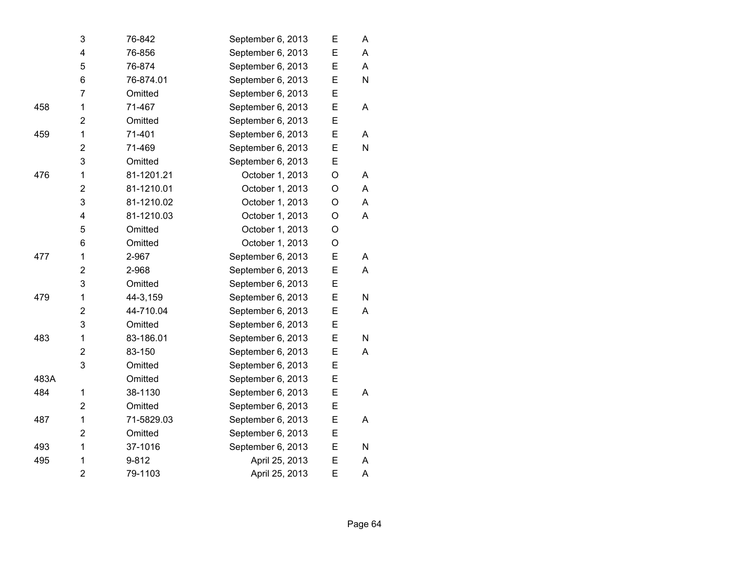| | | | | | |
|---|---|---|---|---|---|
| | 3 | 76-842 | September 6, 2013 | E | A |
| | 4 | 76-856 | September 6, 2013 | E | A |
| | 5 | 76-874 | September 6, 2013 | E | A |
| | 6 | 76-874.01 | September 6, 2013 | E | N |
| | 7 | Omitted | September 6, 2013 | E | |
| 458 | 1 | 71-467 | September 6, 2013 | E | A |
| | 2 | Omitted | September 6, 2013 | E | |
| 459 | 1 | 71-401 | September 6, 2013 | E | A |
| | 2 | 71-469 | September 6, 2013 | E | N |
| | 3 | Omitted | September 6, 2013 | E | |
| 476 | 1 | 81-1201.21 | October 1, 2013 | O | A |
| | 2 | 81-1210.01 | October 1, 2013 | O | A |
| | 3 | 81-1210.02 | October 1, 2013 | O | A |
| | 4 | 81-1210.03 | October 1, 2013 | O | A |
| | 5 | Omitted | October 1, 2013 | O | |
| | 6 | Omitted | October 1, 2013 | O | |
| 477 | 1 | 2-967 | September 6, 2013 | E | A |
| | 2 | 2-968 | September 6, 2013 | E | A |
| | 3 | Omitted | September 6, 2013 | E | |
| 479 | 1 | 44-3,159 | September 6, 2013 | E | N |
| | 2 | 44-710.04 | September 6, 2013 | E | A |
| | 3 | Omitted | September 6, 2013 | E | |
| 483 | 1 | 83-186.01 | September 6, 2013 | E | N |
| | 2 | 83-150 | September 6, 2013 | E | A |
| | 3 | Omitted | September 6, 2013 | E | |
| 483A | | Omitted | September 6, 2013 | E | |
| 484 | 1 | 38-1130 | September 6, 2013 | E | A |
| | 2 | Omitted | September 6, 2013 | E | |
| 487 | 1 | 71-5829.03 | September 6, 2013 | E | A |
| | 2 | Omitted | September 6, 2013 | E | |
| 493 | 1 | 37-1016 | September 6, 2013 | E | N |
| 495 | 1 | 9-812 | April 25, 2013 | E | A |
| | 2 | 79-1103 | April 25, 2013 | E | A |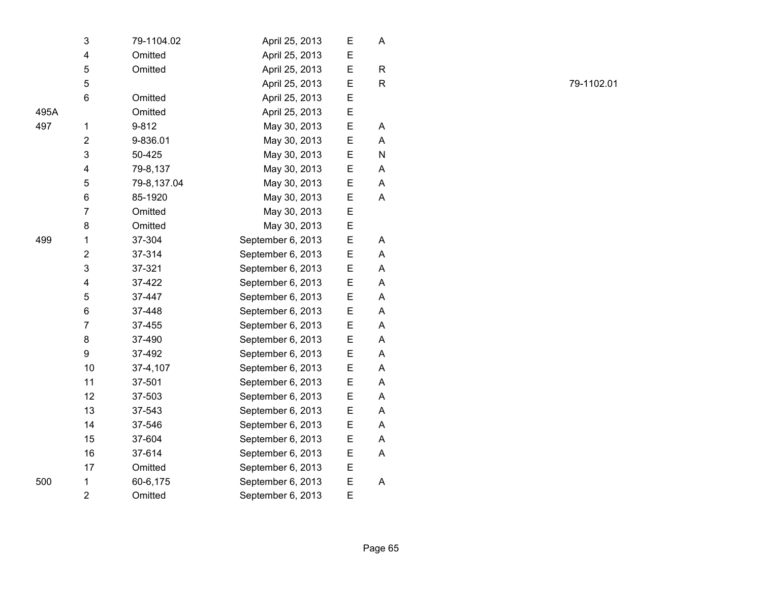| | | | | | | |
|---|---|---|---|---|---|---|
| | 3 | 79-1104.02 | April 25, 2013 | E | A | |
| | 4 | Omitted | April 25, 2013 | E | | |
| | 5 | Omitted | April 25, 2013 | E | R | |
| | 5 | | April 25, 2013 | E | R | 79-1102.01 |
| | 6 | Omitted | April 25, 2013 | E | | |
| 495A | | Omitted | April 25, 2013 | E | | |
| 497 | 1 | 9-812 | May 30, 2013 | E | A | |
| | 2 | 9-836.01 | May 30, 2013 | E | A | |
| | 3 | 50-425 | May 30, 2013 | E | N | |
| | 4 | 79-8,137 | May 30, 2013 | E | A | |
| | 5 | 79-8,137.04 | May 30, 2013 | E | A | |
| | 6 | 85-1920 | May 30, 2013 | E | A | |
| | 7 | Omitted | May 30, 2013 | E | | |
| | 8 | Omitted | May 30, 2013 | E | | |
| 499 | 1 | 37-304 | September 6, 2013 | E | A | |
| | 2 | 37-314 | September 6, 2013 | E | A | |
| | 3 | 37-321 | September 6, 2013 | E | A | |
| | 4 | 37-422 | September 6, 2013 | E | A | |
| | 5 | 37-447 | September 6, 2013 | E | A | |
| | 6 | 37-448 | September 6, 2013 | E | A | |
| | 7 | 37-455 | September 6, 2013 | E | A | |
| | 8 | 37-490 | September 6, 2013 | E | A | |
| | 9 | 37-492 | September 6, 2013 | E | A | |
| | 10 | 37-4,107 | September 6, 2013 | E | A | |
| | 11 | 37-501 | September 6, 2013 | E | A | |
| | 12 | 37-503 | September 6, 2013 | E | A | |
| | 13 | 37-543 | September 6, 2013 | E | A | |
| | 14 | 37-546 | September 6, 2013 | E | A | |
| | 15 | 37-604 | September 6, 2013 | E | A | |
| | 16 | 37-614 | September 6, 2013 | E | A | |
| | 17 | Omitted | September 6, 2013 | E | | |
| 500 | 1 | 60-6,175 | September 6, 2013 | E | A | |
| | 2 | Omitted | September 6, 2013 | E | | |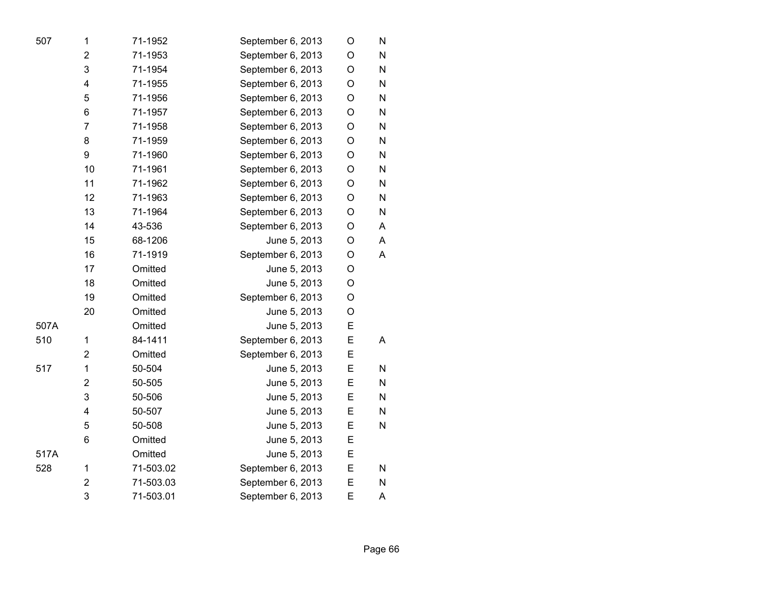| | | | | | |
|---|---|---|---|---|---|
| 507 | 1 | 71-1952 | September 6, 2013 | O | N |
| | 2 | 71-1953 | September 6, 2013 | O | N |
| | 3 | 71-1954 | September 6, 2013 | O | N |
| | 4 | 71-1955 | September 6, 2013 | O | N |
| | 5 | 71-1956 | September 6, 2013 | O | N |
| | 6 | 71-1957 | September 6, 2013 | O | N |
| | 7 | 71-1958 | September 6, 2013 | O | N |
| | 8 | 71-1959 | September 6, 2013 | O | N |
| | 9 | 71-1960 | September 6, 2013 | O | N |
| | 10 | 71-1961 | September 6, 2013 | O | N |
| | 11 | 71-1962 | September 6, 2013 | O | N |
| | 12 | 71-1963 | September 6, 2013 | O | N |
| | 13 | 71-1964 | September 6, 2013 | O | N |
| | 14 | 43-536 | September 6, 2013 | O | A |
| | 15 | 68-1206 | June 5, 2013 | O | A |
| | 16 | 71-1919 | September 6, 2013 | O | A |
| | 17 | Omitted | June 5, 2013 | O | |
| | 18 | Omitted | June 5, 2013 | O | |
| | 19 | Omitted | September 6, 2013 | O | |
| | 20 | Omitted | June 5, 2013 | O | |
| 507A | | Omitted | June 5, 2013 | E | |
| 510 | 1 | 84-1411 | September 6, 2013 | E | A |
| | 2 | Omitted | September 6, 2013 | E | |
| 517 | 1 | 50-504 | June 5, 2013 | E | N |
| | 2 | 50-505 | June 5, 2013 | E | N |
| | 3 | 50-506 | June 5, 2013 | E | N |
| | 4 | 50-507 | June 5, 2013 | E | N |
| | 5 | 50-508 | June 5, 2013 | E | N |
| | 6 | Omitted | June 5, 2013 | E | |
| 517A | | Omitted | June 5, 2013 | E | |
| 528 | 1 | 71-503.02 | September 6, 2013 | E | N |
| | 2 | 71-503.03 | September 6, 2013 | E | N |
| | 3 | 71-503.01 | September 6, 2013 | E | A |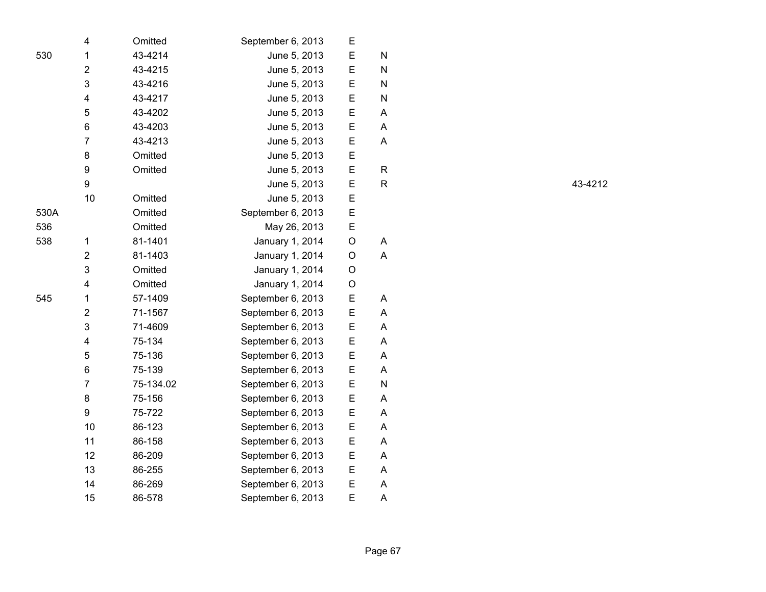| | | | | | | |
|---|---|---|---|---|---|---|
| | 4 | Omitted | September 6, 2013 | E | | |
| 530 | 1 | 43-4214 | June 5, 2013 | E | N | |
| | 2 | 43-4215 | June 5, 2013 | E | N | |
| | 3 | 43-4216 | June 5, 2013 | E | N | |
| | 4 | 43-4217 | June 5, 2013 | E | N | |
| | 5 | 43-4202 | June 5, 2013 | E | A | |
| | 6 | 43-4203 | June 5, 2013 | E | A | |
| | 7 | 43-4213 | June 5, 2013 | E | A | |
| | 8 | Omitted | June 5, 2013 | E | | |
| | 9 | Omitted | June 5, 2013 | E | R | |
| | 9 | | June 5, 2013 | E | R | 43-4212 |
| | 10 | Omitted | June 5, 2013 | E | | |
| 530A | | Omitted | September 6, 2013 | E | | |
| 536 | | Omitted | May 26, 2013 | E | | |
| 538 | 1 | 81-1401 | January 1, 2014 | O | A | |
| | 2 | 81-1403 | January 1, 2014 | O | A | |
| | 3 | Omitted | January 1, 2014 | O | | |
| | 4 | Omitted | January 1, 2014 | O | | |
| 545 | 1 | 57-1409 | September 6, 2013 | E | A | |
| | 2 | 71-1567 | September 6, 2013 | E | A | |
| | 3 | 71-4609 | September 6, 2013 | E | A | |
| | 4 | 75-134 | September 6, 2013 | E | A | |
| | 5 | 75-136 | September 6, 2013 | E | A | |
| | 6 | 75-139 | September 6, 2013 | E | A | |
| | 7 | 75-134.02 | September 6, 2013 | E | N | |
| | 8 | 75-156 | September 6, 2013 | E | A | |
| | 9 | 75-722 | September 6, 2013 | E | A | |
| | 10 | 86-123 | September 6, 2013 | E | A | |
| | 11 | 86-158 | September 6, 2013 | E | A | |
| | 12 | 86-209 | September 6, 2013 | E | A | |
| | 13 | 86-255 | September 6, 2013 | E | A | |
| | 14 | 86-269 | September 6, 2013 | E | A | |
| | 15 | 86-578 | September 6, 2013 | E | A | |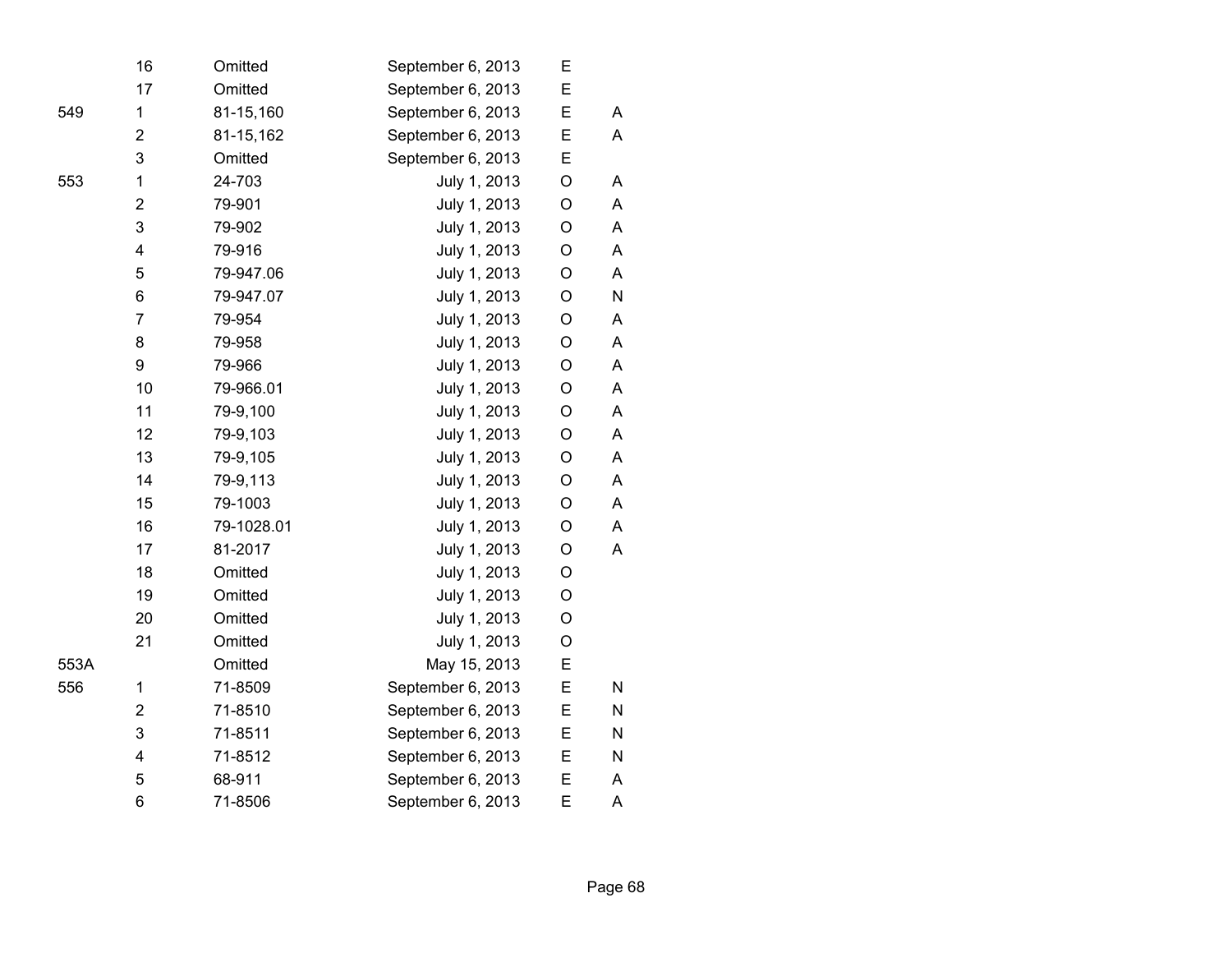| | | | | | |
|---|---|---|---|---|---|
| | 16 | Omitted | September 6, 2013 | E | |
| | 17 | Omitted | September 6, 2013 | E | |
| 549 | 1 | 81-15,160 | September 6, 2013 | E | A |
| | 2 | 81-15,162 | September 6, 2013 | E | A |
| | 3 | Omitted | September 6, 2013 | E | |
| 553 | 1 | 24-703 | July 1, 2013 | O | A |
| | 2 | 79-901 | July 1, 2013 | O | A |
| | 3 | 79-902 | July 1, 2013 | O | A |
| | 4 | 79-916 | July 1, 2013 | O | A |
| | 5 | 79-947.06 | July 1, 2013 | O | A |
| | 6 | 79-947.07 | July 1, 2013 | O | N |
| | 7 | 79-954 | July 1, 2013 | O | A |
| | 8 | 79-958 | July 1, 2013 | O | A |
| | 9 | 79-966 | July 1, 2013 | O | A |
| | 10 | 79-966.01 | July 1, 2013 | O | A |
| | 11 | 79-9,100 | July 1, 2013 | O | A |
| | 12 | 79-9,103 | July 1, 2013 | O | A |
| | 13 | 79-9,105 | July 1, 2013 | O | A |
| | 14 | 79-9,113 | July 1, 2013 | O | A |
| | 15 | 79-1003 | July 1, 2013 | O | A |
| | 16 | 79-1028.01 | July 1, 2013 | O | A |
| | 17 | 81-2017 | July 1, 2013 | O | A |
| | 18 | Omitted | July 1, 2013 | O | |
| | 19 | Omitted | July 1, 2013 | O | |
| | 20 | Omitted | July 1, 2013 | O | |
| | 21 | Omitted | July 1, 2013 | O | |
| 553A | | Omitted | May 15, 2013 | E | |
| 556 | 1 | 71-8509 | September 6, 2013 | E | N |
| | 2 | 71-8510 | September 6, 2013 | E | N |
| | 3 | 71-8511 | September 6, 2013 | E | N |
| | 4 | 71-8512 | September 6, 2013 | E | N |
| | 5 | 68-911 | September 6, 2013 | E | A |
| | 6 | 71-8506 | September 6, 2013 | E | A |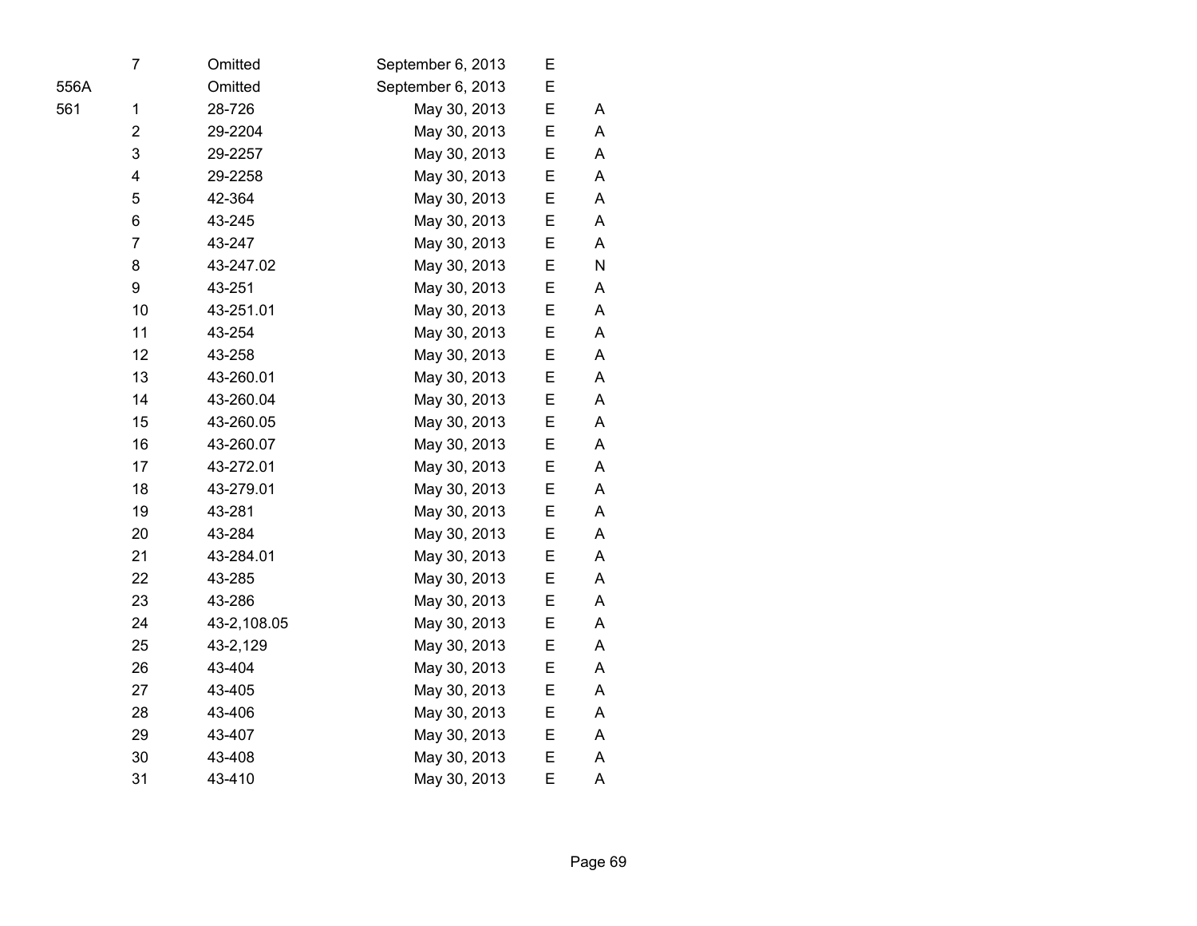| | | | | | |
|---|---|---|---|---|---|
| | 7 | Omitted | September 6, 2013 | E | |
| 556A | | Omitted | September 6, 2013 | E | |
| 561 | 1 | 28-726 | May 30, 2013 | E | A |
| | 2 | 29-2204 | May 30, 2013 | E | A |
| | 3 | 29-2257 | May 30, 2013 | E | A |
| | 4 | 29-2258 | May 30, 2013 | E | A |
| | 5 | 42-364 | May 30, 2013 | E | A |
| | 6 | 43-245 | May 30, 2013 | E | A |
| | 7 | 43-247 | May 30, 2013 | E | A |
| | 8 | 43-247.02 | May 30, 2013 | E | N |
| | 9 | 43-251 | May 30, 2013 | E | A |
| | 10 | 43-251.01 | May 30, 2013 | E | A |
| | 11 | 43-254 | May 30, 2013 | E | A |
| | 12 | 43-258 | May 30, 2013 | E | A |
| | 13 | 43-260.01 | May 30, 2013 | E | A |
| | 14 | 43-260.04 | May 30, 2013 | E | A |
| | 15 | 43-260.05 | May 30, 2013 | E | A |
| | 16 | 43-260.07 | May 30, 2013 | E | A |
| | 17 | 43-272.01 | May 30, 2013 | E | A |
| | 18 | 43-279.01 | May 30, 2013 | E | A |
| | 19 | 43-281 | May 30, 2013 | E | A |
| | 20 | 43-284 | May 30, 2013 | E | A |
| | 21 | 43-284.01 | May 30, 2013 | E | A |
| | 22 | 43-285 | May 30, 2013 | E | A |
| | 23 | 43-286 | May 30, 2013 | E | A |
| | 24 | 43-2,108.05 | May 30, 2013 | E | A |
| | 25 | 43-2,129 | May 30, 2013 | E | A |
| | 26 | 43-404 | May 30, 2013 | E | A |
| | 27 | 43-405 | May 30, 2013 | E | A |
| | 28 | 43-406 | May 30, 2013 | E | A |
| | 29 | 43-407 | May 30, 2013 | E | A |
| | 30 | 43-408 | May 30, 2013 | E | A |
| | 31 | 43-410 | May 30, 2013 | E | A |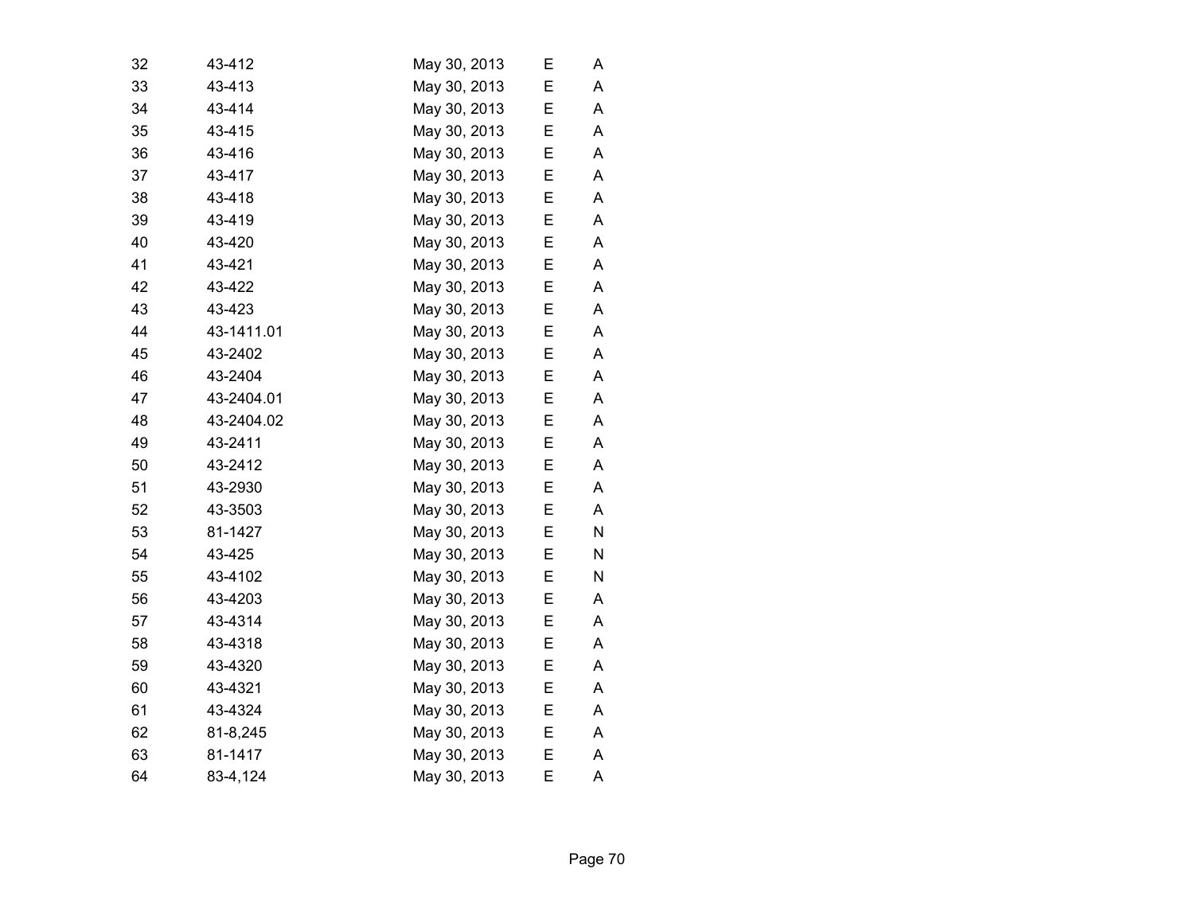| | | | | |
|---|---|---|---|---|
| 32 | 43-412 | May 30, 2013 | E | A |
| 33 | 43-413 | May 30, 2013 | E | A |
| 34 | 43-414 | May 30, 2013 | E | A |
| 35 | 43-415 | May 30, 2013 | E | A |
| 36 | 43-416 | May 30, 2013 | E | A |
| 37 | 43-417 | May 30, 2013 | E | A |
| 38 | 43-418 | May 30, 2013 | E | A |
| 39 | 43-419 | May 30, 2013 | E | A |
| 40 | 43-420 | May 30, 2013 | E | A |
| 41 | 43-421 | May 30, 2013 | E | A |
| 42 | 43-422 | May 30, 2013 | E | A |
| 43 | 43-423 | May 30, 2013 | E | A |
| 44 | 43-1411.01 | May 30, 2013 | E | A |
| 45 | 43-2402 | May 30, 2013 | E | A |
| 46 | 43-2404 | May 30, 2013 | E | A |
| 47 | 43-2404.01 | May 30, 2013 | E | A |
| 48 | 43-2404.02 | May 30, 2013 | E | A |
| 49 | 43-2411 | May 30, 2013 | E | A |
| 50 | 43-2412 | May 30, 2013 | E | A |
| 51 | 43-2930 | May 30, 2013 | E | A |
| 52 | 43-3503 | May 30, 2013 | E | A |
| 53 | 81-1427 | May 30, 2013 | E | N |
| 54 | 43-425 | May 30, 2013 | E | N |
| 55 | 43-4102 | May 30, 2013 | E | N |
| 56 | 43-4203 | May 30, 2013 | E | A |
| 57 | 43-4314 | May 30, 2013 | E | A |
| 58 | 43-4318 | May 30, 2013 | E | A |
| 59 | 43-4320 | May 30, 2013 | E | A |
| 60 | 43-4321 | May 30, 2013 | E | A |
| 61 | 43-4324 | May 30, 2013 | E | A |
| 62 | 81-8,245 | May 30, 2013 | E | A |
| 63 | 81-1417 | May 30, 2013 | E | A |
| 64 | 83-4,124 | May 30, 2013 | E | A |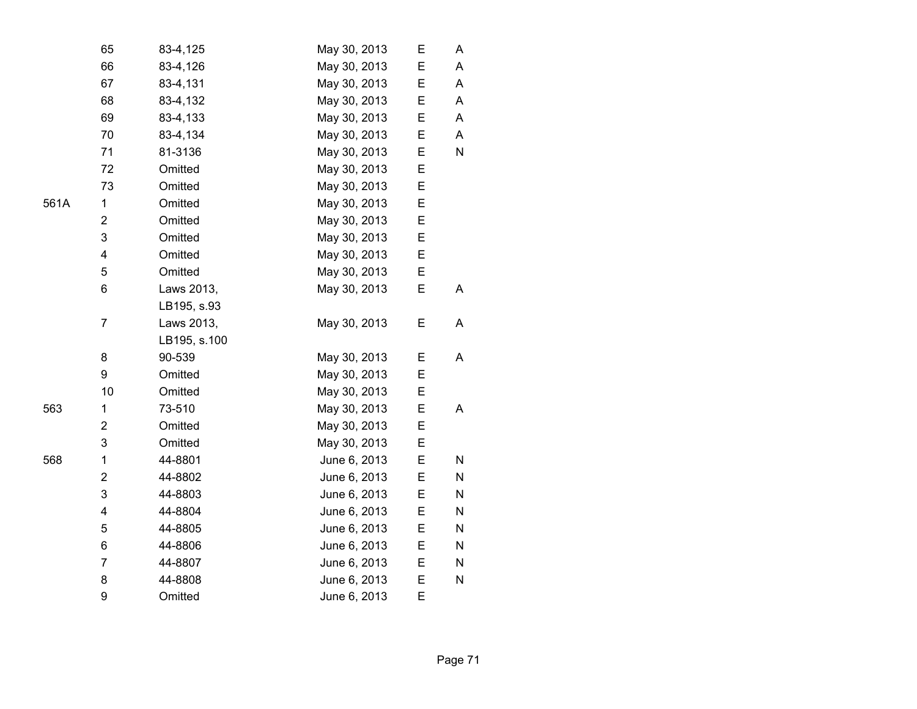| | | | | | |
|---|---|---|---|---|---|
| | 65 | 83-4,125 | May 30, 2013 | E | A |
| | 66 | 83-4,126 | May 30, 2013 | E | A |
| | 67 | 83-4,131 | May 30, 2013 | E | A |
| | 68 | 83-4,132 | May 30, 2013 | E | A |
| | 69 | 83-4,133 | May 30, 2013 | E | A |
| | 70 | 83-4,134 | May 30, 2013 | E | A |
| | 71 | 81-3136 | May 30, 2013 | E | N |
| | 72 | Omitted | May 30, 2013 | E | |
| | 73 | Omitted | May 30, 2013 | E | |
| 561A | 1 | Omitted | May 30, 2013 | E | |
| | 2 | Omitted | May 30, 2013 | E | |
| | 3 | Omitted | May 30, 2013 | E | |
| | 4 | Omitted | May 30, 2013 | E | |
| | 5 | Omitted | May 30, 2013 | E | |
| | 6 | Laws 2013, LB195, s.93 | May 30, 2013 | E | A |
| | 7 | Laws 2013, LB195, s.100 | May 30, 2013 | E | A |
| | 8 | 90-539 | May 30, 2013 | E | A |
| | 9 | Omitted | May 30, 2013 | E | |
| | 10 | Omitted | May 30, 2013 | E | |
| 563 | 1 | 73-510 | May 30, 2013 | E | A |
| | 2 | Omitted | May 30, 2013 | E | |
| | 3 | Omitted | May 30, 2013 | E | |
| 568 | 1 | 44-8801 | June 6, 2013 | E | N |
| | 2 | 44-8802 | June 6, 2013 | E | N |
| | 3 | 44-8803 | June 6, 2013 | E | N |
| | 4 | 44-8804 | June 6, 2013 | E | N |
| | 5 | 44-8805 | June 6, 2013 | E | N |
| | 6 | 44-8806 | June 6, 2013 | E | N |
| | 7 | 44-8807 | June 6, 2013 | E | N |
| | 8 | 44-8808 | June 6, 2013 | E | N |
| | 9 | Omitted | June 6, 2013 | E | |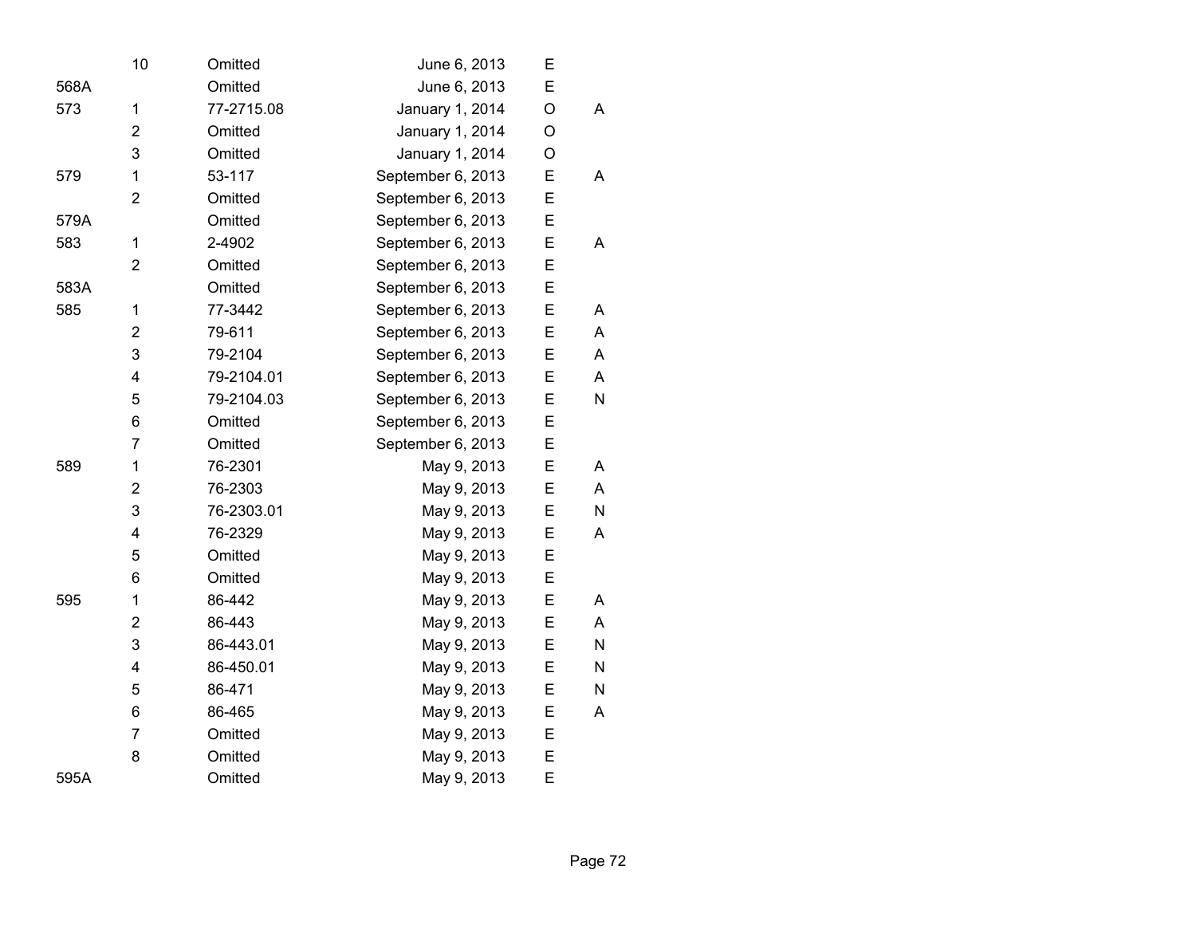| | | | | | |
|---|---|---|---|---|---|
| | 10 | Omitted | June 6, 2013 | E | |
| 568A | | Omitted | June 6, 2013 | E | |
| 573 | 1 | 77-2715.08 | January 1, 2014 | O | A |
| | 2 | Omitted | January 1, 2014 | O | |
| | 3 | Omitted | January 1, 2014 | O | |
| 579 | 1 | 53-117 | September 6, 2013 | E | A |
| | 2 | Omitted | September 6, 2013 | E | |
| 579A | | Omitted | September 6, 2013 | E | |
| 583 | 1 | 2-4902 | September 6, 2013 | E | A |
| | 2 | Omitted | September 6, 2013 | E | |
| 583A | | Omitted | September 6, 2013 | E | |
| 585 | 1 | 77-3442 | September 6, 2013 | E | A |
| | 2 | 79-611 | September 6, 2013 | E | A |
| | 3 | 79-2104 | September 6, 2013 | E | A |
| | 4 | 79-2104.01 | September 6, 2013 | E | A |
| | 5 | 79-2104.03 | September 6, 2013 | E | N |
| | 6 | Omitted | September 6, 2013 | E | |
| | 7 | Omitted | September 6, 2013 | E | |
| 589 | 1 | 76-2301 | May 9, 2013 | E | A |
| | 2 | 76-2303 | May 9, 2013 | E | A |
| | 3 | 76-2303.01 | May 9, 2013 | E | N |
| | 4 | 76-2329 | May 9, 2013 | E | A |
| | 5 | Omitted | May 9, 2013 | E | |
| | 6 | Omitted | May 9, 2013 | E | |
| 595 | 1 | 86-442 | May 9, 2013 | E | A |
| | 2 | 86-443 | May 9, 2013 | E | A |
| | 3 | 86-443.01 | May 9, 2013 | E | N |
| | 4 | 86-450.01 | May 9, 2013 | E | N |
| | 5 | 86-471 | May 9, 2013 | E | N |
| | 6 | 86-465 | May 9, 2013 | E | A |
| | 7 | Omitted | May 9, 2013 | E | |
| | 8 | Omitted | May 9, 2013 | E | |
| 595A | | Omitted | May 9, 2013 | E | |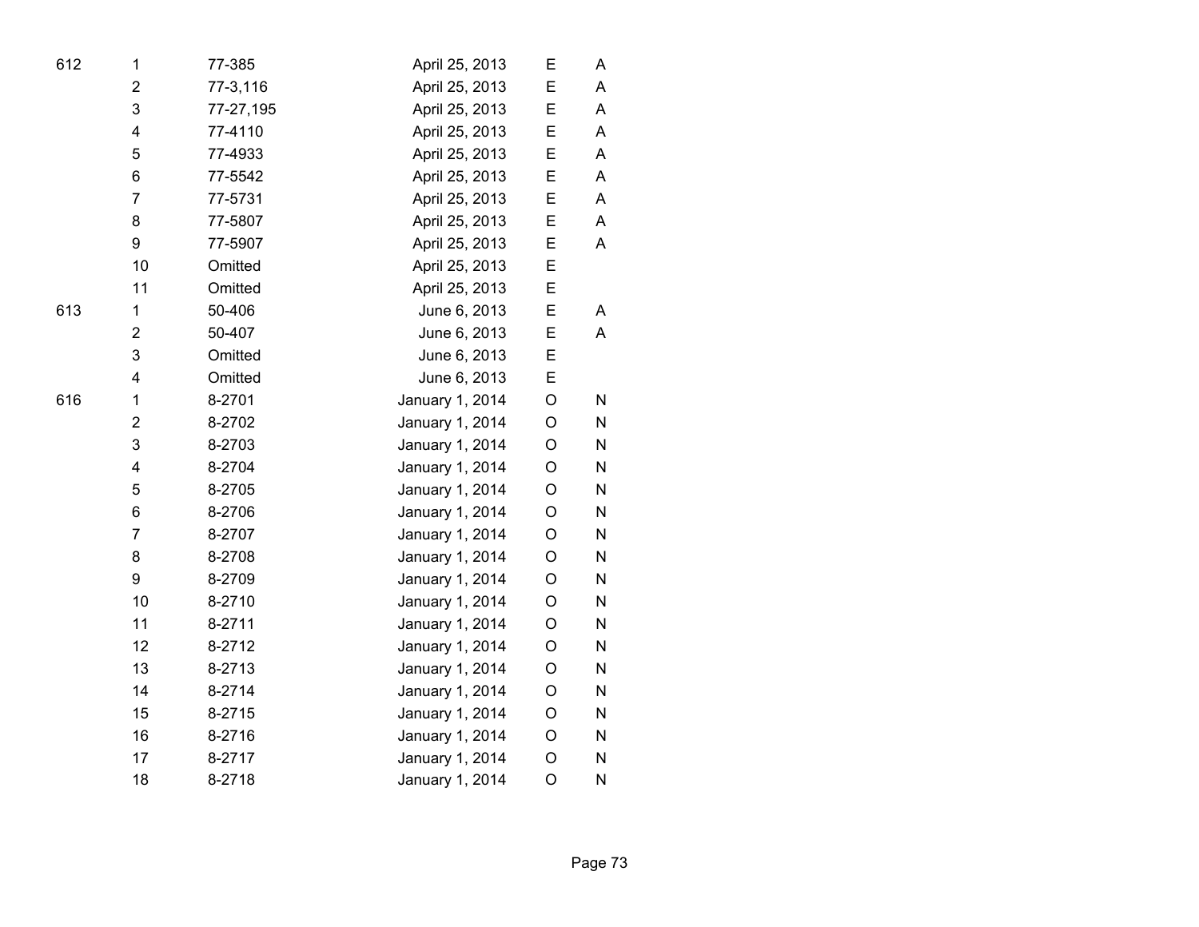| | | | | | |
|---|---|---|---|---|---|
| 612 | 1 | 77-385 | April 25, 2013 | E | A |
| | 2 | 77-3,116 | April 25, 2013 | E | A |
| | 3 | 77-27,195 | April 25, 2013 | E | A |
| | 4 | 77-4110 | April 25, 2013 | E | A |
| | 5 | 77-4933 | April 25, 2013 | E | A |
| | 6 | 77-5542 | April 25, 2013 | E | A |
| | 7 | 77-5731 | April 25, 2013 | E | A |
| | 8 | 77-5807 | April 25, 2013 | E | A |
| | 9 | 77-5907 | April 25, 2013 | E | A |
| | 10 | Omitted | April 25, 2013 | E | |
| | 11 | Omitted | April 25, 2013 | E | |
| 613 | 1 | 50-406 | June 6, 2013 | E | A |
| | 2 | 50-407 | June 6, 2013 | E | A |
| | 3 | Omitted | June 6, 2013 | E | |
| | 4 | Omitted | June 6, 2013 | E | |
| 616 | 1 | 8-2701 | January 1, 2014 | O | N |
| | 2 | 8-2702 | January 1, 2014 | O | N |
| | 3 | 8-2703 | January 1, 2014 | O | N |
| | 4 | 8-2704 | January 1, 2014 | O | N |
| | 5 | 8-2705 | January 1, 2014 | O | N |
| | 6 | 8-2706 | January 1, 2014 | O | N |
| | 7 | 8-2707 | January 1, 2014 | O | N |
| | 8 | 8-2708 | January 1, 2014 | O | N |
| | 9 | 8-2709 | January 1, 2014 | O | N |
| | 10 | 8-2710 | January 1, 2014 | O | N |
| | 11 | 8-2711 | January 1, 2014 | O | N |
| | 12 | 8-2712 | January 1, 2014 | O | N |
| | 13 | 8-2713 | January 1, 2014 | O | N |
| | 14 | 8-2714 | January 1, 2014 | O | N |
| | 15 | 8-2715 | January 1, 2014 | O | N |
| | 16 | 8-2716 | January 1, 2014 | O | N |
| | 17 | 8-2717 | January 1, 2014 | O | N |
| | 18 | 8-2718 | January 1, 2014 | O | N |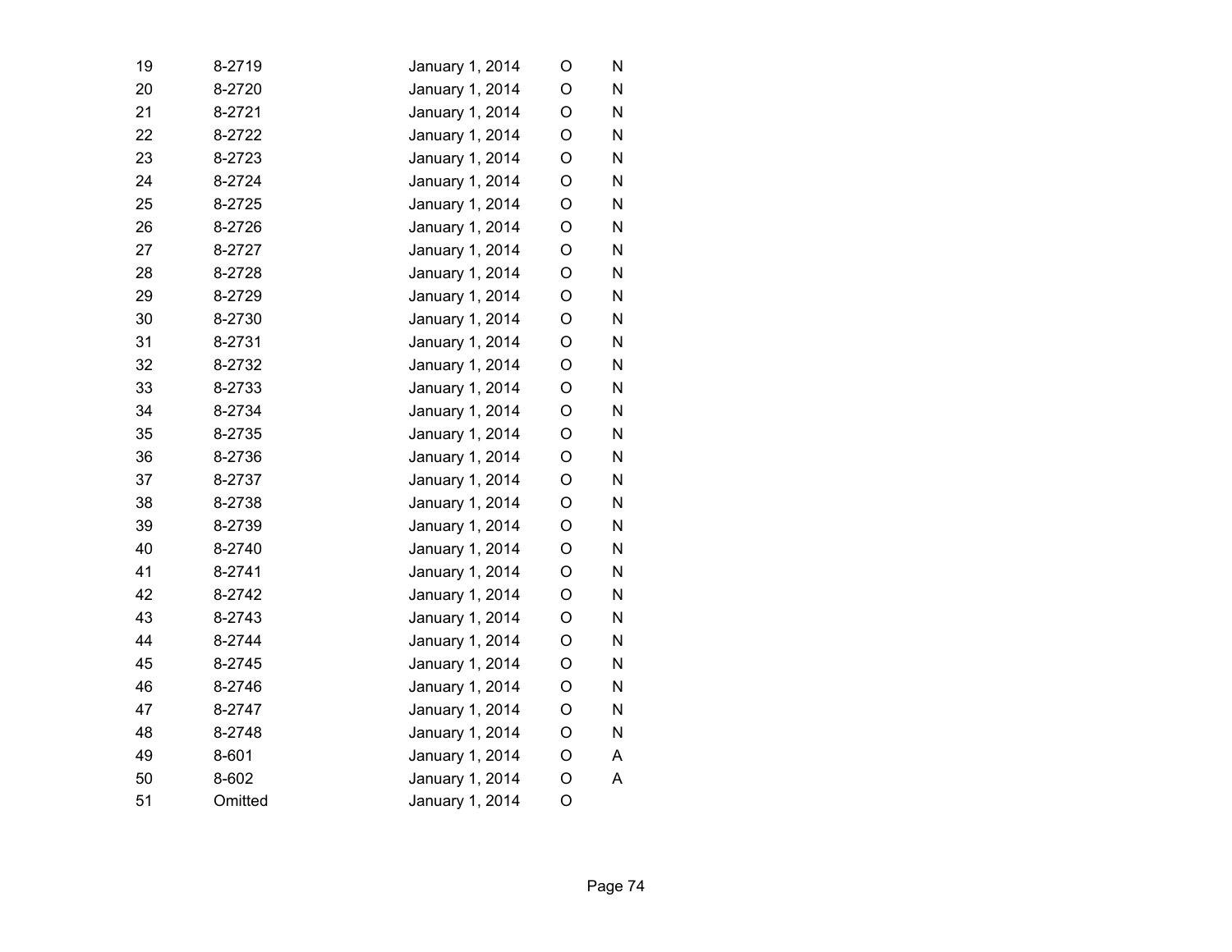| | | | | |
|---|---|---|---|---|
| 19 | 8-2719 | January 1, 2014 | O | N |
| 20 | 8-2720 | January 1, 2014 | O | N |
| 21 | 8-2721 | January 1, 2014 | O | N |
| 22 | 8-2722 | January 1, 2014 | O | N |
| 23 | 8-2723 | January 1, 2014 | O | N |
| 24 | 8-2724 | January 1, 2014 | O | N |
| 25 | 8-2725 | January 1, 2014 | O | N |
| 26 | 8-2726 | January 1, 2014 | O | N |
| 27 | 8-2727 | January 1, 2014 | O | N |
| 28 | 8-2728 | January 1, 2014 | O | N |
| 29 | 8-2729 | January 1, 2014 | O | N |
| 30 | 8-2730 | January 1, 2014 | O | N |
| 31 | 8-2731 | January 1, 2014 | O | N |
| 32 | 8-2732 | January 1, 2014 | O | N |
| 33 | 8-2733 | January 1, 2014 | O | N |
| 34 | 8-2734 | January 1, 2014 | O | N |
| 35 | 8-2735 | January 1, 2014 | O | N |
| 36 | 8-2736 | January 1, 2014 | O | N |
| 37 | 8-2737 | January 1, 2014 | O | N |
| 38 | 8-2738 | January 1, 2014 | O | N |
| 39 | 8-2739 | January 1, 2014 | O | N |
| 40 | 8-2740 | January 1, 2014 | O | N |
| 41 | 8-2741 | January 1, 2014 | O | N |
| 42 | 8-2742 | January 1, 2014 | O | N |
| 43 | 8-2743 | January 1, 2014 | O | N |
| 44 | 8-2744 | January 1, 2014 | O | N |
| 45 | 8-2745 | January 1, 2014 | O | N |
| 46 | 8-2746 | January 1, 2014 | O | N |
| 47 | 8-2747 | January 1, 2014 | O | N |
| 48 | 8-2748 | January 1, 2014 | O | N |
| 49 | 8-601 | January 1, 2014 | O | A |
| 50 | 8-602 | January 1, 2014 | O | A |
| 51 | Omitted | January 1, 2014 | O | |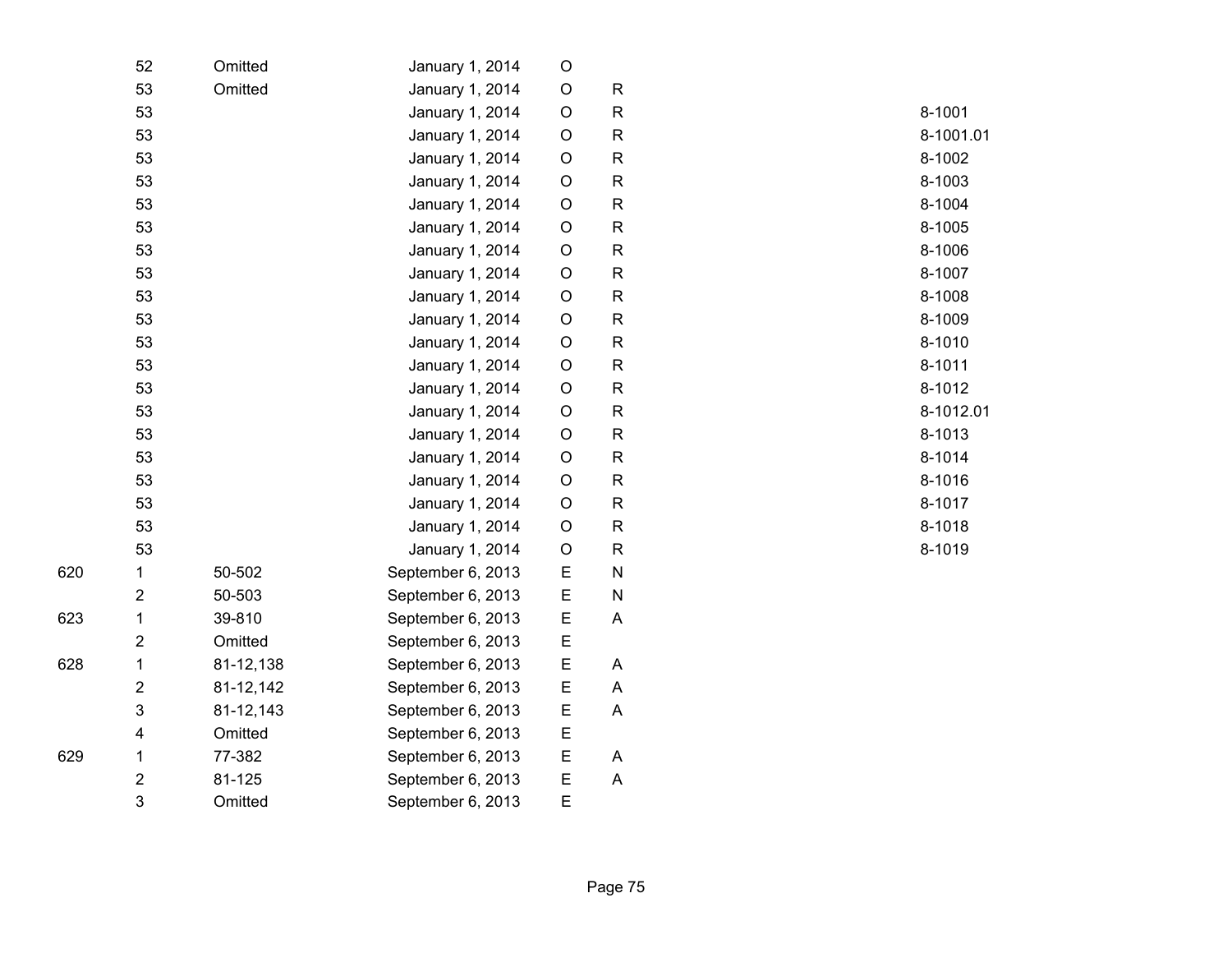| | | | | | | |
|---|---|---|---|---|---|---|
| | 52 | Omitted | January 1, 2014 | O | | |
| | 53 | Omitted | January 1, 2014 | O | R | |
| | 53 | | January 1, 2014 | O | R | 8-1001 |
| | 53 | | January 1, 2014 | O | R | 8-1001.01 |
| | 53 | | January 1, 2014 | O | R | 8-1002 |
| | 53 | | January 1, 2014 | O | R | 8-1003 |
| | 53 | | January 1, 2014 | O | R | 8-1004 |
| | 53 | | January 1, 2014 | O | R | 8-1005 |
| | 53 | | January 1, 2014 | O | R | 8-1006 |
| | 53 | | January 1, 2014 | O | R | 8-1007 |
| | 53 | | January 1, 2014 | O | R | 8-1008 |
| | 53 | | January 1, 2014 | O | R | 8-1009 |
| | 53 | | January 1, 2014 | O | R | 8-1010 |
| | 53 | | January 1, 2014 | O | R | 8-1011 |
| | 53 | | January 1, 2014 | O | R | 8-1012 |
| | 53 | | January 1, 2014 | O | R | 8-1012.01 |
| | 53 | | January 1, 2014 | O | R | 8-1013 |
| | 53 | | January 1, 2014 | O | R | 8-1014 |
| | 53 | | January 1, 2014 | O | R | 8-1016 |
| | 53 | | January 1, 2014 | O | R | 8-1017 |
| | 53 | | January 1, 2014 | O | R | 8-1018 |
| | 53 | | January 1, 2014 | O | R | 8-1019 |
| 620 | 1 | 50-502 | September 6, 2013 | E | N | |
| | 2 | 50-503 | September 6, 2013 | E | N | |
| 623 | 1 | 39-810 | September 6, 2013 | E | A | |
| | 2 | Omitted | September 6, 2013 | E | | |
| 628 | 1 | 81-12,138 | September 6, 2013 | E | A | |
| | 2 | 81-12,142 | September 6, 2013 | E | A | |
| | 3 | 81-12,143 | September 6, 2013 | E | A | |
| | 4 | Omitted | September 6, 2013 | E | | |
| 629 | 1 | 77-382 | September 6, 2013 | E | A | |
| | 2 | 81-125 | September 6, 2013 | E | A | |
| | 3 | Omitted | September 6, 2013 | E | | |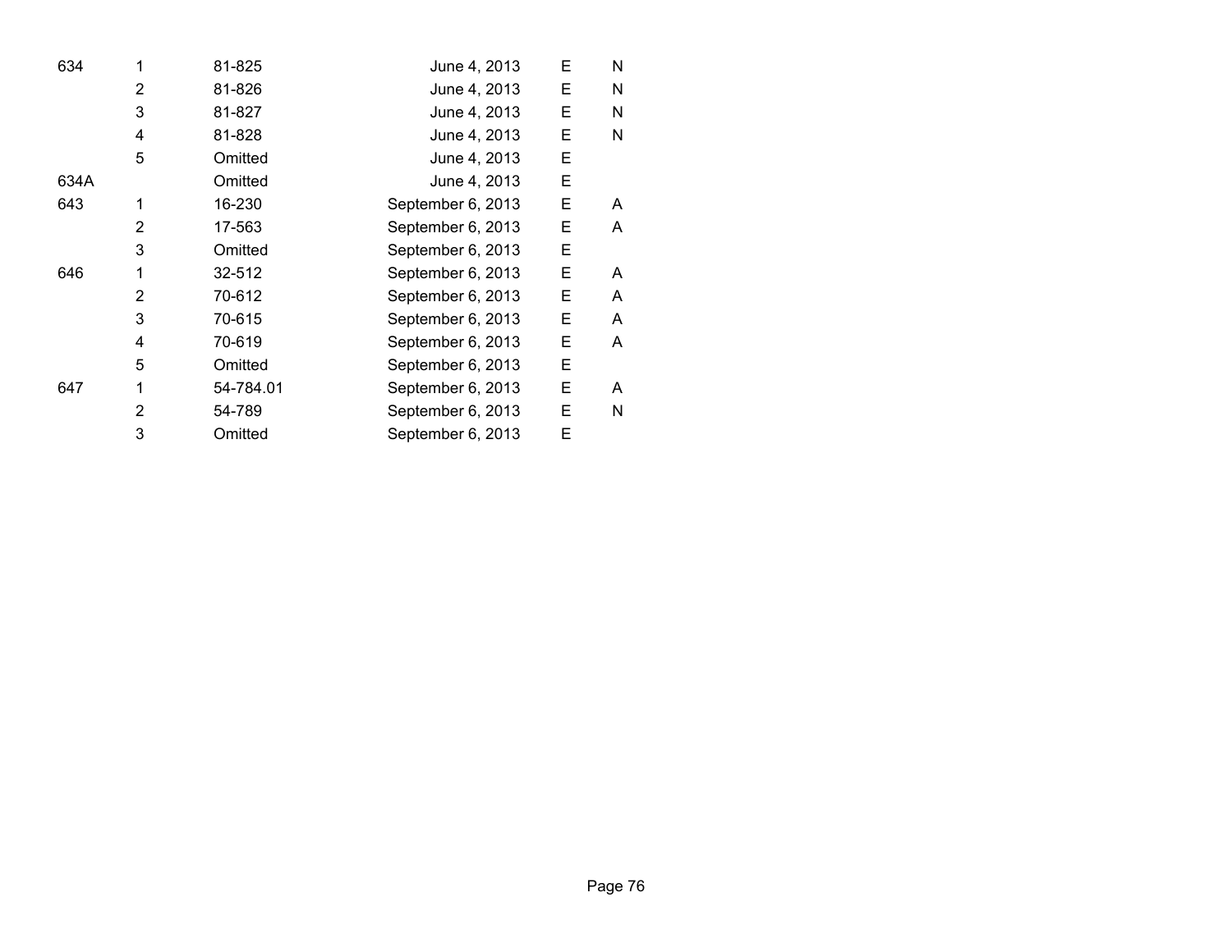| | | | | | |
|---|---|---|---|---|---|
| 634 | 1 | 81-825 | June 4, 2013 | E | N |
| | 2 | 81-826 | June 4, 2013 | E | N |
| | 3 | 81-827 | June 4, 2013 | E | N |
| | 4 | 81-828 | June 4, 2013 | E | N |
| | 5 | Omitted | June 4, 2013 | E | |
| 634A | | Omitted | June 4, 2013 | E | |
| 643 | 1 | 16-230 | September 6, 2013 | E | A |
| | 2 | 17-563 | September 6, 2013 | E | A |
| | 3 | Omitted | September 6, 2013 | E | |
| 646 | 1 | 32-512 | September 6, 2013 | E | A |
| | 2 | 70-612 | September 6, 2013 | E | A |
| | 3 | 70-615 | September 6, 2013 | E | A |
| | 4 | 70-619 | September 6, 2013 | E | A |
| | 5 | Omitted | September 6, 2013 | E | |
| 647 | 1 | 54-784.01 | September 6, 2013 | E | A |
| | 2 | 54-789 | September 6, 2013 | E | N |
| | 3 | Omitted | September 6, 2013 | E | |